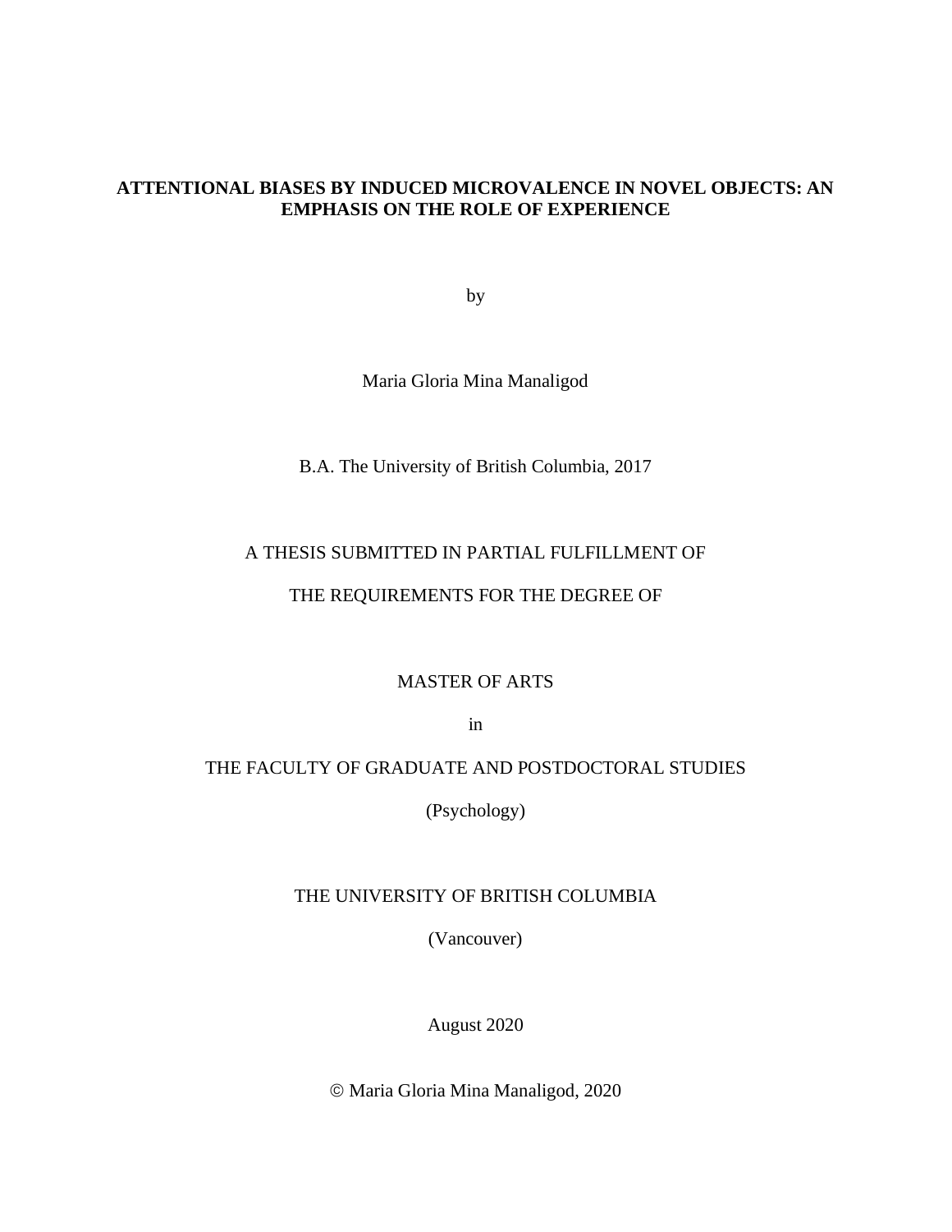# ATTENTIONAL BIASES BY INDUCED MICROVALENCE IN NOVEL OBJECTS: AN EMPHASIS ON THE ROLE OF EXPERIENCE

by

Maria Gloria Mina Manaligod

B.A. The University of British Columbia, 2017

A THESIS SUBMITTED IN PARTIAL FULFILLMENT OF

THE REQUIREMENTS FOR THE DEGREE OF

MASTER OF ARTS

in

THE FACULTY OF GRADUATE AND POSTDOCTORAL STUDIES

(Psychology)

THE UNIVERSITY OF BRITISH COLUMBIA

(Vancouver)

August 2020

© Maria Gloria Mina Manaligod, 2020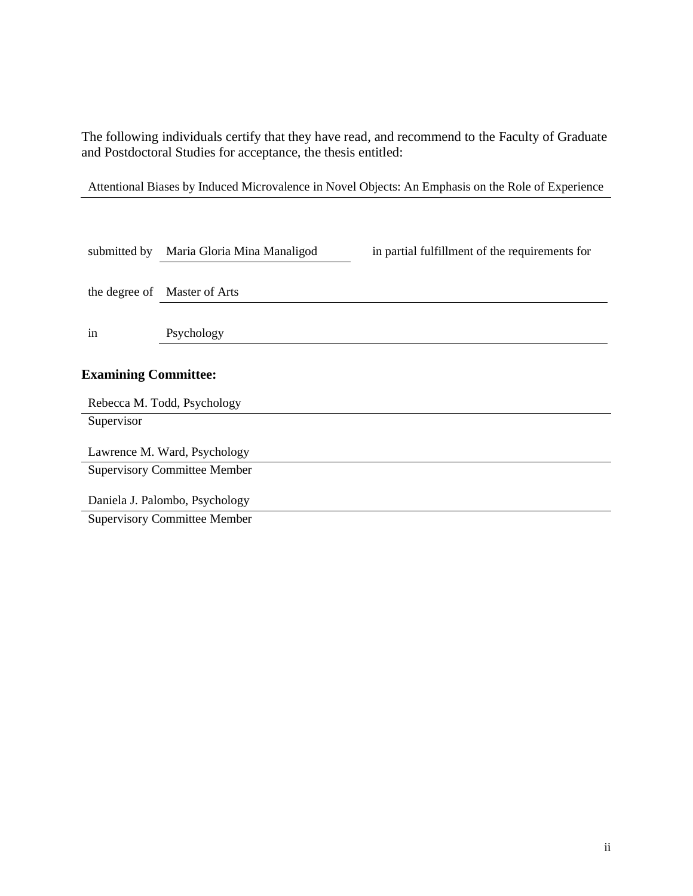The following individuals certify that they have read, and recommend to the Faculty of Graduate and Postdoctoral Studies for acceptance, the thesis entitled:

Attentional Biases by Induced Microvalence in Novel Objects: An Emphasis on the Role of Experience

submitted by Maria Gloria Mina Manaligod in partial fulfillment of the requirements for

the degree of Master of Arts

in Psychology

**Examining Committee:**

Rebecca M. Todd, Psychology
Supervisor

Lawrence M. Ward, Psychology
Supervisory Committee Member

Daniela J. Palombo, Psychology
Supervisory Committee Member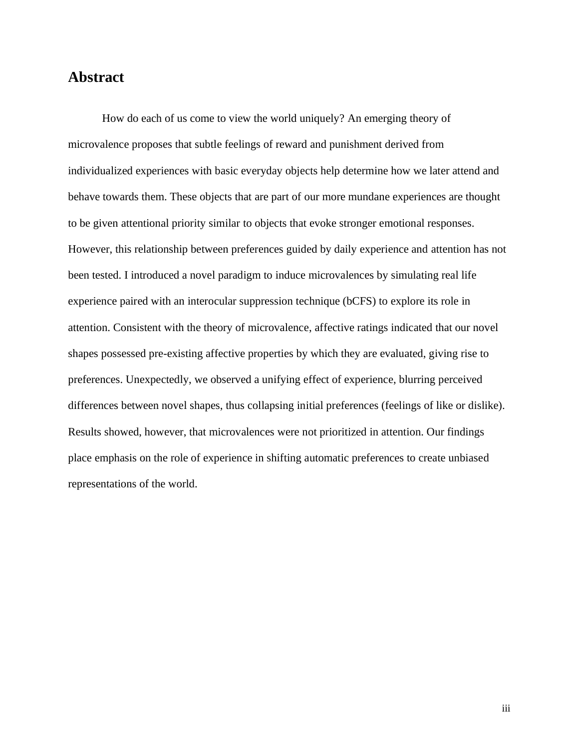## Abstract

How do each of us come to view the world uniquely? An emerging theory of microvalence proposes that subtle feelings of reward and punishment derived from individualized experiences with basic everyday objects help determine how we later attend and behave towards them. These objects that are part of our more mundane experiences are thought to be given attentional priority similar to objects that evoke stronger emotional responses. However, this relationship between preferences guided by daily experience and attention has not been tested. I introduced a novel paradigm to induce microvalences by simulating real life experience paired with an interocular suppression technique (bCFS) to explore its role in attention. Consistent with the theory of microvalence, affective ratings indicated that our novel shapes possessed pre-existing affective properties by which they are evaluated, giving rise to preferences. Unexpectedly, we observed a unifying effect of experience, blurring perceived differences between novel shapes, thus collapsing initial preferences (feelings of like or dislike). Results showed, however, that microvalences were not prioritized in attention. Our findings place emphasis on the role of experience in shifting automatic preferences to create unbiased representations of the world.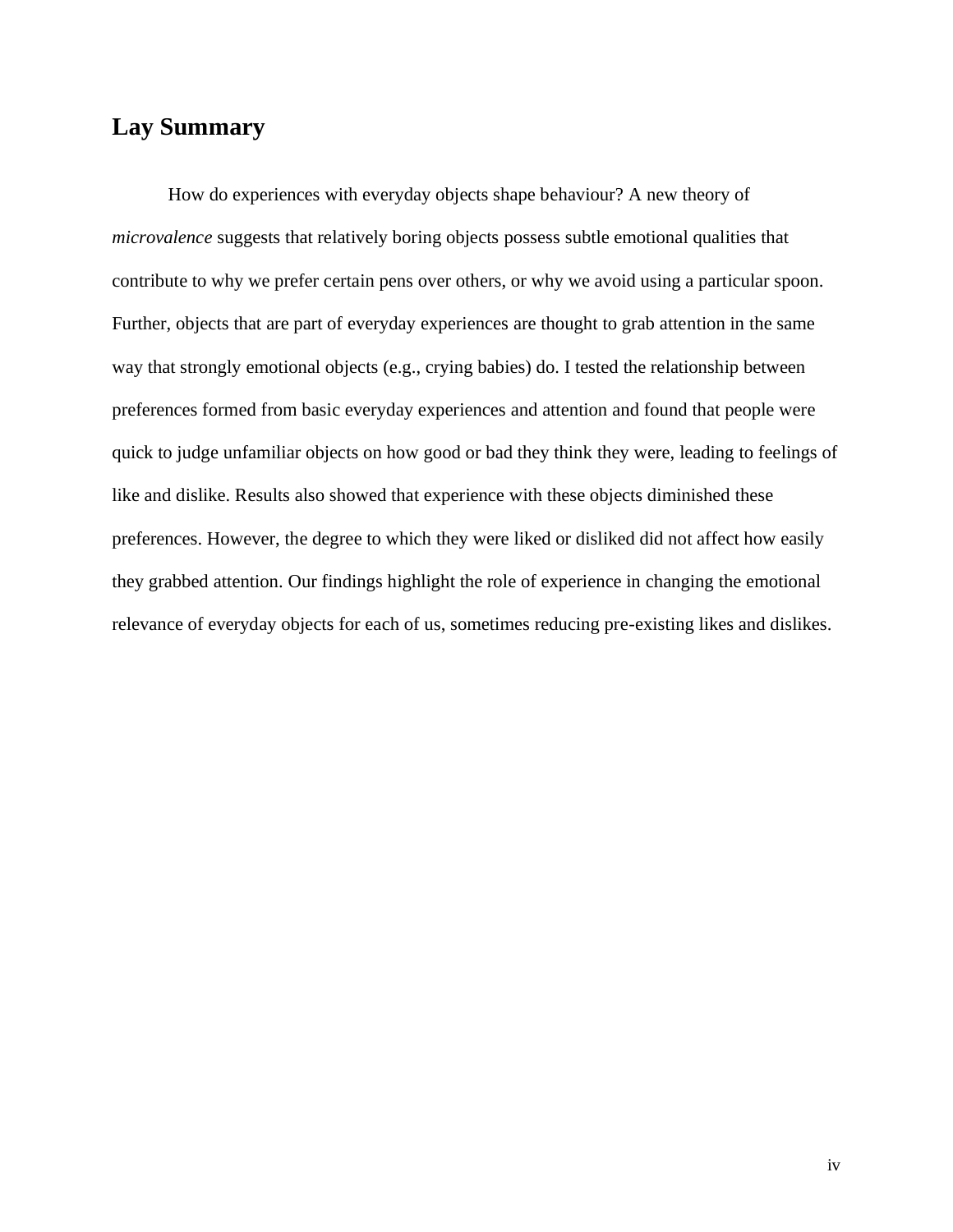## Lay Summary

How do experiences with everyday objects shape behaviour? A new theory of *microvalence* suggests that relatively boring objects possess subtle emotional qualities that contribute to why we prefer certain pens over others, or why we avoid using a particular spoon. Further, objects that are part of everyday experiences are thought to grab attention in the same way that strongly emotional objects (e.g., crying babies) do. I tested the relationship between preferences formed from basic everyday experiences and attention and found that people were quick to judge unfamiliar objects on how good or bad they think they were, leading to feelings of like and dislike. Results also showed that experience with these objects diminished these preferences. However, the degree to which they were liked or disliked did not affect how easily they grabbed attention. Our findings highlight the role of experience in changing the emotional relevance of everyday objects for each of us, sometimes reducing pre-existing likes and dislikes.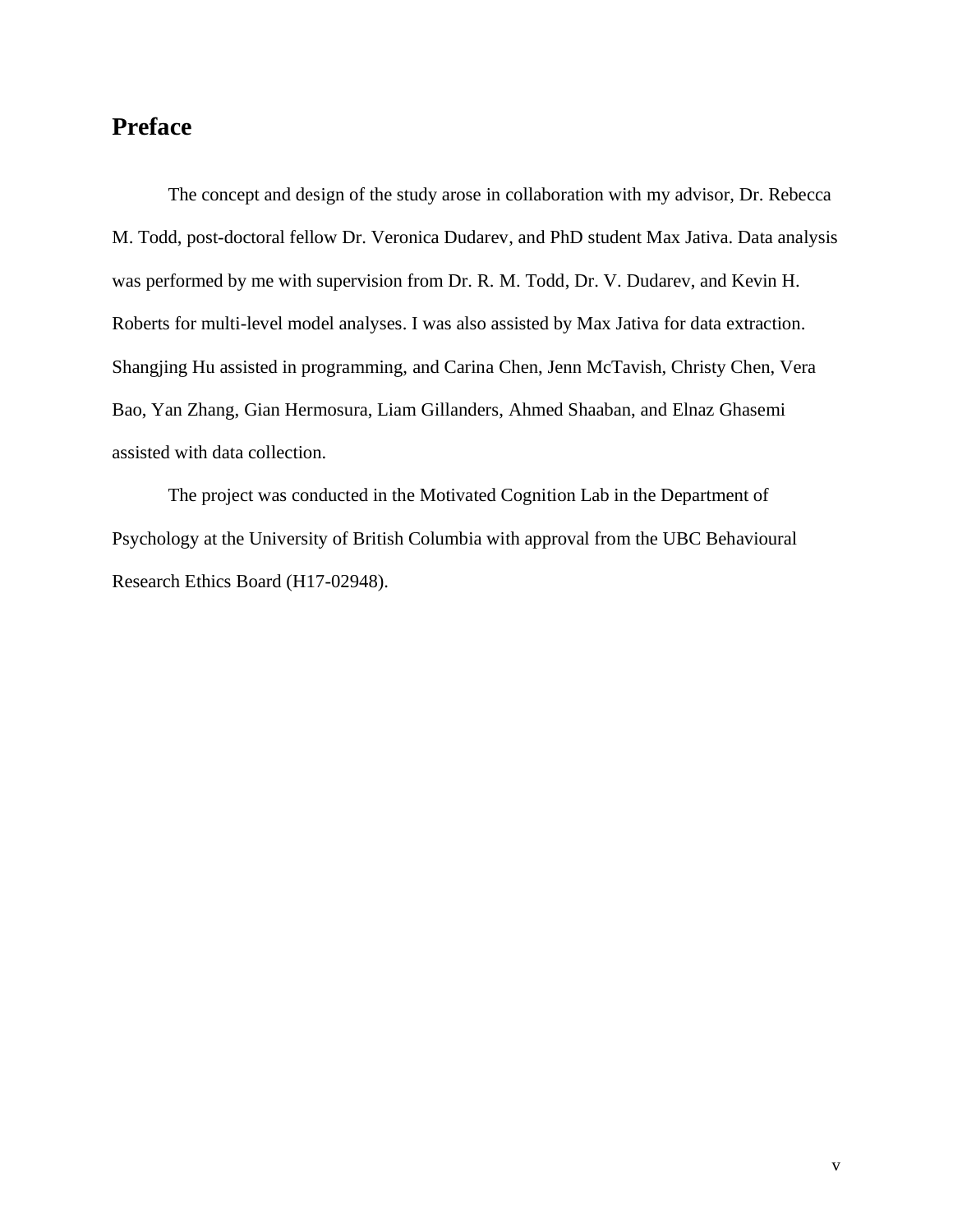## Preface

The concept and design of the study arose in collaboration with my advisor, Dr. Rebecca M. Todd, post-doctoral fellow Dr. Veronica Dudarev, and PhD student Max Jativa. Data analysis was performed by me with supervision from Dr. R. M. Todd, Dr. V. Dudarev, and Kevin H. Roberts for multi-level model analyses. I was also assisted by Max Jativa for data extraction. Shangjing Hu assisted in programming, and Carina Chen, Jenn McTavish, Christy Chen, Vera Bao, Yan Zhang, Gian Hermosura, Liam Gillanders, Ahmed Shaaban, and Elnaz Ghasemi assisted with data collection.

The project was conducted in the Motivated Cognition Lab in the Department of Psychology at the University of British Columbia with approval from the UBC Behavioural Research Ethics Board (H17-02948).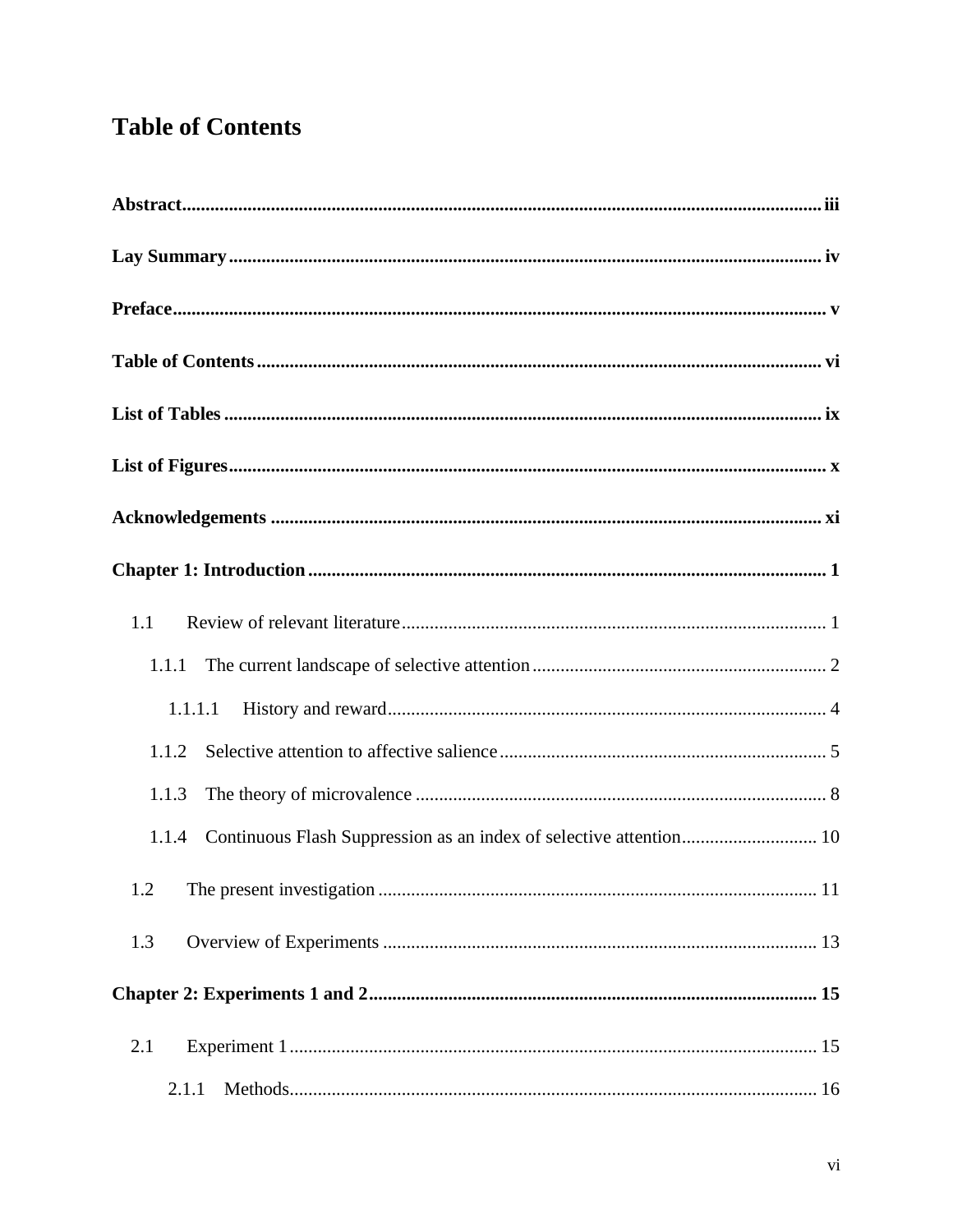# Table of Contents

**Abstract** .......... iii

**Lay Summary** .......... iv

**Preface** .......... v

**Table of Contents** .......... vi

**List of Tables** .......... ix

**List of Figures** .......... x

**Acknowledgements** .......... xi

**Chapter 1: Introduction** .......... 1

- 1.1 Review of relevant literature .......... 1
  - 1.1.1 The current landscape of selective attention .......... 2
    - 1.1.1.1 History and reward .......... 4
  - 1.1.2 Selective attention to affective salience .......... 5
  - 1.1.3 The theory of microvalence .......... 8
  - 1.1.4 Continuous Flash Suppression as an index of selective attention .......... 10
- 1.2 The present investigation .......... 11
- 1.3 Overview of Experiments .......... 13

**Chapter 2: Experiments 1 and 2** .......... 15

- 2.1 Experiment 1 .......... 15
  - 2.1.1 Methods .......... 16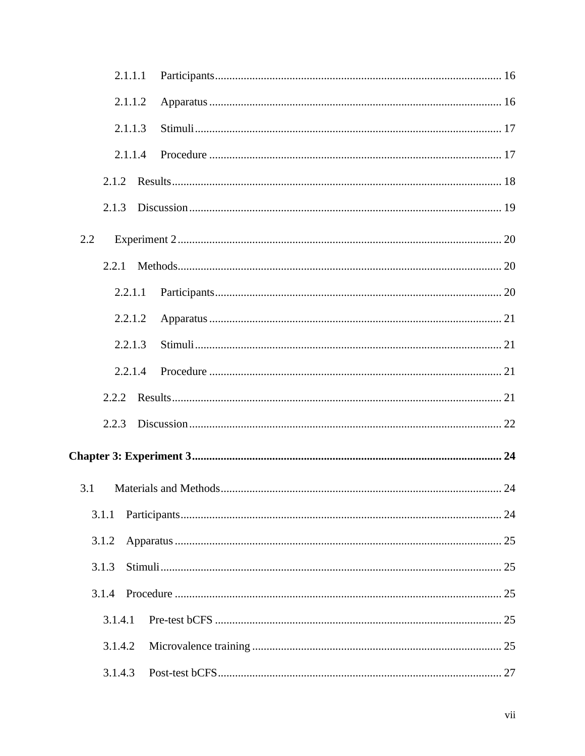2.1.1.1 Participants ... 16

2.1.1.2 Apparatus ... 16

2.1.1.3 Stimuli ... 17

2.1.1.4 Procedure ... 17

2.1.2 Results ... 18

2.1.3 Discussion ... 19

2.2 Experiment 2 ... 20

2.2.1 Methods ... 20

2.2.1.1 Participants ... 20

2.2.1.2 Apparatus ... 21

2.2.1.3 Stimuli ... 21

2.2.1.4 Procedure ... 21

2.2.2 Results ... 21

2.2.3 Discussion ... 22

**Chapter 3: Experiment 3 ... 24**

3.1 Materials and Methods ... 24

3.1.1 Participants ... 24

3.1.2 Apparatus ... 25

3.1.3 Stimuli ... 25

3.1.4 Procedure ... 25

3.1.4.1 Pre-test bCFS ... 25

3.1.4.2 Microvalence training ... 25

3.1.4.3 Post-test bCFS ... 27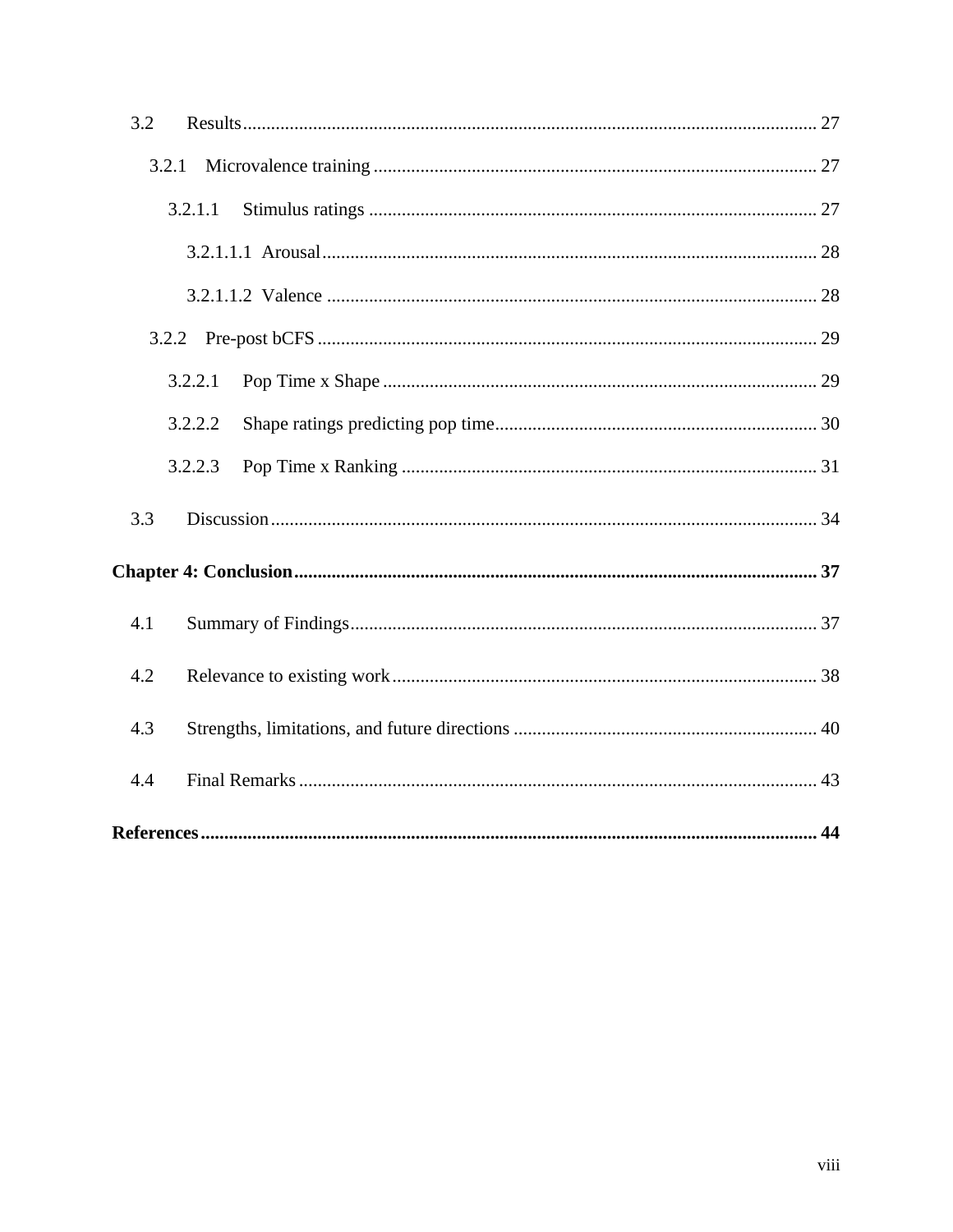3.2 Results ........................................................................................................................ 27

3.2.1 Microvalence training ............................................................................................ 27

3.2.1.1 Stimulus ratings .............................................................................................. 27

3.2.1.1.1 Arousal ......................................................................................................... 28

3.2.1.1.2 Valence ........................................................................................................ 28

3.2.2 Pre-post bCFS ........................................................................................................ 29

3.2.2.1 Pop Time x Shape ........................................................................................... 29

3.2.2.2 Shape ratings predicting pop time ................................................................... 30

3.2.2.3 Pop Time x Ranking ....................................................................................... 31

3.3 Discussion ..................................................................................................................... 34

**Chapter 4: Conclusion ............................................................................................................. 37**

4.1 Summary of Findings ..................................................................................................... 37

4.2 Relevance to existing work ............................................................................................ 38

4.3 Strengths, limitations, and future directions .................................................................. 40

4.4 Final Remarks ................................................................................................................ 43

**References ................................................................................................................................. 44**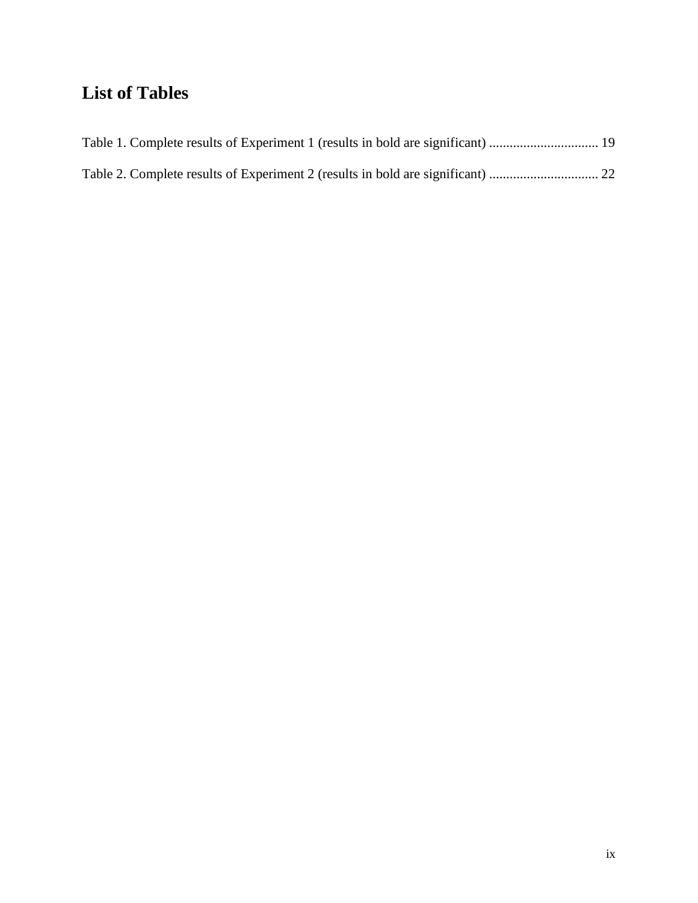# List of Tables

Table 1. Complete results of Experiment 1 (results in bold are significant) ................................ 19

Table 2. Complete results of Experiment 2 (results in bold are significant) ................................ 22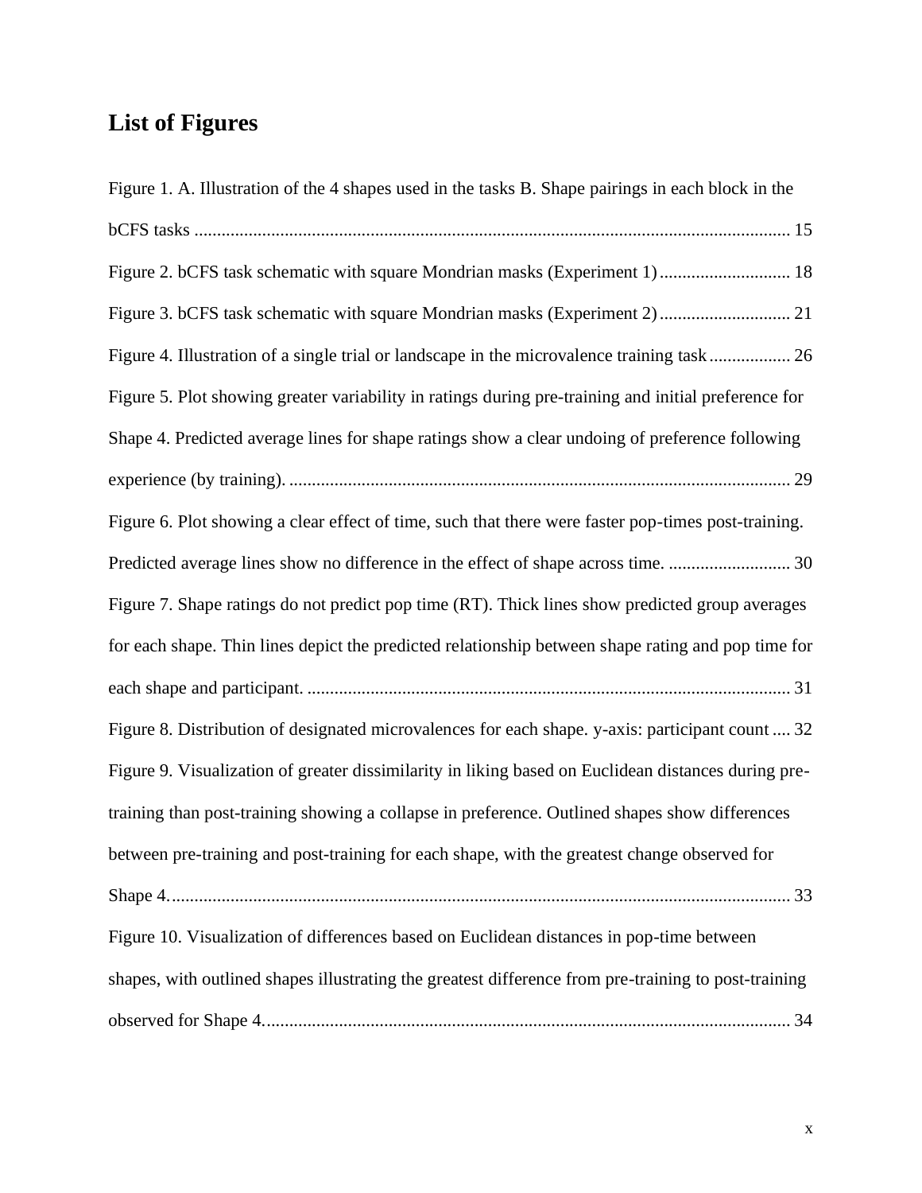# List of Figures

Figure 1. A. Illustration of the 4 shapes used in the tasks B. Shape pairings in each block in the bCFS tasks ........ 15

Figure 2. bCFS task schematic with square Mondrian masks (Experiment 1) ........ 18

Figure 3. bCFS task schematic with square Mondrian masks (Experiment 2) ........ 21

Figure 4. Illustration of a single trial or landscape in the microvalence training task ........ 26

Figure 5. Plot showing greater variability in ratings during pre-training and initial preference for Shape 4. Predicted average lines for shape ratings show a clear undoing of preference following experience (by training). ........ 29

Figure 6. Plot showing a clear effect of time, such that there were faster pop-times post-training. Predicted average lines show no difference in the effect of shape across time. ........ 30

Figure 7. Shape ratings do not predict pop time (RT). Thick lines show predicted group averages for each shape. Thin lines depict the predicted relationship between shape rating and pop time for each shape and participant. ........ 31

Figure 8. Distribution of designated microvalences for each shape. y-axis: participant count ........ 32

Figure 9. Visualization of greater dissimilarity in liking based on Euclidean distances during pre-training than post-training showing a collapse in preference. Outlined shapes show differences between pre-training and post-training for each shape, with the greatest change observed for Shape 4. ........ 33

Figure 10. Visualization of differences based on Euclidean distances in pop-time between shapes, with outlined shapes illustrating the greatest difference from pre-training to post-training observed for Shape 4. ........ 34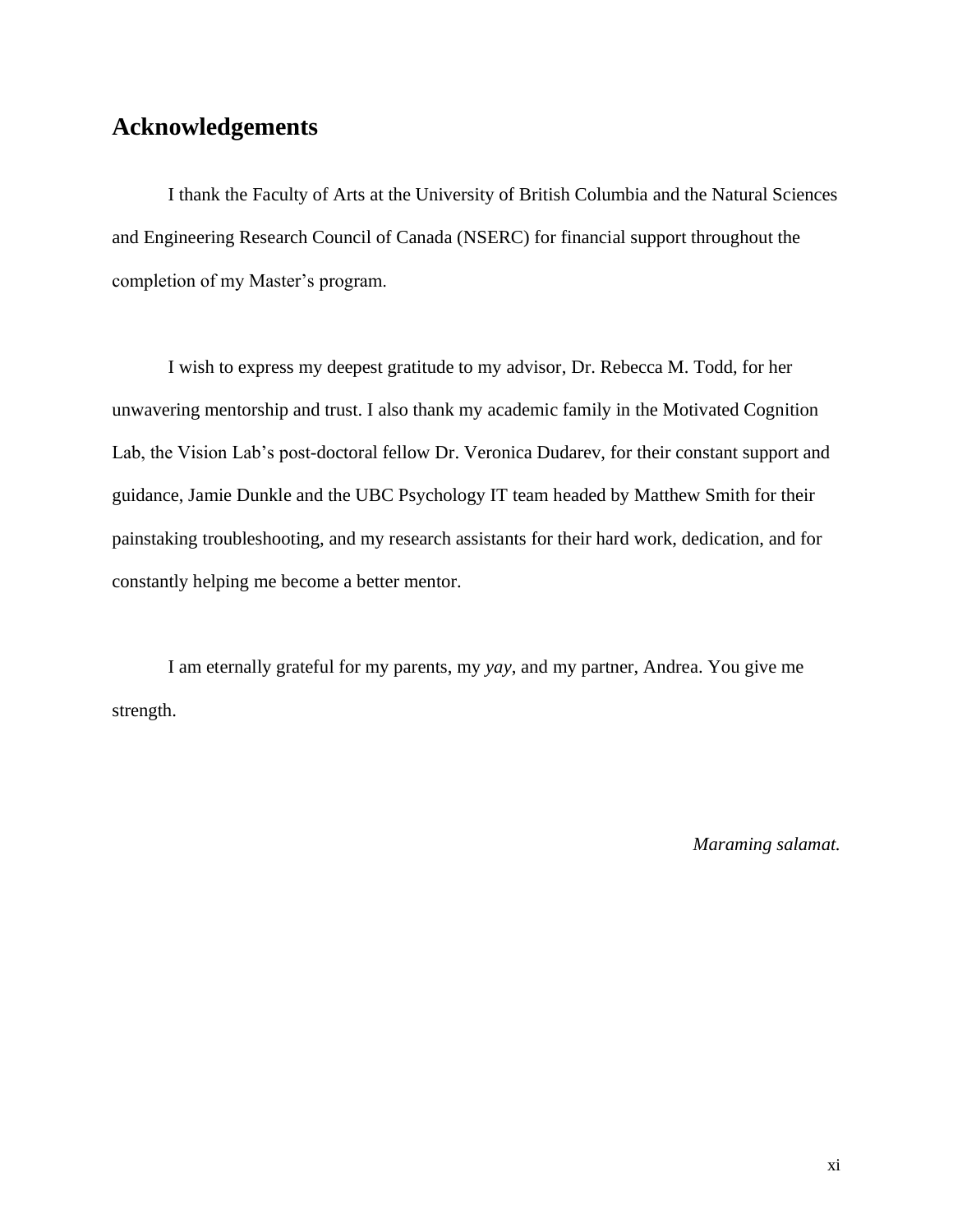# Acknowledgements

I thank the Faculty of Arts at the University of British Columbia and the Natural Sciences and Engineering Research Council of Canada (NSERC) for financial support throughout the completion of my Master's program.

I wish to express my deepest gratitude to my advisor, Dr. Rebecca M. Todd, for her unwavering mentorship and trust. I also thank my academic family in the Motivated Cognition Lab, the Vision Lab's post-doctoral fellow Dr. Veronica Dudarev, for their constant support and guidance, Jamie Dunkle and the UBC Psychology IT team headed by Matthew Smith for their painstaking troubleshooting, and my research assistants for their hard work, dedication, and for constantly helping me become a better mentor.

I am eternally grateful for my parents, my *yay*, and my partner, Andrea. You give me strength.

*Maraming salamat.*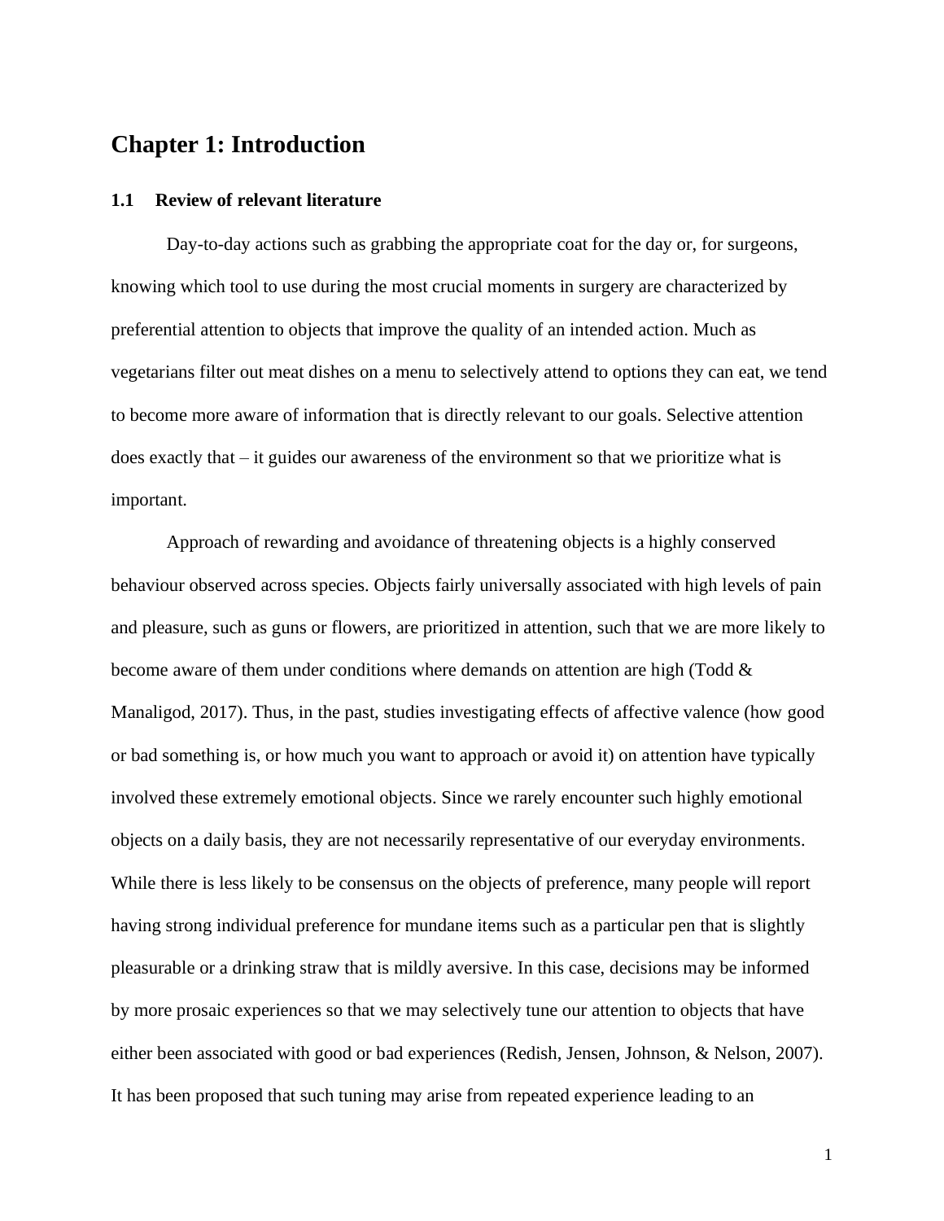# Chapter 1: Introduction

## 1.1 Review of relevant literature

Day-to-day actions such as grabbing the appropriate coat for the day or, for surgeons, knowing which tool to use during the most crucial moments in surgery are characterized by preferential attention to objects that improve the quality of an intended action. Much as vegetarians filter out meat dishes on a menu to selectively attend to options they can eat, we tend to become more aware of information that is directly relevant to our goals. Selective attention does exactly that – it guides our awareness of the environment so that we prioritize what is important.

Approach of rewarding and avoidance of threatening objects is a highly conserved behaviour observed across species. Objects fairly universally associated with high levels of pain and pleasure, such as guns or flowers, are prioritized in attention, such that we are more likely to become aware of them under conditions where demands on attention are high (Todd & Manaligod, 2017). Thus, in the past, studies investigating effects of affective valence (how good or bad something is, or how much you want to approach or avoid it) on attention have typically involved these extremely emotional objects. Since we rarely encounter such highly emotional objects on a daily basis, they are not necessarily representative of our everyday environments. While there is less likely to be consensus on the objects of preference, many people will report having strong individual preference for mundane items such as a particular pen that is slightly pleasurable or a drinking straw that is mildly aversive. In this case, decisions may be informed by more prosaic experiences so that we may selectively tune our attention to objects that have either been associated with good or bad experiences (Redish, Jensen, Johnson, & Nelson, 2007). It has been proposed that such tuning may arise from repeated experience leading to an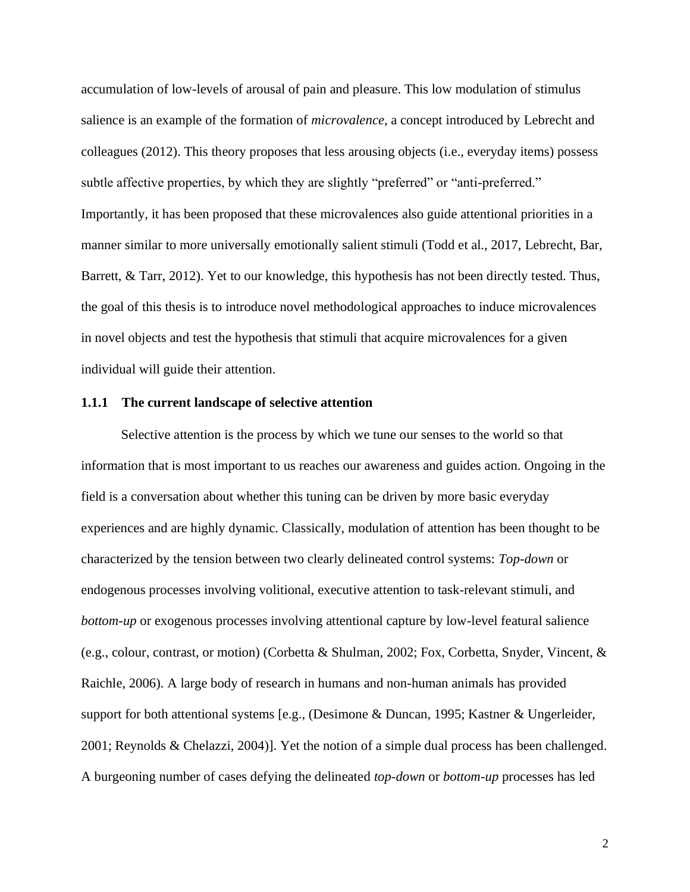accumulation of low-levels of arousal of pain and pleasure. This low modulation of stimulus salience is an example of the formation of *microvalence*, a concept introduced by Lebrecht and colleagues (2012). This theory proposes that less arousing objects (i.e., everyday items) possess subtle affective properties, by which they are slightly "preferred" or "anti-preferred." Importantly, it has been proposed that these microvalences also guide attentional priorities in a manner similar to more universally emotionally salient stimuli (Todd et al., 2017, Lebrecht, Bar, Barrett, & Tarr, 2012). Yet to our knowledge, this hypothesis has not been directly tested. Thus, the goal of this thesis is to introduce novel methodological approaches to induce microvalences in novel objects and test the hypothesis that stimuli that acquire microvalences for a given individual will guide their attention.

### 1.1.1 The current landscape of selective attention

Selective attention is the process by which we tune our senses to the world so that information that is most important to us reaches our awareness and guides action. Ongoing in the field is a conversation about whether this tuning can be driven by more basic everyday experiences and are highly dynamic. Classically, modulation of attention has been thought to be characterized by the tension between two clearly delineated control systems: *Top-down* or endogenous processes involving volitional, executive attention to task-relevant stimuli, and *bottom-up* or exogenous processes involving attentional capture by low-level featural salience (e.g., colour, contrast, or motion) (Corbetta & Shulman, 2002; Fox, Corbetta, Snyder, Vincent, & Raichle, 2006). A large body of research in humans and non-human animals has provided support for both attentional systems [e.g., (Desimone & Duncan, 1995; Kastner & Ungerleider, 2001; Reynolds & Chelazzi, 2004)]. Yet the notion of a simple dual process has been challenged. A burgeoning number of cases defying the delineated *top-down* or *bottom-up* processes has led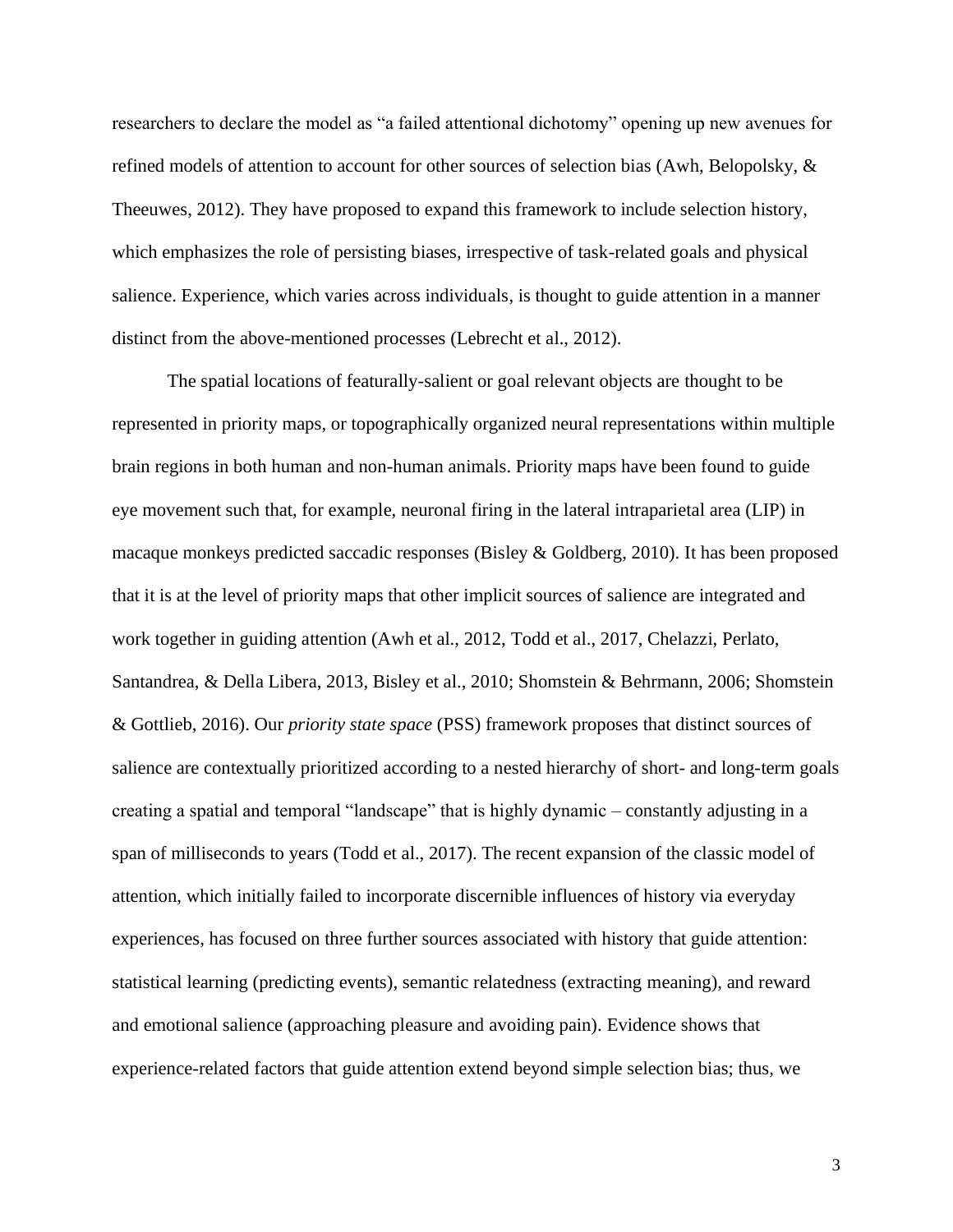researchers to declare the model as "a failed attentional dichotomy" opening up new avenues for refined models of attention to account for other sources of selection bias (Awh, Belopolsky, & Theeuwes, 2012). They have proposed to expand this framework to include selection history, which emphasizes the role of persisting biases, irrespective of task-related goals and physical salience. Experience, which varies across individuals, is thought to guide attention in a manner distinct from the above-mentioned processes (Lebrecht et al., 2012).

The spatial locations of featurally-salient or goal relevant objects are thought to be represented in priority maps, or topographically organized neural representations within multiple brain regions in both human and non-human animals. Priority maps have been found to guide eye movement such that, for example, neuronal firing in the lateral intraparietal area (LIP) in macaque monkeys predicted saccadic responses (Bisley & Goldberg, 2010). It has been proposed that it is at the level of priority maps that other implicit sources of salience are integrated and work together in guiding attention (Awh et al., 2012, Todd et al., 2017, Chelazzi, Perlato, Santandrea, & Della Libera, 2013, Bisley et al., 2010; Shomstein & Behrmann, 2006; Shomstein & Gottlieb, 2016). Our *priority state space* (PSS) framework proposes that distinct sources of salience are contextually prioritized according to a nested hierarchy of short- and long-term goals creating a spatial and temporal "landscape" that is highly dynamic – constantly adjusting in a span of milliseconds to years (Todd et al., 2017). The recent expansion of the classic model of attention, which initially failed to incorporate discernible influences of history via everyday experiences, has focused on three further sources associated with history that guide attention: statistical learning (predicting events), semantic relatedness (extracting meaning), and reward and emotional salience (approaching pleasure and avoiding pain). Evidence shows that experience-related factors that guide attention extend beyond simple selection bias; thus, we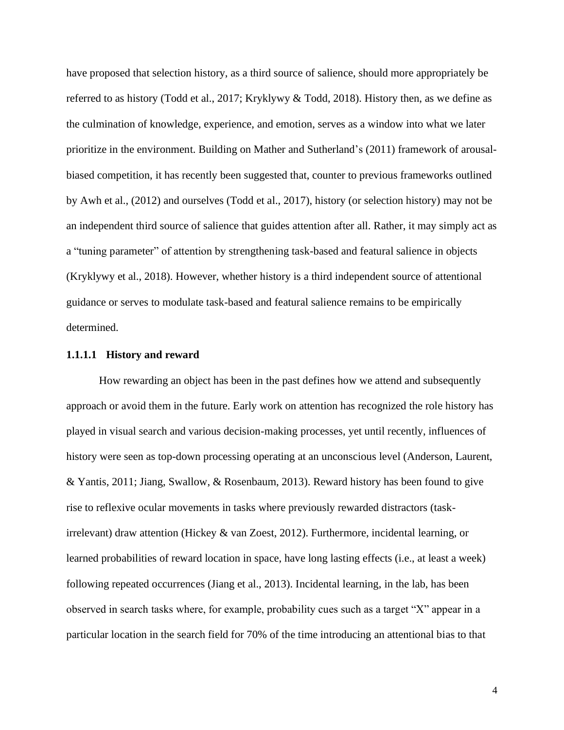have proposed that selection history, as a third source of salience, should more appropriately be referred to as history (Todd et al., 2017; Kryklywy & Todd, 2018). History then, as we define as the culmination of knowledge, experience, and emotion, serves as a window into what we later prioritize in the environment. Building on Mather and Sutherland's (2011) framework of arousal-biased competition, it has recently been suggested that, counter to previous frameworks outlined by Awh et al., (2012) and ourselves (Todd et al., 2017), history (or selection history) may not be an independent third source of salience that guides attention after all. Rather, it may simply act as a "tuning parameter" of attention by strengthening task-based and featural salience in objects (Kryklywy et al., 2018). However, whether history is a third independent source of attentional guidance or serves to modulate task-based and featural salience remains to be empirically determined.

#### 1.1.1.1 History and reward

How rewarding an object has been in the past defines how we attend and subsequently approach or avoid them in the future. Early work on attention has recognized the role history has played in visual search and various decision-making processes, yet until recently, influences of history were seen as top-down processing operating at an unconscious level (Anderson, Laurent, & Yantis, 2011; Jiang, Swallow, & Rosenbaum, 2013). Reward history has been found to give rise to reflexive ocular movements in tasks where previously rewarded distractors (task-irrelevant) draw attention (Hickey & van Zoest, 2012). Furthermore, incidental learning, or learned probabilities of reward location in space, have long lasting effects (i.e., at least a week) following repeated occurrences (Jiang et al., 2013). Incidental learning, in the lab, has been observed in search tasks where, for example, probability cues such as a target "X" appear in a particular location in the search field for 70% of the time introducing an attentional bias to that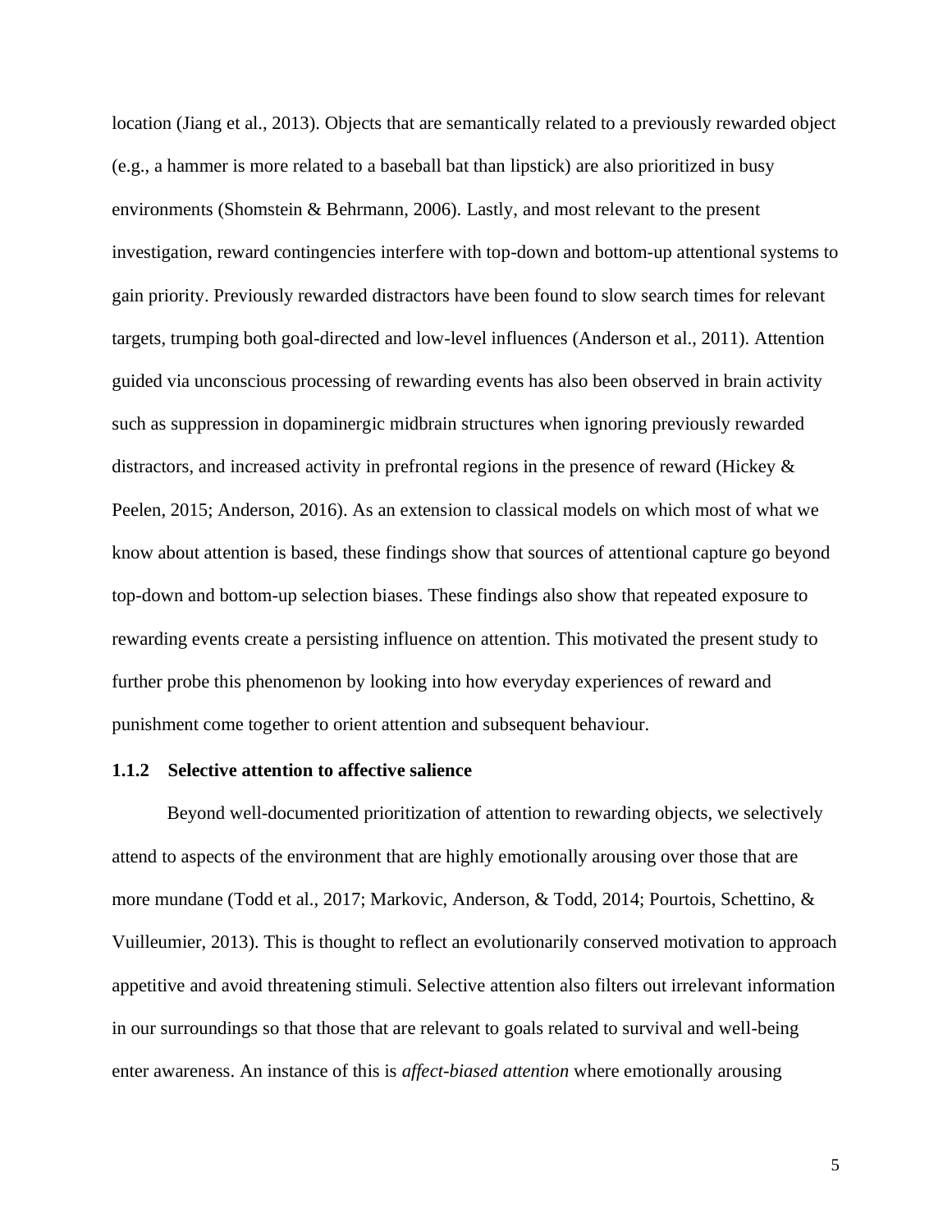location (Jiang et al., 2013). Objects that are semantically related to a previously rewarded object (e.g., a hammer is more related to a baseball bat than lipstick) are also prioritized in busy environments (Shomstein & Behrmann, 2006). Lastly, and most relevant to the present investigation, reward contingencies interfere with top-down and bottom-up attentional systems to gain priority. Previously rewarded distractors have been found to slow search times for relevant targets, trumping both goal-directed and low-level influences (Anderson et al., 2011). Attention guided via unconscious processing of rewarding events has also been observed in brain activity such as suppression in dopaminergic midbrain structures when ignoring previously rewarded distractors, and increased activity in prefrontal regions in the presence of reward (Hickey & Peelen, 2015; Anderson, 2016). As an extension to classical models on which most of what we know about attention is based, these findings show that sources of attentional capture go beyond top-down and bottom-up selection biases. These findings also show that repeated exposure to rewarding events create a persisting influence on attention. This motivated the present study to further probe this phenomenon by looking into how everyday experiences of reward and punishment come together to orient attention and subsequent behaviour.

### 1.1.2 Selective attention to affective salience

Beyond well-documented prioritization of attention to rewarding objects, we selectively attend to aspects of the environment that are highly emotionally arousing over those that are more mundane (Todd et al., 2017; Markovic, Anderson, & Todd, 2014; Pourtois, Schettino, & Vuilleumier, 2013). This is thought to reflect an evolutionarily conserved motivation to approach appetitive and avoid threatening stimuli. Selective attention also filters out irrelevant information in our surroundings so that those that are relevant to goals related to survival and well-being enter awareness. An instance of this is *affect-biased attention* where emotionally arousing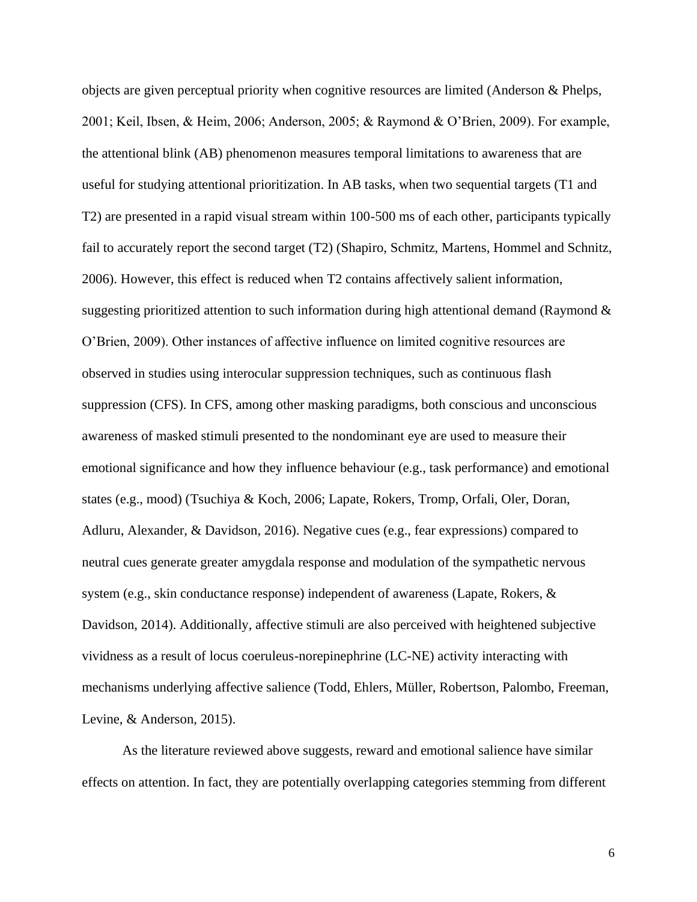objects are given perceptual priority when cognitive resources are limited (Anderson & Phelps, 2001; Keil, Ibsen, & Heim, 2006; Anderson, 2005; & Raymond & O'Brien, 2009). For example, the attentional blink (AB) phenomenon measures temporal limitations to awareness that are useful for studying attentional prioritization. In AB tasks, when two sequential targets (T1 and T2) are presented in a rapid visual stream within 100-500 ms of each other, participants typically fail to accurately report the second target (T2) (Shapiro, Schmitz, Martens, Hommel and Schnitz, 2006). However, this effect is reduced when T2 contains affectively salient information, suggesting prioritized attention to such information during high attentional demand (Raymond & O'Brien, 2009). Other instances of affective influence on limited cognitive resources are observed in studies using interocular suppression techniques, such as continuous flash suppression (CFS). In CFS, among other masking paradigms, both conscious and unconscious awareness of masked stimuli presented to the nondominant eye are used to measure their emotional significance and how they influence behaviour (e.g., task performance) and emotional states (e.g., mood) (Tsuchiya & Koch, 2006; Lapate, Rokers, Tromp, Orfali, Oler, Doran, Adluru, Alexander, & Davidson, 2016). Negative cues (e.g., fear expressions) compared to neutral cues generate greater amygdala response and modulation of the sympathetic nervous system (e.g., skin conductance response) independent of awareness (Lapate, Rokers, & Davidson, 2014). Additionally, affective stimuli are also perceived with heightened subjective vividness as a result of locus coeruleus-norepinephrine (LC-NE) activity interacting with mechanisms underlying affective salience (Todd, Ehlers, Müller, Robertson, Palombo, Freeman, Levine, & Anderson, 2015).

As the literature reviewed above suggests, reward and emotional salience have similar effects on attention. In fact, they are potentially overlapping categories stemming from different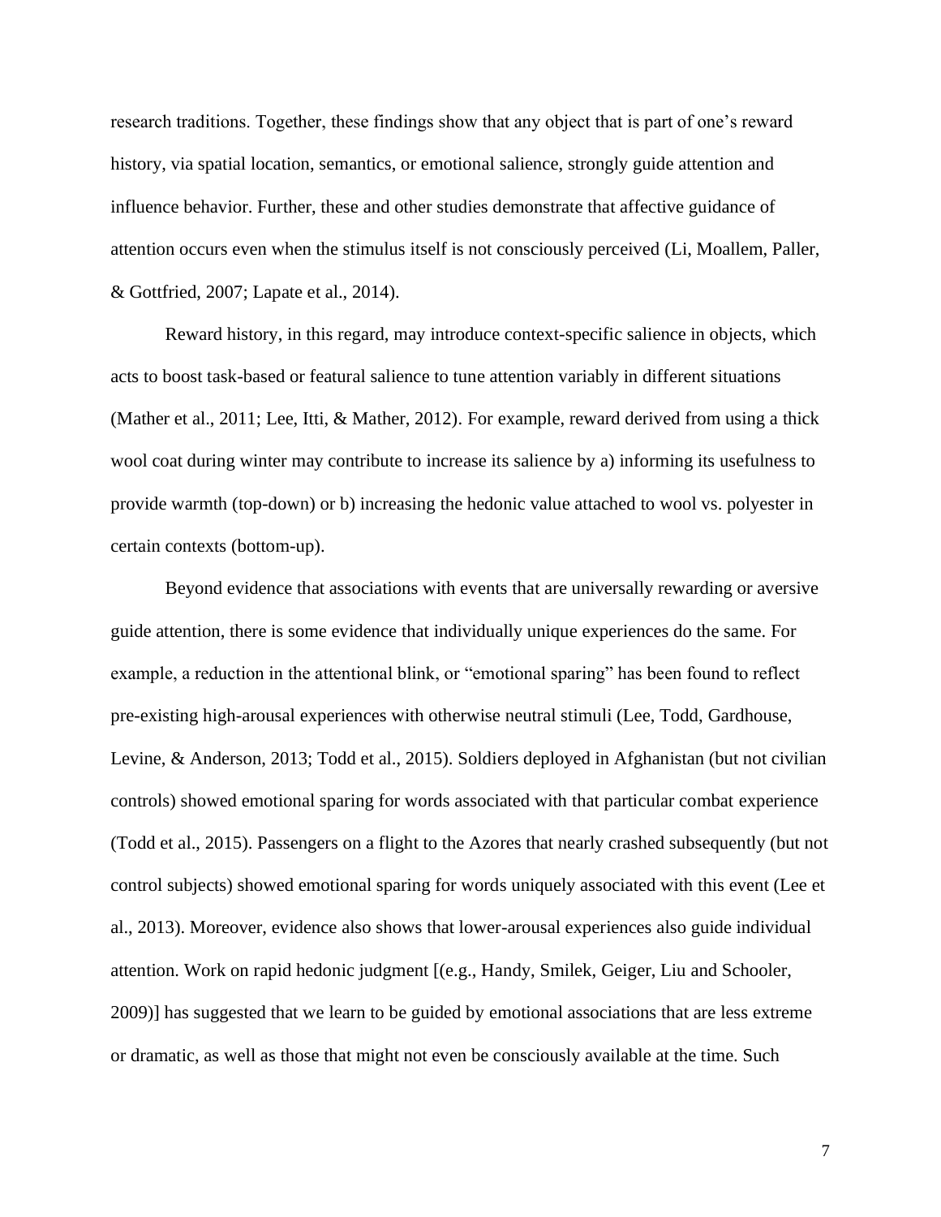research traditions. Together, these findings show that any object that is part of one's reward history, via spatial location, semantics, or emotional salience, strongly guide attention and influence behavior. Further, these and other studies demonstrate that affective guidance of attention occurs even when the stimulus itself is not consciously perceived (Li, Moallem, Paller, & Gottfried, 2007; Lapate et al., 2014).

Reward history, in this regard, may introduce context-specific salience in objects, which acts to boost task-based or featural salience to tune attention variably in different situations (Mather et al., 2011; Lee, Itti, & Mather, 2012). For example, reward derived from using a thick wool coat during winter may contribute to increase its salience by a) informing its usefulness to provide warmth (top-down) or b) increasing the hedonic value attached to wool vs. polyester in certain contexts (bottom-up).

Beyond evidence that associations with events that are universally rewarding or aversive guide attention, there is some evidence that individually unique experiences do the same. For example, a reduction in the attentional blink, or "emotional sparing" has been found to reflect pre-existing high-arousal experiences with otherwise neutral stimuli (Lee, Todd, Gardhouse, Levine, & Anderson, 2013; Todd et al., 2015). Soldiers deployed in Afghanistan (but not civilian controls) showed emotional sparing for words associated with that particular combat experience (Todd et al., 2015). Passengers on a flight to the Azores that nearly crashed subsequently (but not control subjects) showed emotional sparing for words uniquely associated with this event (Lee et al., 2013). Moreover, evidence also shows that lower-arousal experiences also guide individual attention. Work on rapid hedonic judgment [(e.g., Handy, Smilek, Geiger, Liu and Schooler, 2009)] has suggested that we learn to be guided by emotional associations that are less extreme or dramatic, as well as those that might not even be consciously available at the time. Such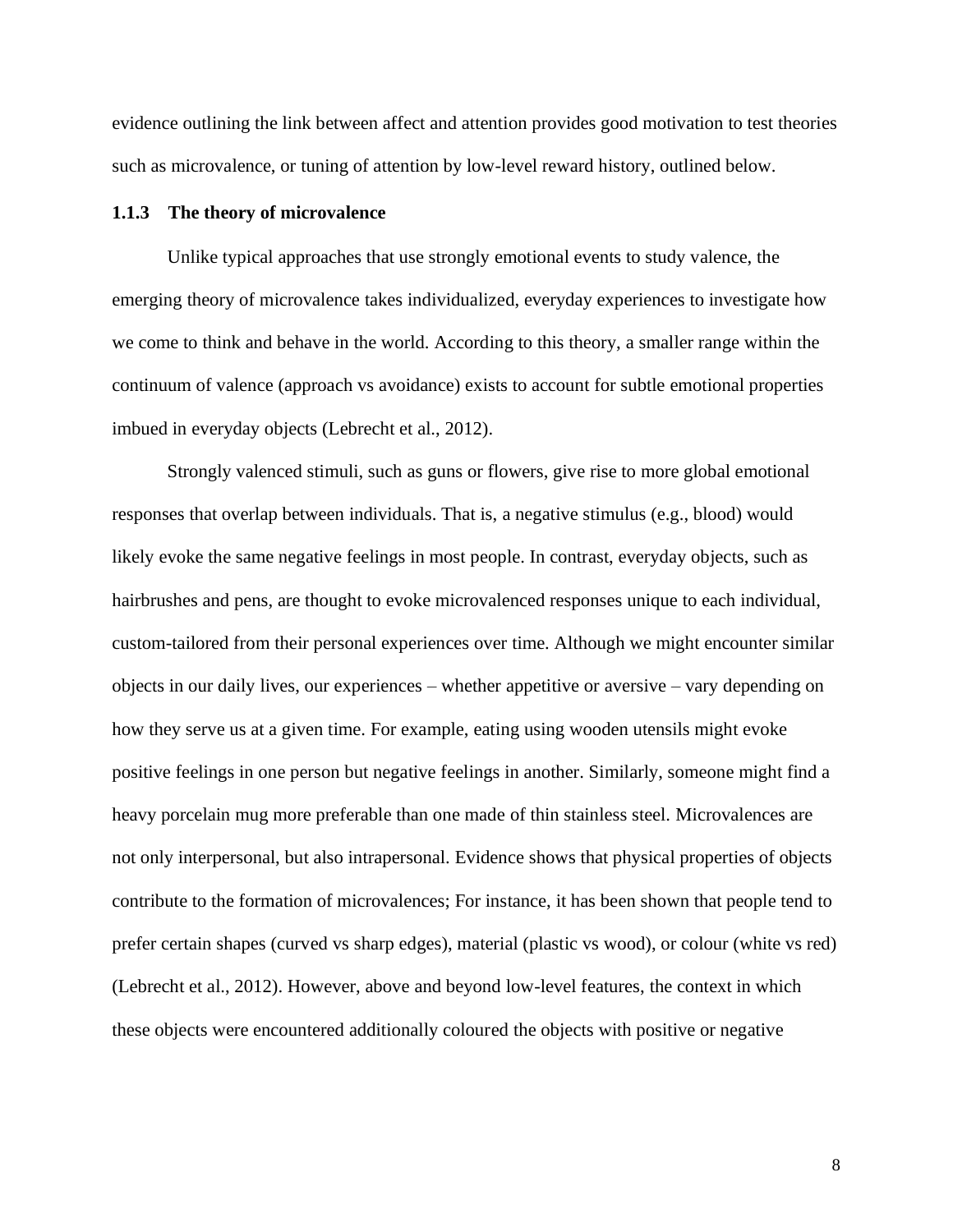evidence outlining the link between affect and attention provides good motivation to test theories such as microvalence, or tuning of attention by low-level reward history, outlined below.

### 1.1.3 The theory of microvalence

Unlike typical approaches that use strongly emotional events to study valence, the emerging theory of microvalence takes individualized, everyday experiences to investigate how we come to think and behave in the world. According to this theory, a smaller range within the continuum of valence (approach vs avoidance) exists to account for subtle emotional properties imbued in everyday objects (Lebrecht et al., 2012).

Strongly valenced stimuli, such as guns or flowers, give rise to more global emotional responses that overlap between individuals. That is, a negative stimulus (e.g., blood) would likely evoke the same negative feelings in most people. In contrast, everyday objects, such as hairbrushes and pens, are thought to evoke microvalenced responses unique to each individual, custom-tailored from their personal experiences over time. Although we might encounter similar objects in our daily lives, our experiences – whether appetitive or aversive – vary depending on how they serve us at a given time. For example, eating using wooden utensils might evoke positive feelings in one person but negative feelings in another. Similarly, someone might find a heavy porcelain mug more preferable than one made of thin stainless steel. Microvalences are not only interpersonal, but also intrapersonal. Evidence shows that physical properties of objects contribute to the formation of microvalences; For instance, it has been shown that people tend to prefer certain shapes (curved vs sharp edges), material (plastic vs wood), or colour (white vs red) (Lebrecht et al., 2012). However, above and beyond low-level features, the context in which these objects were encountered additionally coloured the objects with positive or negative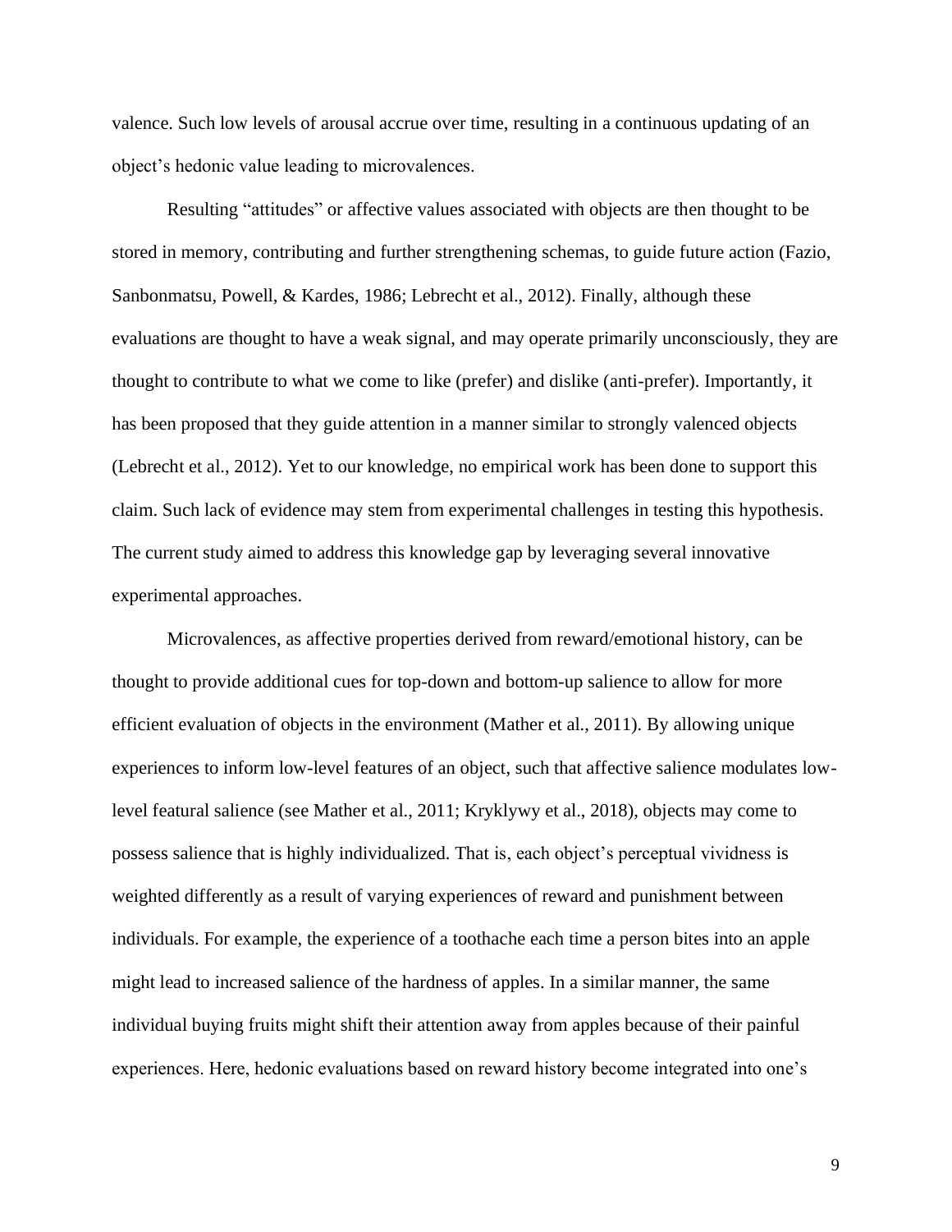valence. Such low levels of arousal accrue over time, resulting in a continuous updating of an object's hedonic value leading to microvalences.

Resulting "attitudes" or affective values associated with objects are then thought to be stored in memory, contributing and further strengthening schemas, to guide future action (Fazio, Sanbonmatsu, Powell, & Kardes, 1986; Lebrecht et al., 2012). Finally, although these evaluations are thought to have a weak signal, and may operate primarily unconsciously, they are thought to contribute to what we come to like (prefer) and dislike (anti-prefer). Importantly, it has been proposed that they guide attention in a manner similar to strongly valenced objects (Lebrecht et al., 2012). Yet to our knowledge, no empirical work has been done to support this claim. Such lack of evidence may stem from experimental challenges in testing this hypothesis. The current study aimed to address this knowledge gap by leveraging several innovative experimental approaches.

Microvalences, as affective properties derived from reward/emotional history, can be thought to provide additional cues for top-down and bottom-up salience to allow for more efficient evaluation of objects in the environment (Mather et al., 2011). By allowing unique experiences to inform low-level features of an object, such that affective salience modulates low-level featural salience (see Mather et al., 2011; Kryklywy et al., 2018), objects may come to possess salience that is highly individualized. That is, each object's perceptual vividness is weighted differently as a result of varying experiences of reward and punishment between individuals. For example, the experience of a toothache each time a person bites into an apple might lead to increased salience of the hardness of apples. In a similar manner, the same individual buying fruits might shift their attention away from apples because of their painful experiences. Here, hedonic evaluations based on reward history become integrated into one's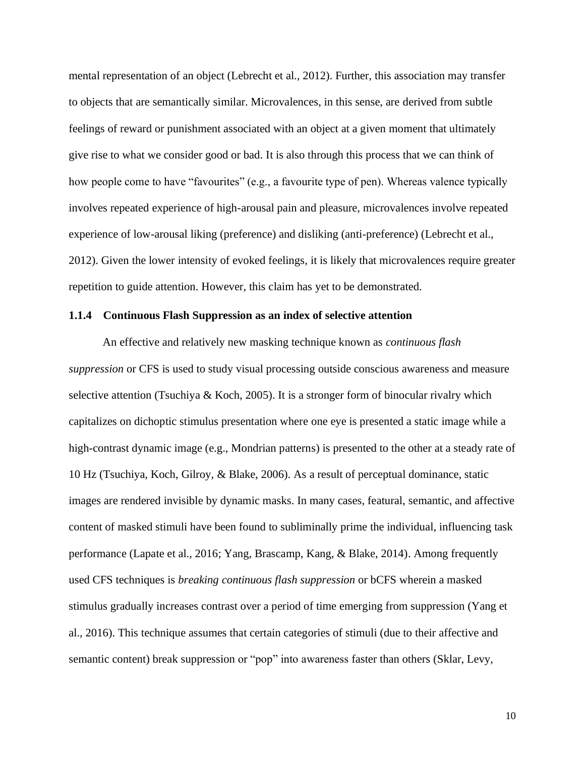mental representation of an object (Lebrecht et al., 2012). Further, this association may transfer to objects that are semantically similar. Microvalences, in this sense, are derived from subtle feelings of reward or punishment associated with an object at a given moment that ultimately give rise to what we consider good or bad. It is also through this process that we can think of how people come to have "favourites" (e.g., a favourite type of pen). Whereas valence typically involves repeated experience of high-arousal pain and pleasure, microvalences involve repeated experience of low-arousal liking (preference) and disliking (anti-preference) (Lebrecht et al., 2012). Given the lower intensity of evoked feelings, it is likely that microvalences require greater repetition to guide attention. However, this claim has yet to be demonstrated.

#### 1.1.4 Continuous Flash Suppression as an index of selective attention

An effective and relatively new masking technique known as *continuous flash suppression* or CFS is used to study visual processing outside conscious awareness and measure selective attention (Tsuchiya & Koch, 2005). It is a stronger form of binocular rivalry which capitalizes on dichoptic stimulus presentation where one eye is presented a static image while a high-contrast dynamic image (e.g., Mondrian patterns) is presented to the other at a steady rate of 10 Hz (Tsuchiya, Koch, Gilroy, & Blake, 2006). As a result of perceptual dominance, static images are rendered invisible by dynamic masks. In many cases, featural, semantic, and affective content of masked stimuli have been found to subliminally prime the individual, influencing task performance (Lapate et al., 2016; Yang, Brascamp, Kang, & Blake, 2014). Among frequently used CFS techniques is *breaking continuous flash suppression* or bCFS wherein a masked stimulus gradually increases contrast over a period of time emerging from suppression (Yang et al., 2016). This technique assumes that certain categories of stimuli (due to their affective and semantic content) break suppression or "pop" into awareness faster than others (Sklar, Levy,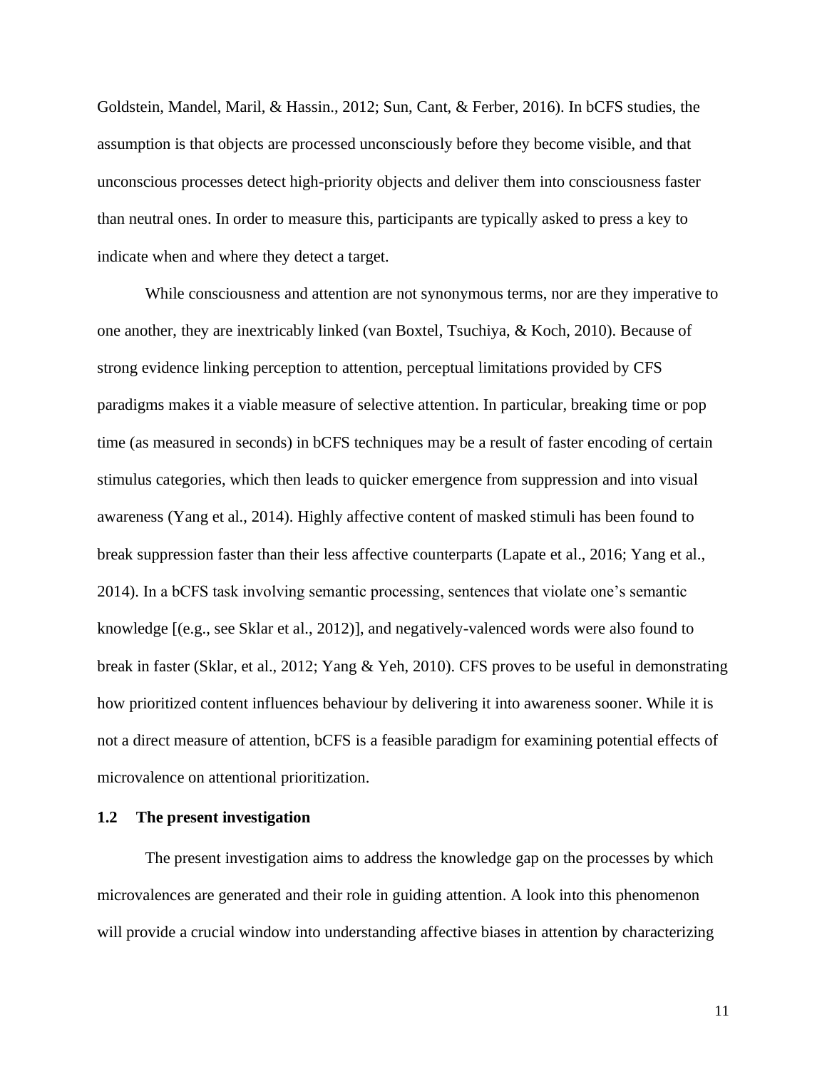Goldstein, Mandel, Maril, & Hassin., 2012; Sun, Cant, & Ferber, 2016). In bCFS studies, the assumption is that objects are processed unconsciously before they become visible, and that unconscious processes detect high-priority objects and deliver them into consciousness faster than neutral ones. In order to measure this, participants are typically asked to press a key to indicate when and where they detect a target.

While consciousness and attention are not synonymous terms, nor are they imperative to one another, they are inextricably linked (van Boxtel, Tsuchiya, & Koch, 2010). Because of strong evidence linking perception to attention, perceptual limitations provided by CFS paradigms makes it a viable measure of selective attention. In particular, breaking time or pop time (as measured in seconds) in bCFS techniques may be a result of faster encoding of certain stimulus categories, which then leads to quicker emergence from suppression and into visual awareness (Yang et al., 2014). Highly affective content of masked stimuli has been found to break suppression faster than their less affective counterparts (Lapate et al., 2016; Yang et al., 2014). In a bCFS task involving semantic processing, sentences that violate one's semantic knowledge [(e.g., see Sklar et al., 2012)], and negatively-valenced words were also found to break in faster (Sklar, et al., 2012; Yang & Yeh, 2010). CFS proves to be useful in demonstrating how prioritized content influences behaviour by delivering it into awareness sooner. While it is not a direct measure of attention, bCFS is a feasible paradigm for examining potential effects of microvalence on attentional prioritization.

## 1.2 The present investigation

The present investigation aims to address the knowledge gap on the processes by which microvalences are generated and their role in guiding attention. A look into this phenomenon will provide a crucial window into understanding affective biases in attention by characterizing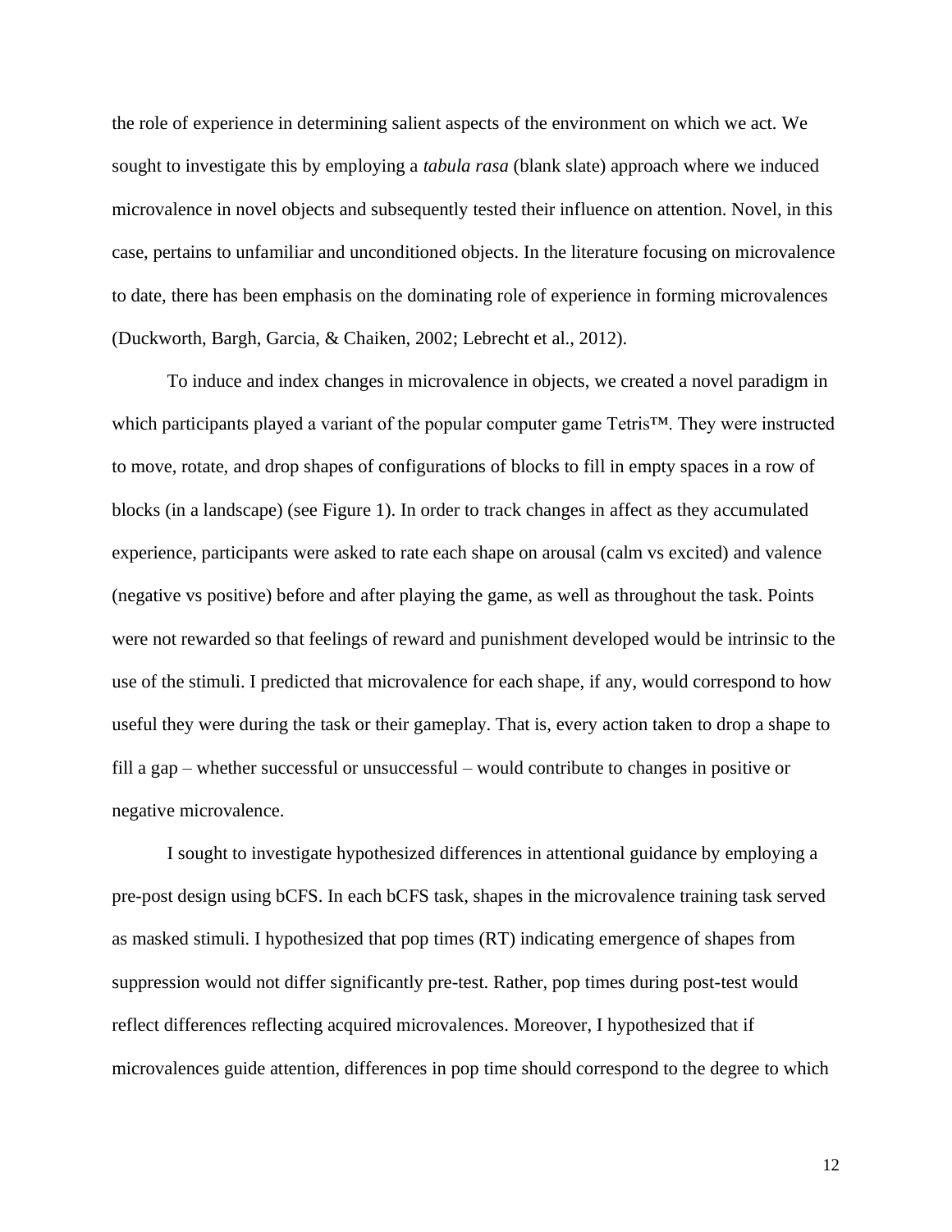the role of experience in determining salient aspects of the environment on which we act. We sought to investigate this by employing a *tabula rasa* (blank slate) approach where we induced microvalence in novel objects and subsequently tested their influence on attention. Novel, in this case, pertains to unfamiliar and unconditioned objects. In the literature focusing on microvalence to date, there has been emphasis on the dominating role of experience in forming microvalences (Duckworth, Bargh, Garcia, & Chaiken, 2002; Lebrecht et al., 2012).

To induce and index changes in microvalence in objects, we created a novel paradigm in which participants played a variant of the popular computer game Tetris™. They were instructed to move, rotate, and drop shapes of configurations of blocks to fill in empty spaces in a row of blocks (in a landscape) (see Figure 1). In order to track changes in affect as they accumulated experience, participants were asked to rate each shape on arousal (calm vs excited) and valence (negative vs positive) before and after playing the game, as well as throughout the task. Points were not rewarded so that feelings of reward and punishment developed would be intrinsic to the use of the stimuli. I predicted that microvalence for each shape, if any, would correspond to how useful they were during the task or their gameplay. That is, every action taken to drop a shape to fill a gap – whether successful or unsuccessful – would contribute to changes in positive or negative microvalence.

I sought to investigate hypothesized differences in attentional guidance by employing a pre-post design using bCFS. In each bCFS task, shapes in the microvalence training task served as masked stimuli. I hypothesized that pop times (RT) indicating emergence of shapes from suppression would not differ significantly pre-test. Rather, pop times during post-test would reflect differences reflecting acquired microvalences. Moreover, I hypothesized that if microvalences guide attention, differences in pop time should correspond to the degree to which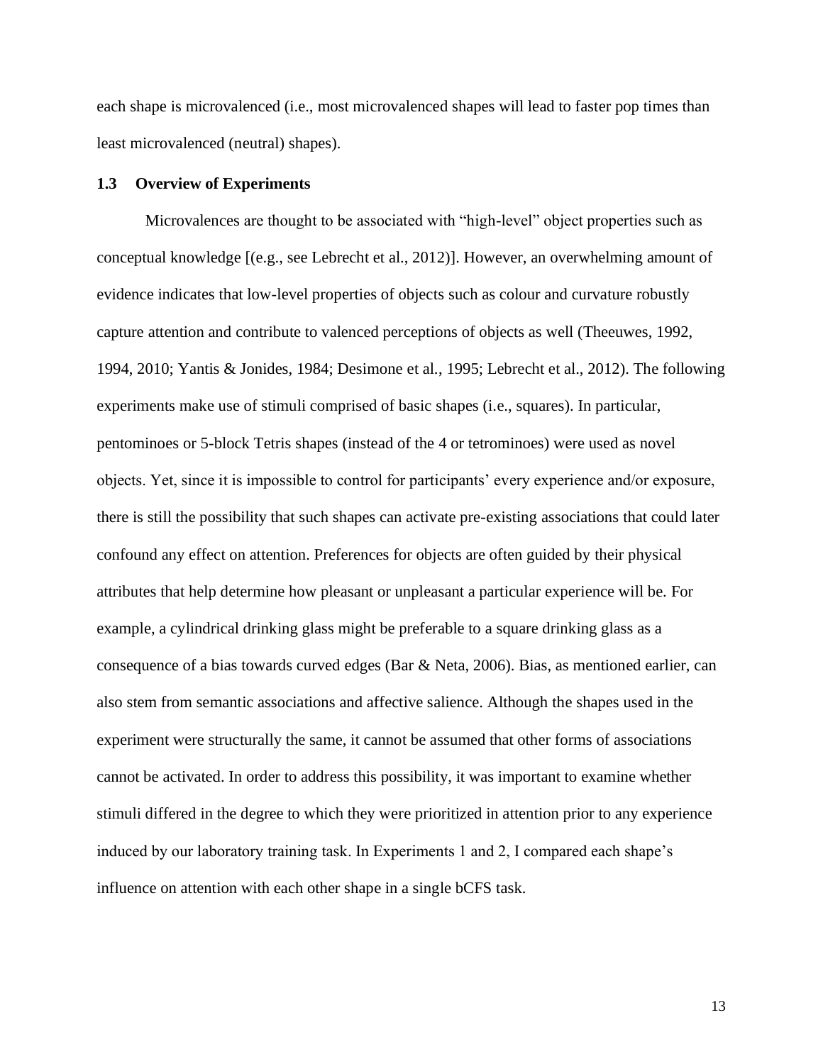each shape is microvalenced (i.e., most microvalenced shapes will lead to faster pop times than least microvalenced (neutral) shapes).

### 1.3 Overview of Experiments

Microvalences are thought to be associated with "high-level" object properties such as conceptual knowledge [(e.g., see Lebrecht et al., 2012)]. However, an overwhelming amount of evidence indicates that low-level properties of objects such as colour and curvature robustly capture attention and contribute to valenced perceptions of objects as well (Theeuwes, 1992, 1994, 2010; Yantis & Jonides, 1984; Desimone et al., 1995; Lebrecht et al., 2012). The following experiments make use of stimuli comprised of basic shapes (i.e., squares). In particular, pentominoes or 5-block Tetris shapes (instead of the 4 or tetrominoes) were used as novel objects. Yet, since it is impossible to control for participants' every experience and/or exposure, there is still the possibility that such shapes can activate pre-existing associations that could later confound any effect on attention. Preferences for objects are often guided by their physical attributes that help determine how pleasant or unpleasant a particular experience will be. For example, a cylindrical drinking glass might be preferable to a square drinking glass as a consequence of a bias towards curved edges (Bar & Neta, 2006). Bias, as mentioned earlier, can also stem from semantic associations and affective salience. Although the shapes used in the experiment were structurally the same, it cannot be assumed that other forms of associations cannot be activated. In order to address this possibility, it was important to examine whether stimuli differed in the degree to which they were prioritized in attention prior to any experience induced by our laboratory training task. In Experiments 1 and 2, I compared each shape's influence on attention with each other shape in a single bCFS task.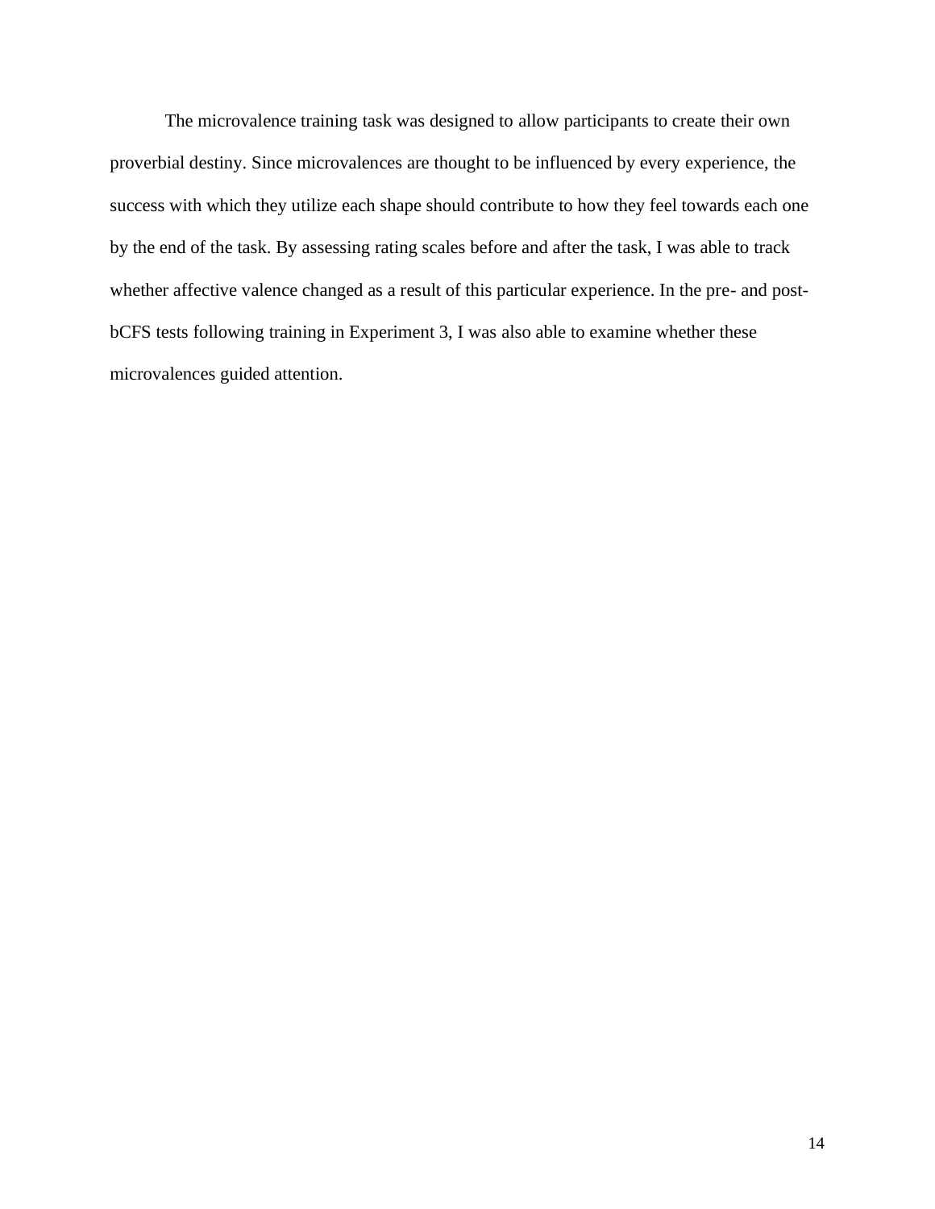The microvalence training task was designed to allow participants to create their own proverbial destiny. Since microvalences are thought to be influenced by every experience, the success with which they utilize each shape should contribute to how they feel towards each one by the end of the task. By assessing rating scales before and after the task, I was able to track whether affective valence changed as a result of this particular experience. In the pre- and post-bCFS tests following training in Experiment 3, I was also able to examine whether these microvalences guided attention.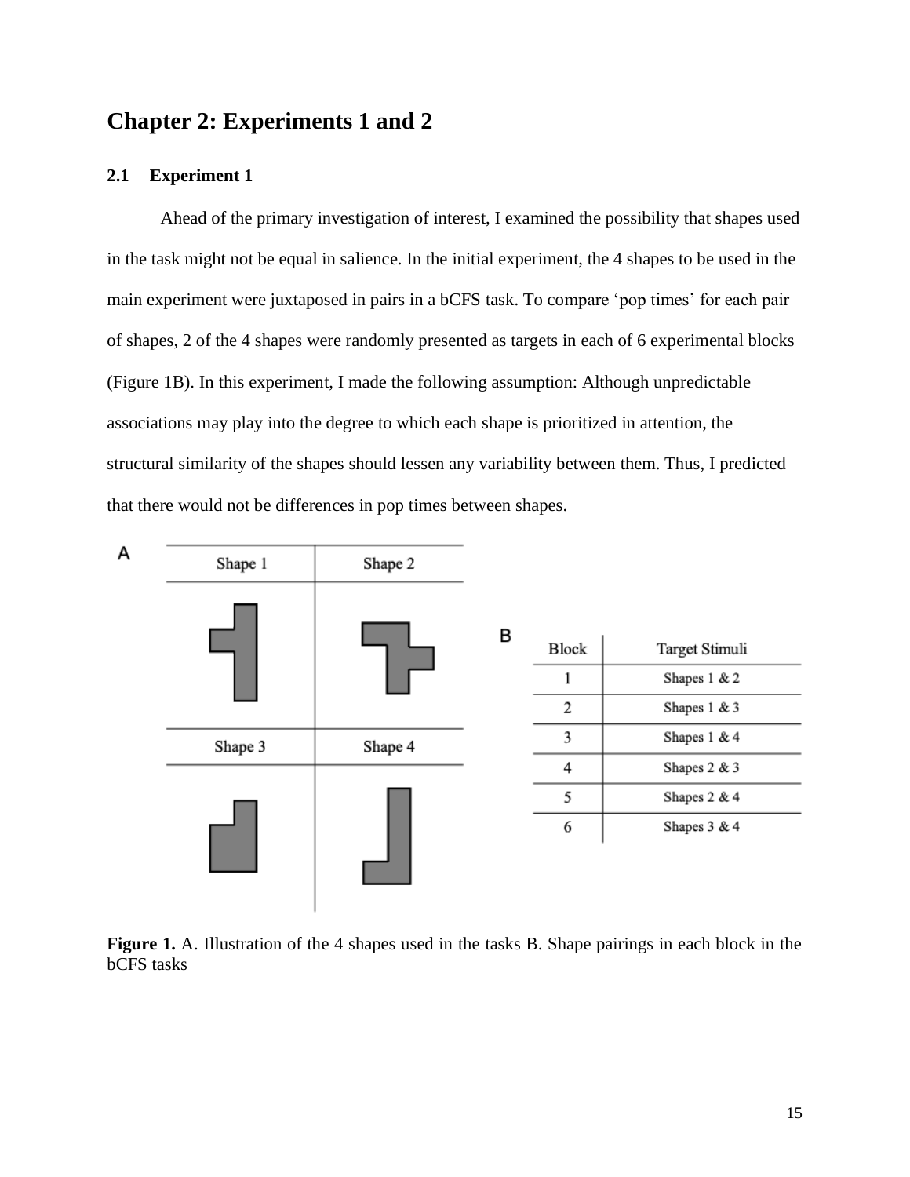# Chapter 2: Experiments 1 and 2

## 2.1 Experiment 1

Ahead of the primary investigation of interest, I examined the possibility that shapes used in the task might not be equal in salience. In the initial experiment, the 4 shapes to be used in the main experiment were juxtaposed in pairs in a bCFS task. To compare 'pop times' for each pair of shapes, 2 of the 4 shapes were randomly presented as targets in each of 6 experimental blocks (Figure 1B). In this experiment, I made the following assumption: Although unpredictable associations may play into the degree to which each shape is prioritized in attention, the structural similarity of the shapes should lessen any variability between them. Thus, I predicted that there would not be differences in pop times between shapes.

A

| Shape 1 | Shape 2 |
|---|---|
| | |
| **Shape 3** | **Shape 4** |
| | |

B

| Block | Target Stimuli |
|---|---|
| 1 | Shapes 1 & 2 |
| 2 | Shapes 1 & 3 |
| 3 | Shapes 1 & 4 |
| 4 | Shapes 2 & 3 |
| 5 | Shapes 2 & 4 |
| 6 | Shapes 3 & 4 |

**Figure 1.** A. Illustration of the 4 shapes used in the tasks B. Shape pairings in each block in the bCFS tasks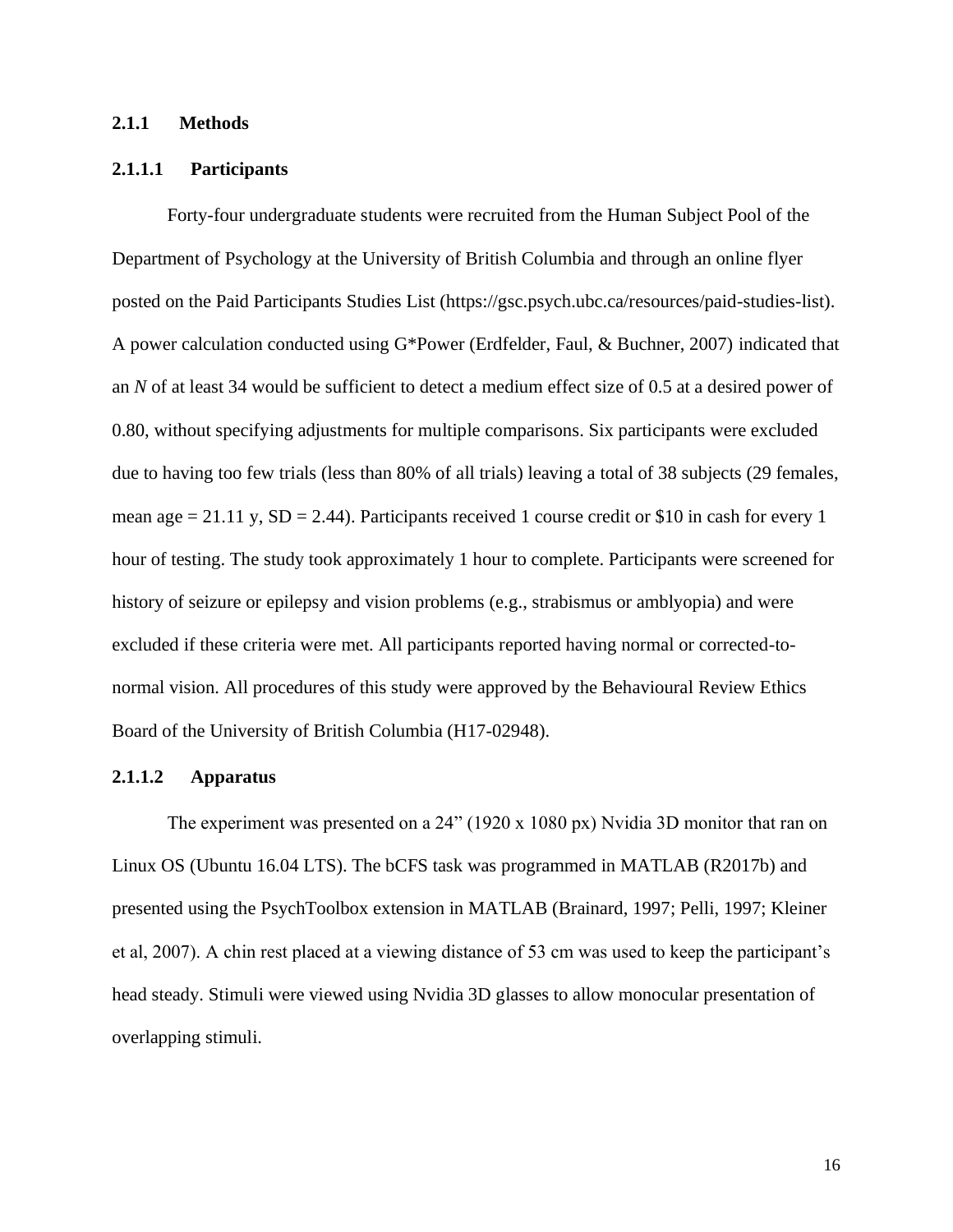### 2.1.1 Methods

#### 2.1.1.1 Participants

Forty-four undergraduate students were recruited from the Human Subject Pool of the Department of Psychology at the University of British Columbia and through an online flyer posted on the Paid Participants Studies List (https://gsc.psych.ubc.ca/resources/paid-studies-list). A power calculation conducted using G*Power (Erdfelder, Faul, & Buchner, 2007) indicated that an *N* of at least 34 would be sufficient to detect a medium effect size of 0.5 at a desired power of 0.80, without specifying adjustments for multiple comparisons. Six participants were excluded due to having too few trials (less than 80% of all trials) leaving a total of 38 subjects (29 females, mean age = 21.11 y, SD = 2.44). Participants received 1 course credit or $10 in cash for every 1 hour of testing. The study took approximately 1 hour to complete. Participants were screened for history of seizure or epilepsy and vision problems (e.g., strabismus or amblyopia) and were excluded if these criteria were met. All participants reported having normal or corrected-to-normal vision. All procedures of this study were approved by the Behavioural Review Ethics Board of the University of British Columbia (H17-02948).

#### 2.1.1.2 Apparatus

The experiment was presented on a 24" (1920 x 1080 px) Nvidia 3D monitor that ran on Linux OS (Ubuntu 16.04 LTS). The bCFS task was programmed in MATLAB (R2017b) and presented using the PsychToolbox extension in MATLAB (Brainard, 1997; Pelli, 1997; Kleiner et al, 2007). A chin rest placed at a viewing distance of 53 cm was used to keep the participant's head steady. Stimuli were viewed using Nvidia 3D glasses to allow monocular presentation of overlapping stimuli.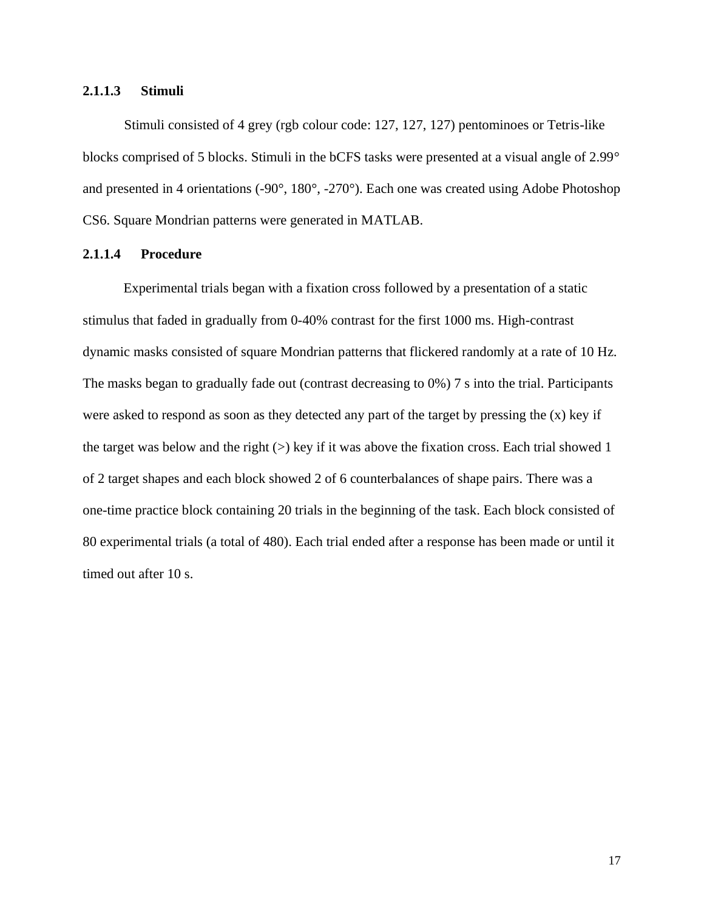#### 2.1.1.3 Stimuli

Stimuli consisted of 4 grey (rgb colour code: 127, 127, 127) pentominoes or Tetris-like blocks comprised of 5 blocks. Stimuli in the bCFS tasks were presented at a visual angle of 2.99° and presented in 4 orientations (-90°, 180°, -270°). Each one was created using Adobe Photoshop CS6. Square Mondrian patterns were generated in MATLAB.

#### 2.1.1.4 Procedure

Experimental trials began with a fixation cross followed by a presentation of a static stimulus that faded in gradually from 0-40% contrast for the first 1000 ms. High-contrast dynamic masks consisted of square Mondrian patterns that flickered randomly at a rate of 10 Hz. The masks began to gradually fade out (contrast decreasing to 0%) 7 s into the trial. Participants were asked to respond as soon as they detected any part of the target by pressing the (x) key if the target was below and the right (>) key if it was above the fixation cross. Each trial showed 1 of 2 target shapes and each block showed 2 of 6 counterbalances of shape pairs. There was a one-time practice block containing 20 trials in the beginning of the task. Each block consisted of 80 experimental trials (a total of 480). Each trial ended after a response has been made or until it timed out after 10 s.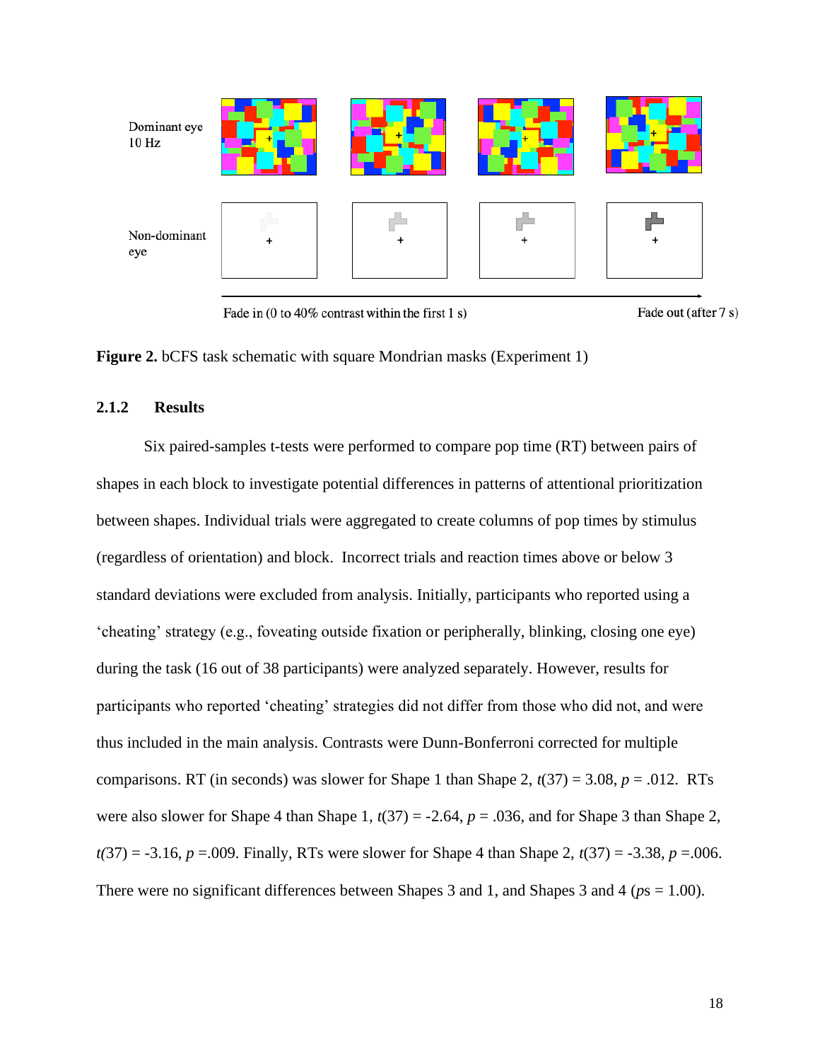Dominant eye 10 Hz

Non-dominant eye

Fade in (0 to 40% contrast within the first 1 s)

Fade out (after 7 s)

**Figure 2.** bCFS task schematic with square Mondrian masks (Experiment 1)

### 2.1.2 Results

Six paired-samples t-tests were performed to compare pop time (RT) between pairs of shapes in each block to investigate potential differences in patterns of attentional prioritization between shapes. Individual trials were aggregated to create columns of pop times by stimulus (regardless of orientation) and block. Incorrect trials and reaction times above or below 3 standard deviations were excluded from analysis. Initially, participants who reported using a 'cheating' strategy (e.g., foveating outside fixation or peripherally, blinking, closing one eye) during the task (16 out of 38 participants) were analyzed separately. However, results for participants who reported 'cheating' strategies did not differ from those who did not, and were thus included in the main analysis. Contrasts were Dunn-Bonferroni corrected for multiple comparisons. RT (in seconds) was slower for Shape 1 than Shape 2, $t(37) = 3.08$, $p = .012$. RTs were also slower for Shape 4 than Shape 1, $t(37) = -2.64$, $p = .036$, and for Shape 3 than Shape 2, $t(37) = -3.16$, $p = .009$. Finally, RTs were slower for Shape 4 than Shape 2, $t(37) = -3.38$, $p = .006$. There were no significant differences between Shapes 3 and 1, and Shapes 3 and 4 ($p$s = 1.00).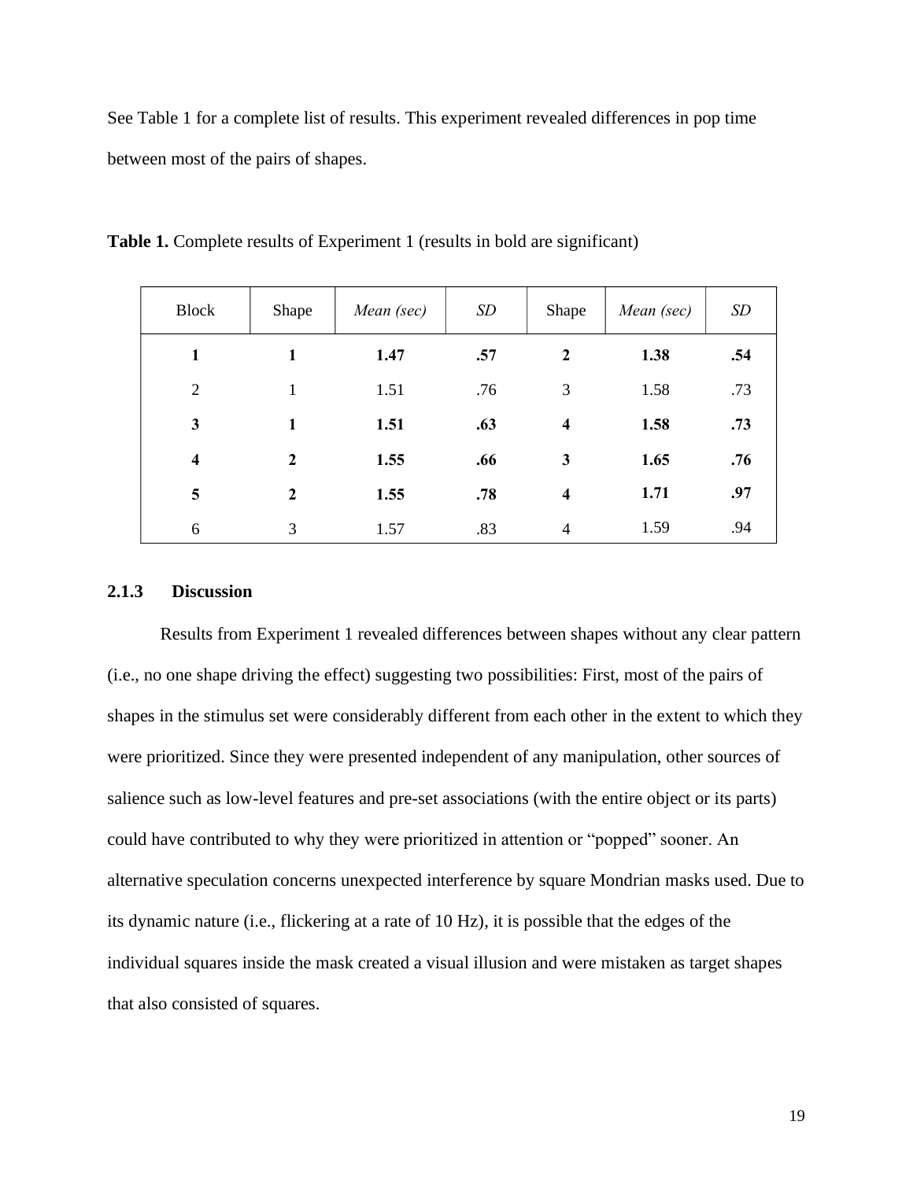See Table 1 for a complete list of results. This experiment revealed differences in pop time between most of the pairs of shapes.

**Table 1.** Complete results of Experiment 1 (results in bold are significant)

| Block | Shape | *Mean (sec)* | *SD* | Shape | *Mean (sec)* | *SD* |
|---|---|---|---|---|---|---|
| **1** | **1** | **1.47** | **.57** | **2** | **1.38** | **.54** |
| 2 | 1 | 1.51 | .76 | 3 | 1.58 | .73 |
| **3** | **1** | **1.51** | **.63** | **4** | **1.58** | **.73** |
| **4** | **2** | **1.55** | **.66** | **3** | **1.65** | **.76** |
| **5** | **2** | **1.55** | **.78** | **4** | **1.71** | **.97** |
| 6 | 3 | 1.57 | .83 | 4 | 1.59 | .94 |

### 2.1.3 Discussion

Results from Experiment 1 revealed differences between shapes without any clear pattern (i.e., no one shape driving the effect) suggesting two possibilities: First, most of the pairs of shapes in the stimulus set were considerably different from each other in the extent to which they were prioritized. Since they were presented independent of any manipulation, other sources of salience such as low-level features and pre-set associations (with the entire object or its parts) could have contributed to why they were prioritized in attention or "popped" sooner. An alternative speculation concerns unexpected interference by square Mondrian masks used. Due to its dynamic nature (i.e., flickering at a rate of 10 Hz), it is possible that the edges of the individual squares inside the mask created a visual illusion and were mistaken as target shapes that also consisted of squares.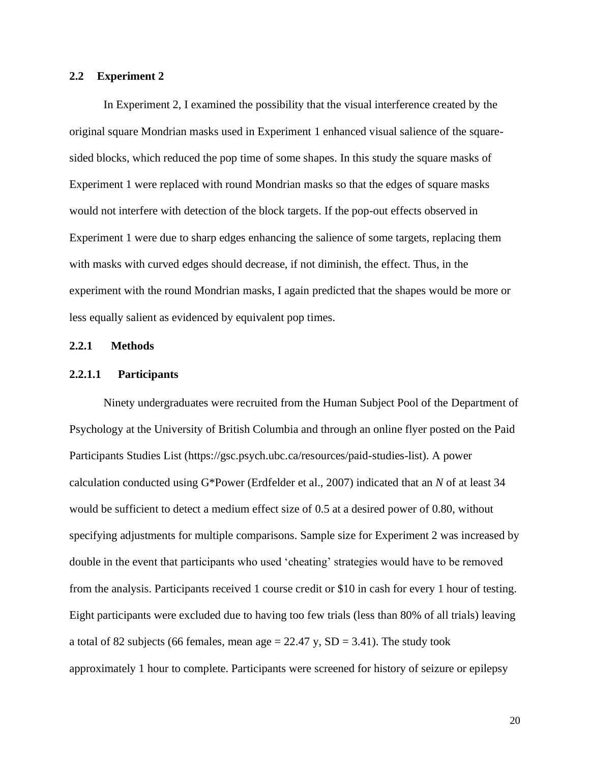## 2.2 Experiment 2

In Experiment 2, I examined the possibility that the visual interference created by the original square Mondrian masks used in Experiment 1 enhanced visual salience of the square-sided blocks, which reduced the pop time of some shapes. In this study the square masks of Experiment 1 were replaced with round Mondrian masks so that the edges of square masks would not interfere with detection of the block targets. If the pop-out effects observed in Experiment 1 were due to sharp edges enhancing the salience of some targets, replacing them with masks with curved edges should decrease, if not diminish, the effect. Thus, in the experiment with the round Mondrian masks, I again predicted that the shapes would be more or less equally salient as evidenced by equivalent pop times.

### 2.2.1 Methods

#### 2.2.1.1 Participants

Ninety undergraduates were recruited from the Human Subject Pool of the Department of Psychology at the University of British Columbia and through an online flyer posted on the Paid Participants Studies List (https://gsc.psych.ubc.ca/resources/paid-studies-list). A power calculation conducted using G*Power (Erdfelder et al., 2007) indicated that an *N* of at least 34 would be sufficient to detect a medium effect size of 0.5 at a desired power of 0.80, without specifying adjustments for multiple comparisons. Sample size for Experiment 2 was increased by double in the event that participants who used 'cheating' strategies would have to be removed from the analysis. Participants received 1 course credit or $10 in cash for every 1 hour of testing. Eight participants were excluded due to having too few trials (less than 80% of all trials) leaving a total of 82 subjects (66 females, mean age = 22.47 y, SD = 3.41). The study took approximately 1 hour to complete. Participants were screened for history of seizure or epilepsy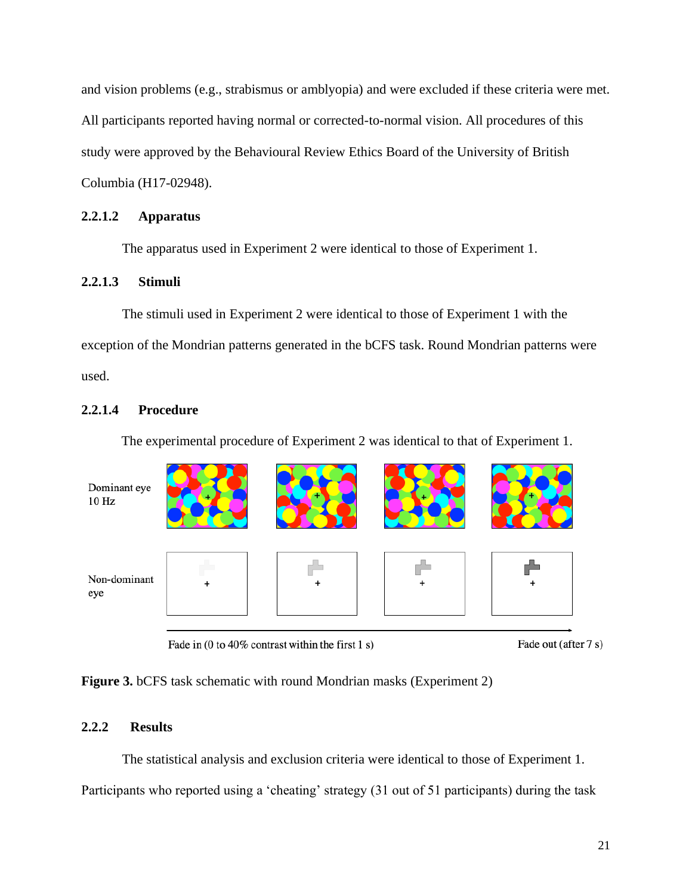and vision problems (e.g., strabismus or amblyopia) and were excluded if these criteria were met. All participants reported having normal or corrected-to-normal vision. All procedures of this study were approved by the Behavioural Review Ethics Board of the University of British Columbia (H17-02948).

#### 2.2.1.2 Apparatus

The apparatus used in Experiment 2 were identical to those of Experiment 1.

#### 2.2.1.3 Stimuli

The stimuli used in Experiment 2 were identical to those of Experiment 1 with the exception of the Mondrian patterns generated in the bCFS task. Round Mondrian patterns were used.

#### 2.2.1.4 Procedure

The experimental procedure of Experiment 2 was identical to that of Experiment 1.

**Figure 3.** bCFS task schematic with round Mondrian masks (Experiment 2)

### 2.2.2 Results

The statistical analysis and exclusion criteria were identical to those of Experiment 1. Participants who reported using a 'cheating' strategy (31 out of 51 participants) during the task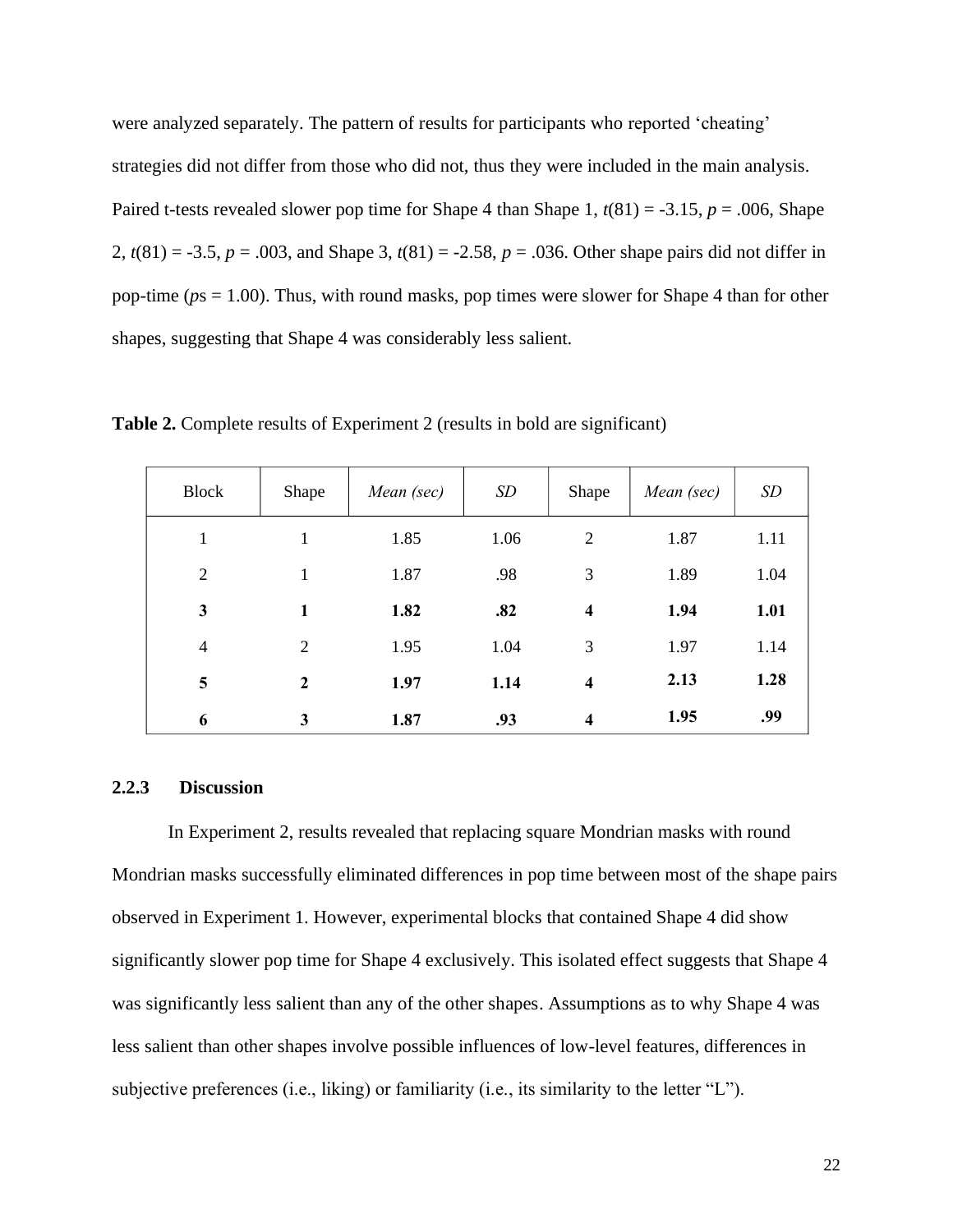were analyzed separately. The pattern of results for participants who reported 'cheating' strategies did not differ from those who did not, thus they were included in the main analysis. Paired t-tests revealed slower pop time for Shape 4 than Shape 1, $t(81) = -3.15$, $p = .006$, Shape 2, $t(81) = -3.5$, $p = .003$, and Shape 3, $t(81) = -2.58$, $p = .036$. Other shape pairs did not differ in pop-time ($p$s = 1.00). Thus, with round masks, pop times were slower for Shape 4 than for other shapes, suggesting that Shape 4 was considerably less salient.

**Table 2.** Complete results of Experiment 2 (results in bold are significant)

| Block | Shape | *Mean (sec)* | *SD* | Shape | *Mean (sec)* | *SD* |
|---|---|---|---|---|---|---|
| 1 | 1 | 1.85 | 1.06 | 2 | 1.87 | 1.11 |
| 2 | 1 | 1.87 | .98 | 3 | 1.89 | 1.04 |
| **3** | **1** | **1.82** | **.82** | **4** | **1.94** | **1.01** |
| 4 | 2 | 1.95 | 1.04 | 3 | 1.97 | 1.14 |
| **5** | **2** | **1.97** | **1.14** | **4** | **2.13** | **1.28** |
| **6** | **3** | **1.87** | **.93** | **4** | **1.95** | **.99** |

### 2.2.3 Discussion

In Experiment 2, results revealed that replacing square Mondrian masks with round Mondrian masks successfully eliminated differences in pop time between most of the shape pairs observed in Experiment 1. However, experimental blocks that contained Shape 4 did show significantly slower pop time for Shape 4 exclusively. This isolated effect suggests that Shape 4 was significantly less salient than any of the other shapes. Assumptions as to why Shape 4 was less salient than other shapes involve possible influences of low-level features, differences in subjective preferences (i.e., liking) or familiarity (i.e., its similarity to the letter "L").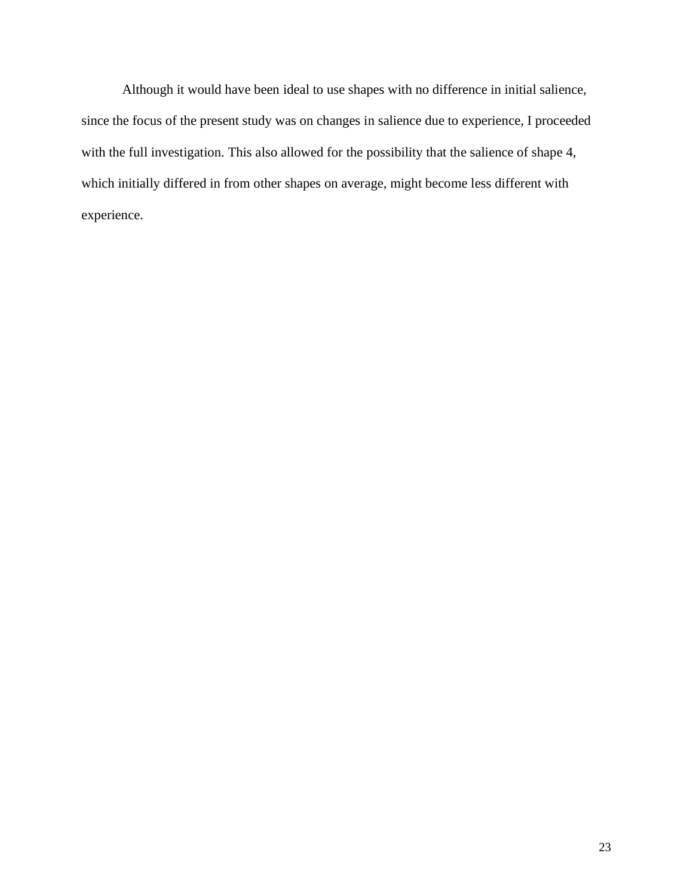Although it would have been ideal to use shapes with no difference in initial salience, since the focus of the present study was on changes in salience due to experience, I proceeded with the full investigation. This also allowed for the possibility that the salience of shape 4, which initially differed in from other shapes on average, might become less different with experience.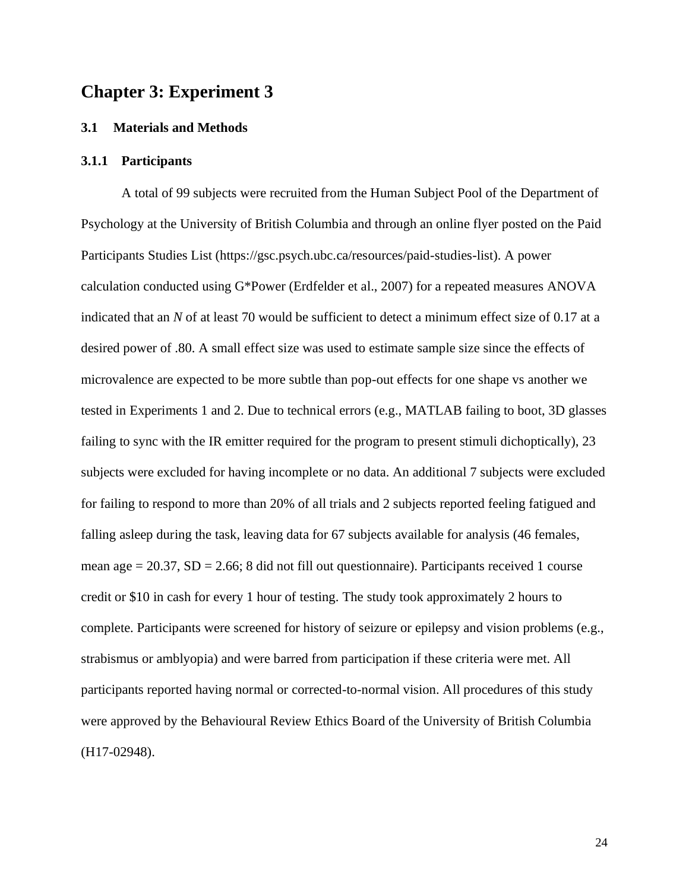# Chapter 3: Experiment 3

## 3.1 Materials and Methods

### 3.1.1 Participants

A total of 99 subjects were recruited from the Human Subject Pool of the Department of Psychology at the University of British Columbia and through an online flyer posted on the Paid Participants Studies List (https://gsc.psych.ubc.ca/resources/paid-studies-list). A power calculation conducted using G*Power (Erdfelder et al., 2007) for a repeated measures ANOVA indicated that an $N$ of at least 70 would be sufficient to detect a minimum effect size of 0.17 at a desired power of .80. A small effect size was used to estimate sample size since the effects of microvalence are expected to be more subtle than pop-out effects for one shape vs another we tested in Experiments 1 and 2. Due to technical errors (e.g., MATLAB failing to boot, 3D glasses failing to sync with the IR emitter required for the program to present stimuli dichoptically), 23 subjects were excluded for having incomplete or no data. An additional 7 subjects were excluded for failing to respond to more than 20% of all trials and 2 subjects reported feeling fatigued and falling asleep during the task, leaving data for 67 subjects available for analysis (46 females, mean age = 20.37, SD = 2.66; 8 did not fill out questionnaire). Participants received 1 course credit or $10 in cash for every 1 hour of testing. The study took approximately 2 hours to complete. Participants were screened for history of seizure or epilepsy and vision problems (e.g., strabismus or amblyopia) and were barred from participation if these criteria were met. All participants reported having normal or corrected-to-normal vision. All procedures of this study were approved by the Behavioural Review Ethics Board of the University of British Columbia (H17-02948).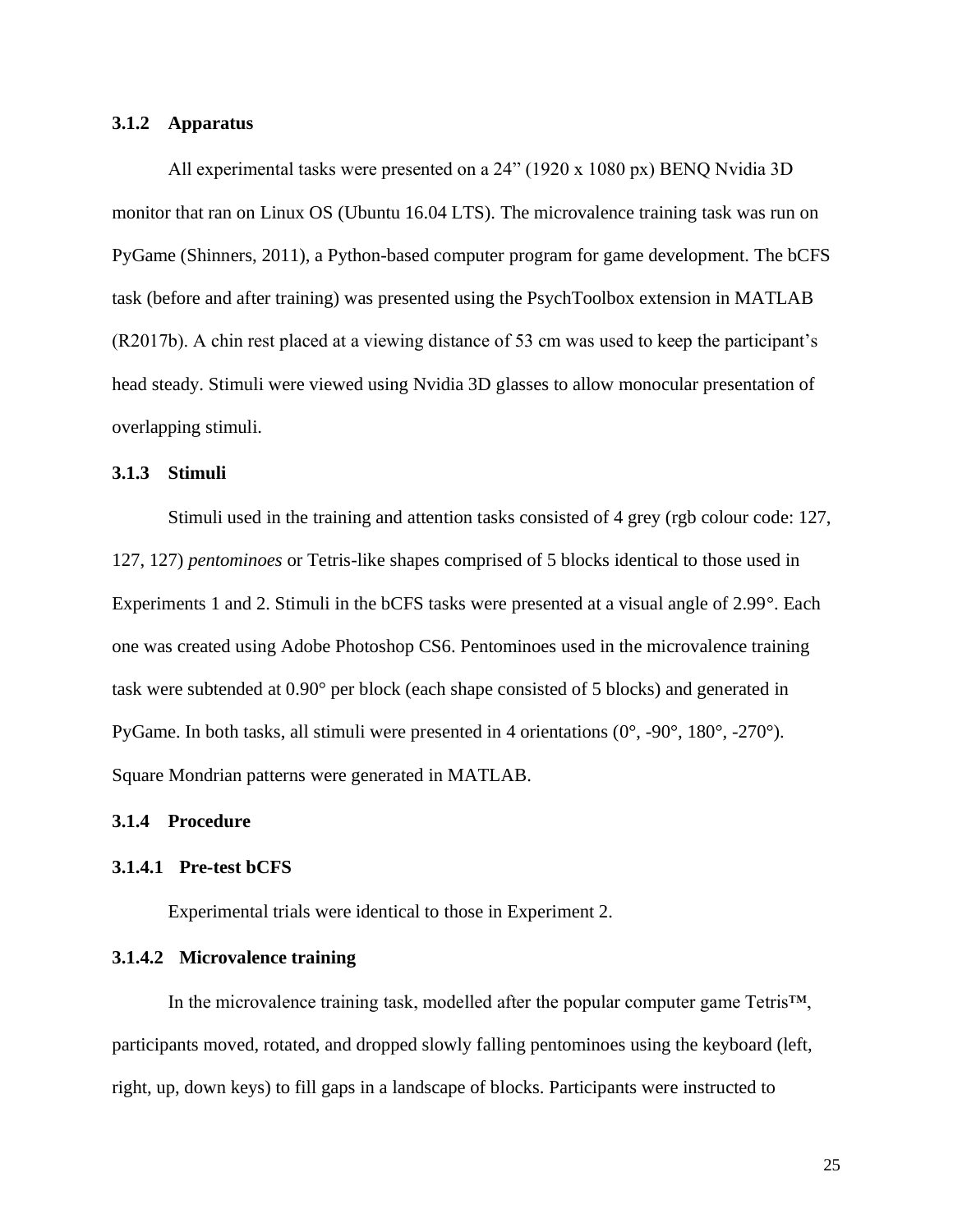### 3.1.2 Apparatus

All experimental tasks were presented on a 24" (1920 x 1080 px) BENQ Nvidia 3D monitor that ran on Linux OS (Ubuntu 16.04 LTS). The microvalence training task was run on PyGame (Shinners, 2011), a Python-based computer program for game development. The bCFS task (before and after training) was presented using the PsychToolbox extension in MATLAB (R2017b). A chin rest placed at a viewing distance of 53 cm was used to keep the participant's head steady. Stimuli were viewed using Nvidia 3D glasses to allow monocular presentation of overlapping stimuli.

### 3.1.3 Stimuli

Stimuli used in the training and attention tasks consisted of 4 grey (rgb colour code: 127, 127, 127) *pentominoes* or Tetris-like shapes comprised of 5 blocks identical to those used in Experiments 1 and 2. Stimuli in the bCFS tasks were presented at a visual angle of 2.99°. Each one was created using Adobe Photoshop CS6. Pentominoes used in the microvalence training task were subtended at 0.90° per block (each shape consisted of 5 blocks) and generated in PyGame. In both tasks, all stimuli were presented in 4 orientations (0°, -90°, 180°, -270°). Square Mondrian patterns were generated in MATLAB.

### 3.1.4 Procedure

#### 3.1.4.1 Pre-test bCFS

Experimental trials were identical to those in Experiment 2.

#### 3.1.4.2 Microvalence training

In the microvalence training task, modelled after the popular computer game Tetris™, participants moved, rotated, and dropped slowly falling pentominoes using the keyboard (left, right, up, down keys) to fill gaps in a landscape of blocks. Participants were instructed to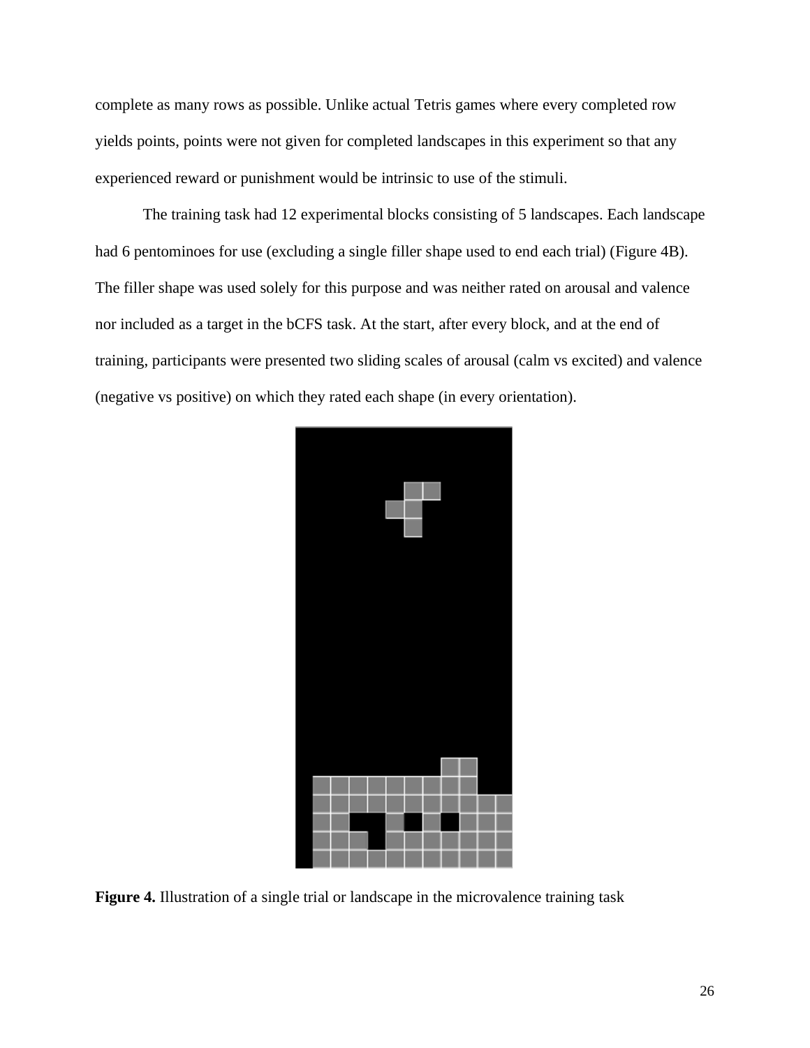complete as many rows as possible. Unlike actual Tetris games where every completed row yields points, points were not given for completed landscapes in this experiment so that any experienced reward or punishment would be intrinsic to use of the stimuli.

The training task had 12 experimental blocks consisting of 5 landscapes. Each landscape had 6 pentominoes for use (excluding a single filler shape used to end each trial) (Figure 4B). The filler shape was used solely for this purpose and was neither rated on arousal and valence nor included as a target in the bCFS task. At the start, after every block, and at the end of training, participants were presented two sliding scales of arousal (calm vs excited) and valence (negative vs positive) on which they rated each shape (in every orientation).

**Figure 4.** Illustration of a single trial or landscape in the microvalence training task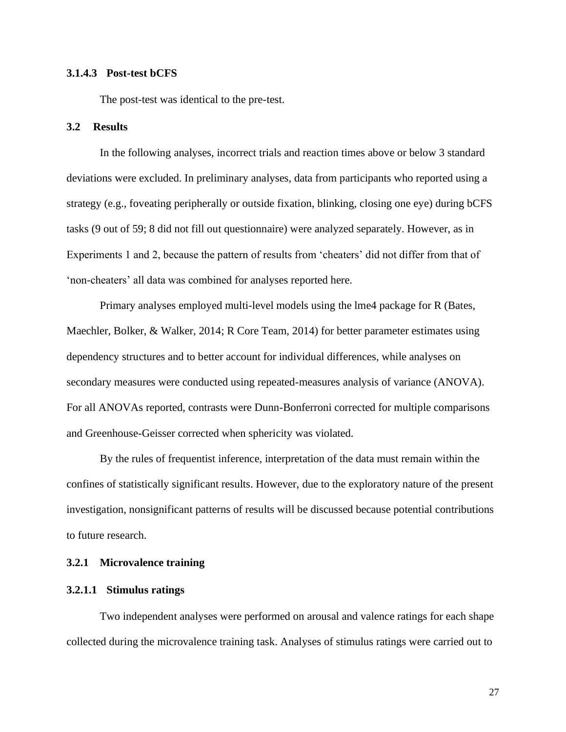#### 3.1.4.3 Post-test bCFS

The post-test was identical to the pre-test.

## 3.2 Results

In the following analyses, incorrect trials and reaction times above or below 3 standard deviations were excluded. In preliminary analyses, data from participants who reported using a strategy (e.g., foveating peripherally or outside fixation, blinking, closing one eye) during bCFS tasks (9 out of 59; 8 did not fill out questionnaire) were analyzed separately. However, as in Experiments 1 and 2, because the pattern of results from 'cheaters' did not differ from that of 'non-cheaters' all data was combined for analyses reported here.

Primary analyses employed multi-level models using the lme4 package for R (Bates, Maechler, Bolker, & Walker, 2014; R Core Team, 2014) for better parameter estimates using dependency structures and to better account for individual differences, while analyses on secondary measures were conducted using repeated-measures analysis of variance (ANOVA). For all ANOVAs reported, contrasts were Dunn-Bonferroni corrected for multiple comparisons and Greenhouse-Geisser corrected when sphericity was violated.

By the rules of frequentist inference, interpretation of the data must remain within the confines of statistically significant results. However, due to the exploratory nature of the present investigation, nonsignificant patterns of results will be discussed because potential contributions to future research.

### 3.2.1 Microvalence training

#### 3.2.1.1 Stimulus ratings

Two independent analyses were performed on arousal and valence ratings for each shape collected during the microvalence training task. Analyses of stimulus ratings were carried out to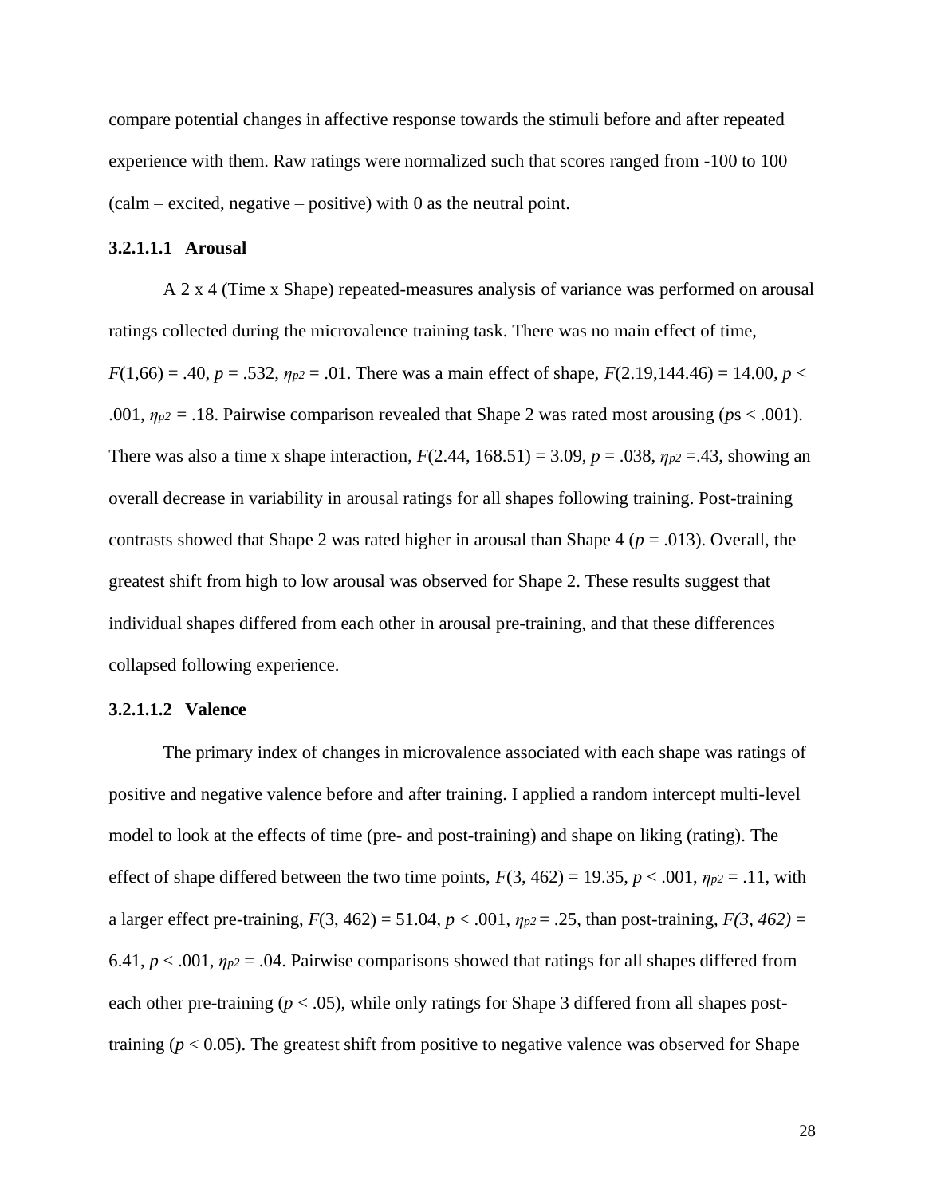compare potential changes in affective response towards the stimuli before and after repeated experience with them. Raw ratings were normalized such that scores ranged from -100 to 100 (calm – excited, negative – positive) with 0 as the neutral point.

#### 3.2.1.1.1 Arousal

A 2 x 4 (Time x Shape) repeated-measures analysis of variance was performed on arousal ratings collected during the microvalence training task. There was no main effect of time, $F(1,66) = .40$, $p = .532$, $\eta_{p2} = .01$. There was a main effect of shape, $F(2.19,144.46) = 14.00$, $p < .001$, $\eta_{p2} = .18$. Pairwise comparison revealed that Shape 2 was rated most arousing ($p$s < .001). There was also a time x shape interaction, $F(2.44, 168.51) = 3.09$, $p = .038$, $\eta_{p2} = .43$, showing an overall decrease in variability in arousal ratings for all shapes following training. Post-training contrasts showed that Shape 2 was rated higher in arousal than Shape 4 ($p = .013$). Overall, the greatest shift from high to low arousal was observed for Shape 2. These results suggest that individual shapes differed from each other in arousal pre-training, and that these differences collapsed following experience.

#### 3.2.1.1.2 Valence

The primary index of changes in microvalence associated with each shape was ratings of positive and negative valence before and after training. I applied a random intercept multi-level model to look at the effects of time (pre- and post-training) and shape on liking (rating). The effect of shape differed between the two time points, $F(3, 462) = 19.35$, $p < .001$, $\eta_{p2} = .11$, with a larger effect pre-training, $F(3, 462) = 51.04$, $p < .001$, $\eta_{p2} = .25$, than post-training, $F(3, 462) = 6.41$, $p < .001$, $\eta_{p2} = .04$. Pairwise comparisons showed that ratings for all shapes differed from each other pre-training ($p < .05$), while only ratings for Shape 3 differed from all shapes post-training ($p < 0.05$). The greatest shift from positive to negative valence was observed for Shape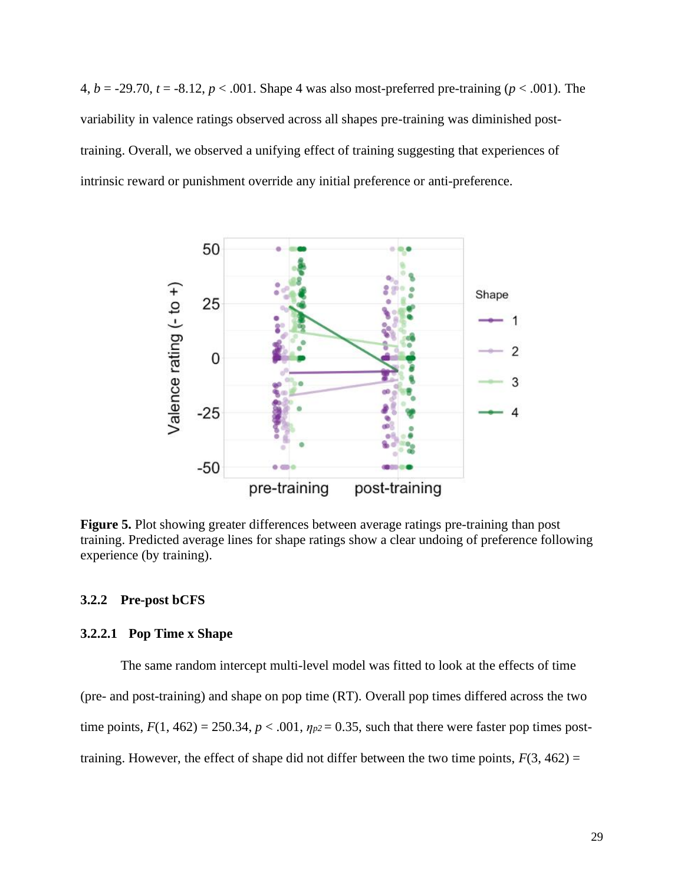4, $b = -29.70$, $t = -8.12$, $p < .001$. Shape 4 was also most-preferred pre-training ($p < .001$). The variability in valence ratings observed across all shapes pre-training was diminished post-training. Overall, we observed a unifying effect of training suggesting that experiences of intrinsic reward or punishment override any initial preference or anti-preference.

**Figure 5.** Plot showing greater differences between average ratings pre-training than post training. Predicted average lines for shape ratings show a clear undoing of preference following experience (by training).

### 3.2.2 Pre-post bCFS

#### 3.2.2.1 Pop Time x Shape

The same random intercept multi-level model was fitted to look at the effects of time (pre- and post-training) and shape on pop time (RT). Overall pop times differed across the two time points, $F(1, 462) = 250.34$, $p < .001$, $\eta_{p2} = 0.35$, such that there were faster pop times post-training. However, the effect of shape did not differ between the two time points, $F(3, 462) =$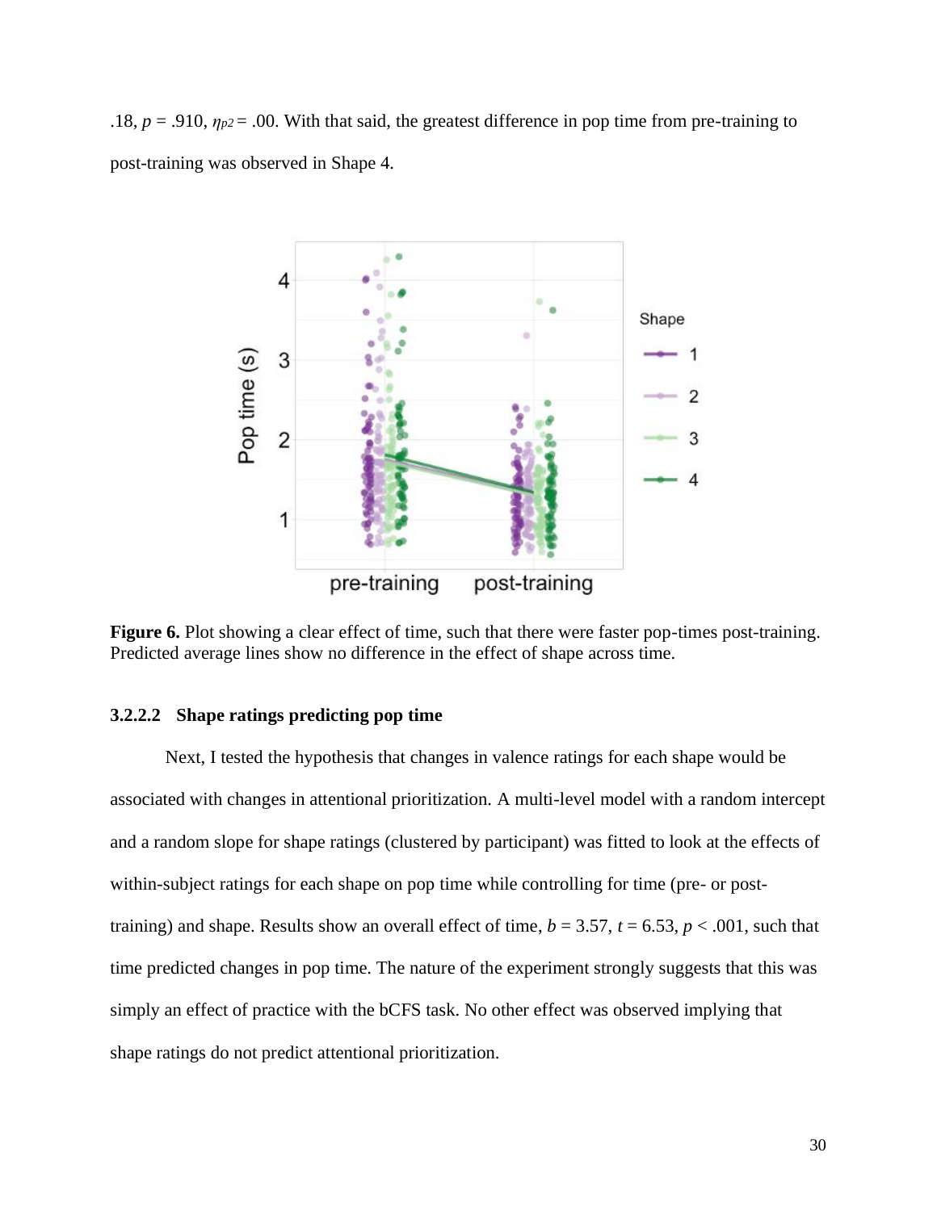.18, $p$ = .910, $\eta_{p2}$ = .00. With that said, the greatest difference in pop time from pre-training to post-training was observed in Shape 4.

**Figure 6.** Plot showing a clear effect of time, such that there were faster pop-times post-training. Predicted average lines show no difference in the effect of shape across time.

### 3.2.2.2 Shape ratings predicting pop time

Next, I tested the hypothesis that changes in valence ratings for each shape would be associated with changes in attentional prioritization. A multi-level model with a random intercept and a random slope for shape ratings (clustered by participant) was fitted to look at the effects of within-subject ratings for each shape on pop time while controlling for time (pre- or post-training) and shape. Results show an overall effect of time, $b$ = 3.57, $t$ = 6.53, $p$ < .001, such that time predicted changes in pop time. The nature of the experiment strongly suggests that this was simply an effect of practice with the bCFS task. No other effect was observed implying that shape ratings do not predict attentional prioritization.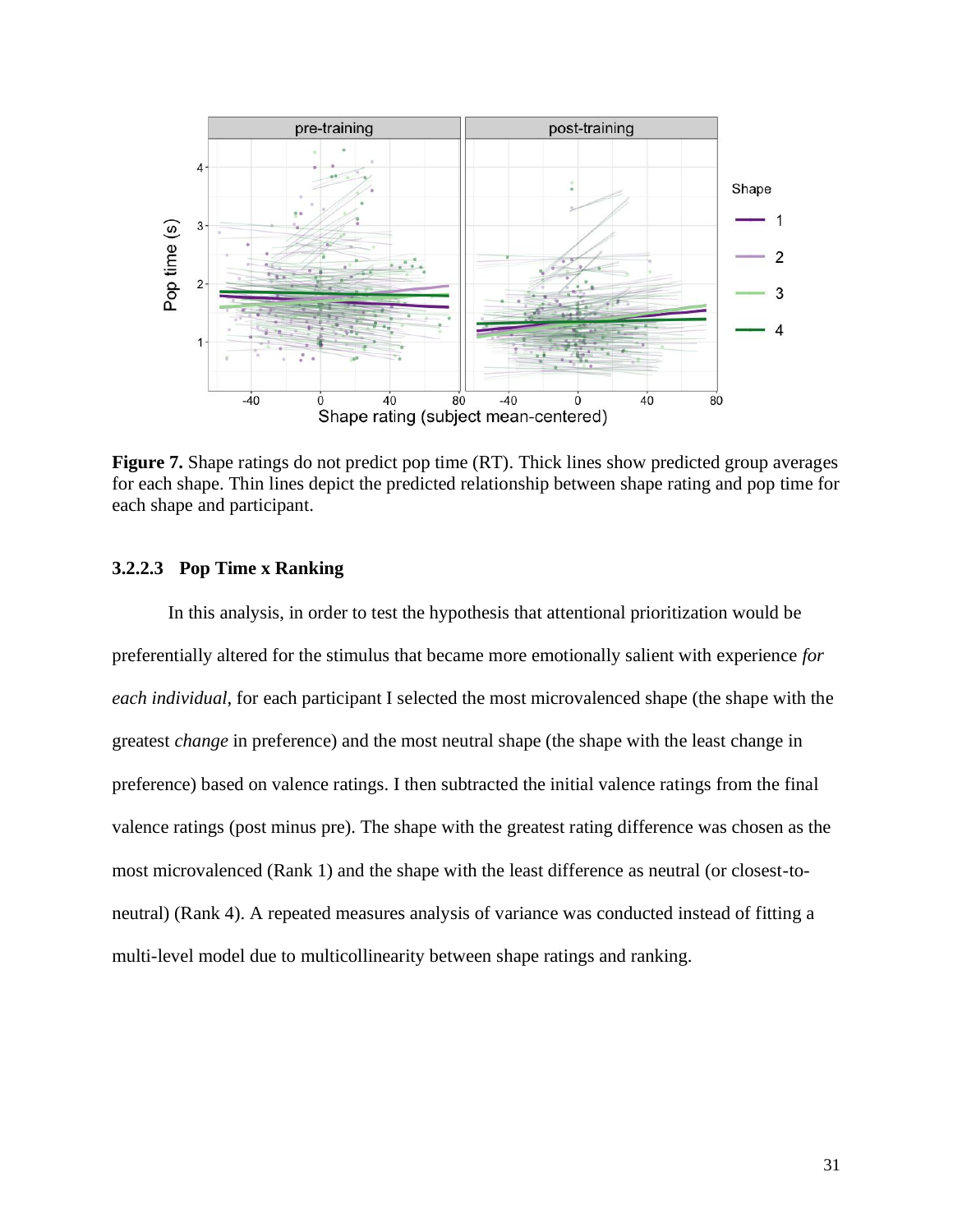**Figure 7.** Shape ratings do not predict pop time (RT). Thick lines show predicted group averages for each shape. Thin lines depict the predicted relationship between shape rating and pop time for each shape and participant.

### 3.2.2.3 Pop Time x Ranking

In this analysis, in order to test the hypothesis that attentional prioritization would be preferentially altered for the stimulus that became more emotionally salient with experience *for each individual*, for each participant I selected the most microvalenced shape (the shape with the greatest *change* in preference) and the most neutral shape (the shape with the least change in preference) based on valence ratings. I then subtracted the initial valence ratings from the final valence ratings (post minus pre). The shape with the greatest rating difference was chosen as the most microvalenced (Rank 1) and the shape with the least difference as neutral (or closest-to-neutral) (Rank 4). A repeated measures analysis of variance was conducted instead of fitting a multi-level model due to multicollinearity between shape ratings and ranking.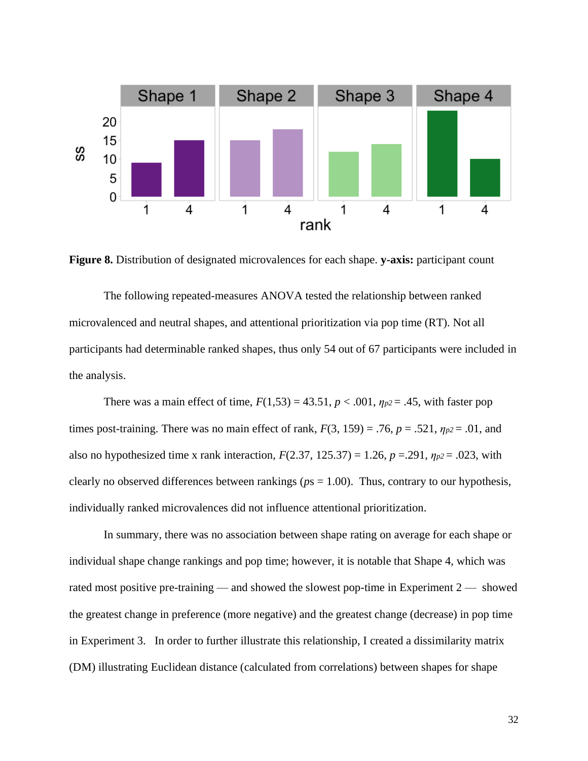**Figure 8.** Distribution of designated microvalences for each shape. **y-axis:** participant count

The following repeated-measures ANOVA tested the relationship between ranked microvalenced and neutral shapes, and attentional prioritization via pop time (RT). Not all participants had determinable ranked shapes, thus only 54 out of 67 participants were included in the analysis.

There was a main effect of time, $F(1,53) = 43.51$, $p < .001$, $\eta_{p2} = .45$, with faster pop times post-training. There was no main effect of rank, $F(3, 159) = .76$, $p = .521$, $\eta_{p2} = .01$, and also no hypothesized time x rank interaction, $F(2.37, 125.37) = 1.26$, $p = .291$, $\eta_{p2} = .023$, with clearly no observed differences between rankings ($p$s = 1.00). Thus, contrary to our hypothesis, individually ranked microvalences did not influence attentional prioritization.

In summary, there was no association between shape rating on average for each shape or individual shape change rankings and pop time; however, it is notable that Shape 4, which was rated most positive pre-training — and showed the slowest pop-time in Experiment 2 — showed the greatest change in preference (more negative) and the greatest change (decrease) in pop time in Experiment 3. In order to further illustrate this relationship, I created a dissimilarity matrix (DM) illustrating Euclidean distance (calculated from correlations) between shapes for shape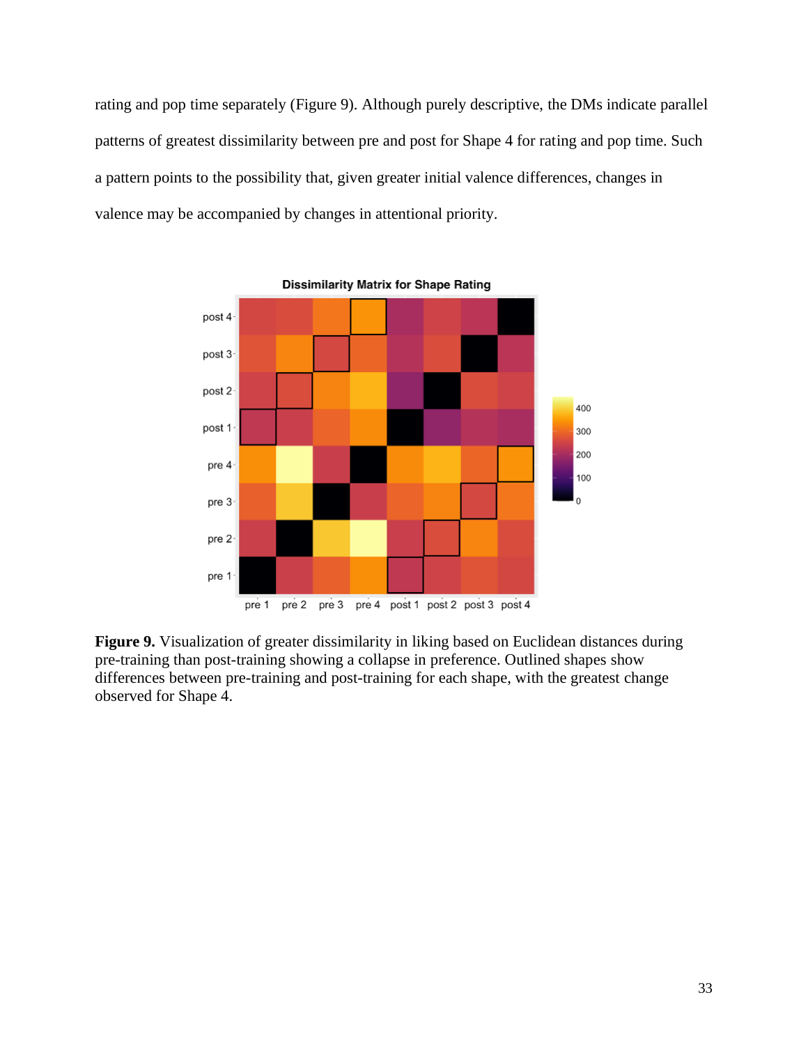rating and pop time separately (Figure 9). Although purely descriptive, the DMs indicate parallel patterns of greatest dissimilarity between pre and post for Shape 4 for rating and pop time. Such a pattern points to the possibility that, given greater initial valence differences, changes in valence may be accompanied by changes in attentional priority.

**Figure 9.** Visualization of greater dissimilarity in liking based on Euclidean distances during pre-training than post-training showing a collapse in preference. Outlined shapes show differences between pre-training and post-training for each shape, with the greatest change observed for Shape 4.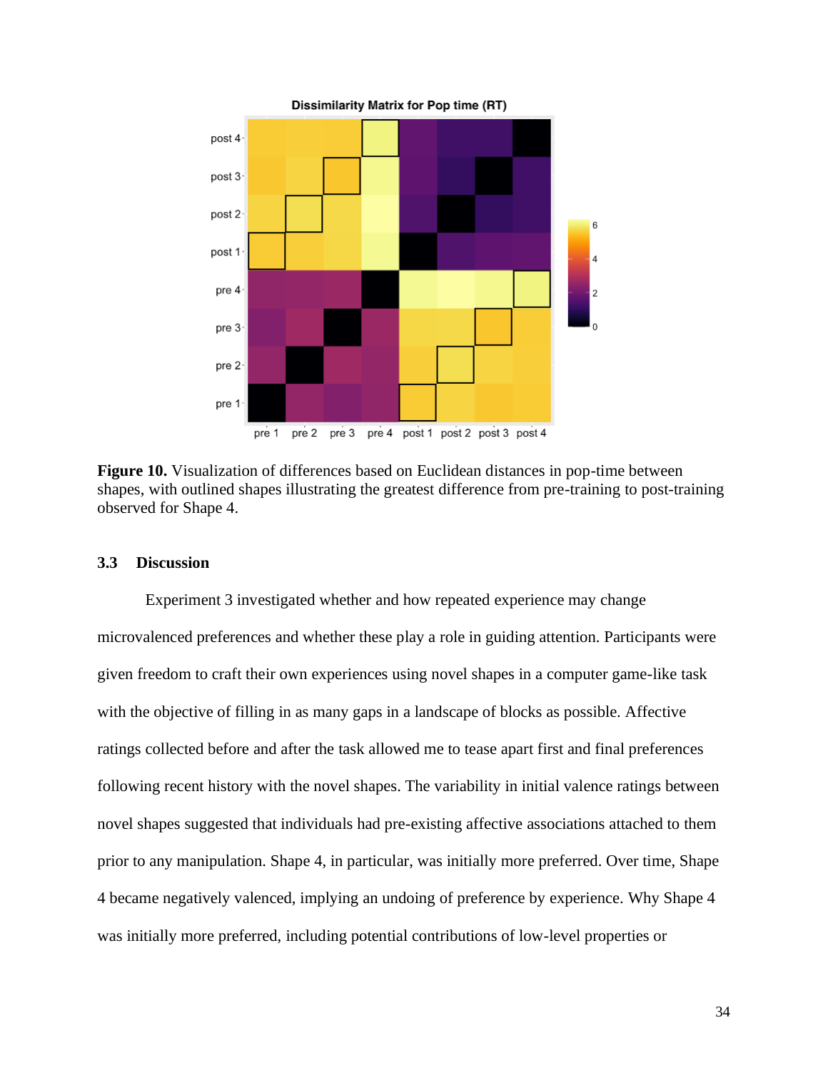**Figure 10.** Visualization of differences based on Euclidean distances in pop-time between shapes, with outlined shapes illustrating the greatest difference from pre-training to post-training observed for Shape 4.

### 3.3 Discussion

Experiment 3 investigated whether and how repeated experience may change microvalenced preferences and whether these play a role in guiding attention. Participants were given freedom to craft their own experiences using novel shapes in a computer game-like task with the objective of filling in as many gaps in a landscape of blocks as possible. Affective ratings collected before and after the task allowed me to tease apart first and final preferences following recent history with the novel shapes. The variability in initial valence ratings between novel shapes suggested that individuals had pre-existing affective associations attached to them prior to any manipulation. Shape 4, in particular, was initially more preferred. Over time, Shape 4 became negatively valenced, implying an undoing of preference by experience. Why Shape 4 was initially more preferred, including potential contributions of low-level properties or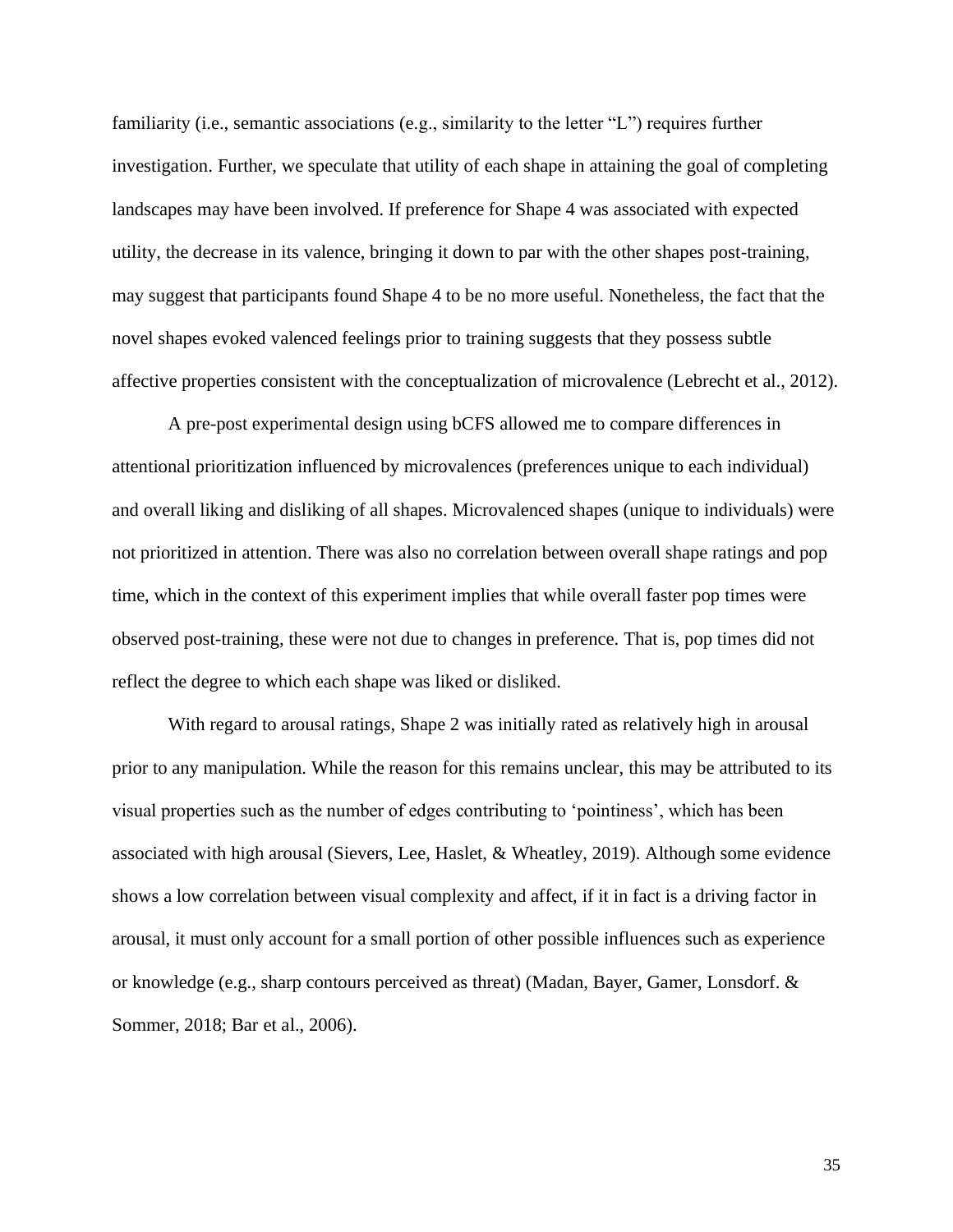familiarity (i.e., semantic associations (e.g., similarity to the letter "L") requires further investigation. Further, we speculate that utility of each shape in attaining the goal of completing landscapes may have been involved. If preference for Shape 4 was associated with expected utility, the decrease in its valence, bringing it down to par with the other shapes post-training, may suggest that participants found Shape 4 to be no more useful. Nonetheless, the fact that the novel shapes evoked valenced feelings prior to training suggests that they possess subtle affective properties consistent with the conceptualization of microvalence (Lebrecht et al., 2012).

A pre-post experimental design using bCFS allowed me to compare differences in attentional prioritization influenced by microvalences (preferences unique to each individual) and overall liking and disliking of all shapes. Microvalenced shapes (unique to individuals) were not prioritized in attention. There was also no correlation between overall shape ratings and pop time, which in the context of this experiment implies that while overall faster pop times were observed post-training, these were not due to changes in preference. That is, pop times did not reflect the degree to which each shape was liked or disliked.

With regard to arousal ratings, Shape 2 was initially rated as relatively high in arousal prior to any manipulation. While the reason for this remains unclear, this may be attributed to its visual properties such as the number of edges contributing to 'pointiness', which has been associated with high arousal (Sievers, Lee, Haslet, & Wheatley, 2019). Although some evidence shows a low correlation between visual complexity and affect, if it in fact is a driving factor in arousal, it must only account for a small portion of other possible influences such as experience or knowledge (e.g., sharp contours perceived as threat) (Madan, Bayer, Gamer, Lonsdorf. & Sommer, 2018; Bar et al., 2006).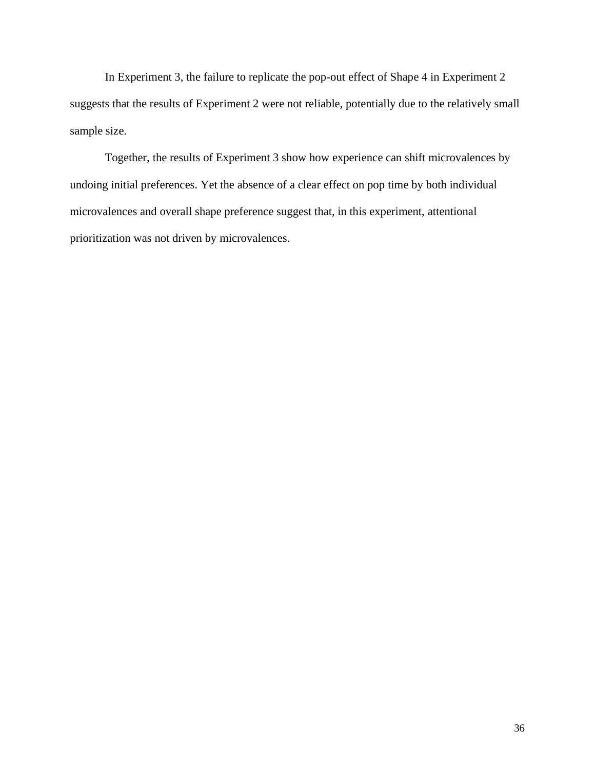In Experiment 3, the failure to replicate the pop-out effect of Shape 4 in Experiment 2 suggests that the results of Experiment 2 were not reliable, potentially due to the relatively small sample size.

Together, the results of Experiment 3 show how experience can shift microvalences by undoing initial preferences. Yet the absence of a clear effect on pop time by both individual microvalences and overall shape preference suggest that, in this experiment, attentional prioritization was not driven by microvalences.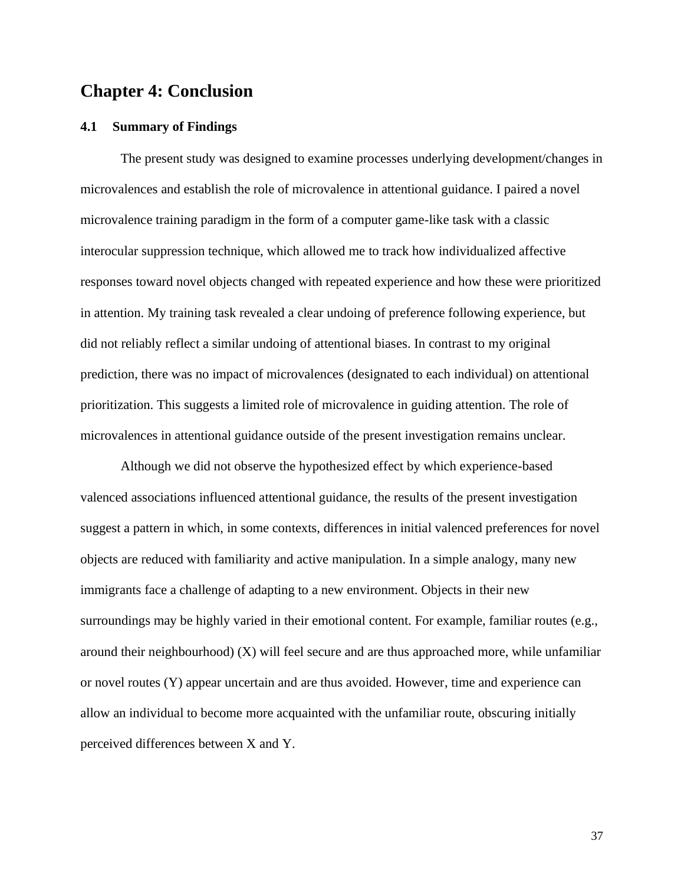# Chapter 4: Conclusion

### 4.1 Summary of Findings

The present study was designed to examine processes underlying development/changes in microvalences and establish the role of microvalence in attentional guidance. I paired a novel microvalence training paradigm in the form of a computer game-like task with a classic interocular suppression technique, which allowed me to track how individualized affective responses toward novel objects changed with repeated experience and how these were prioritized in attention. My training task revealed a clear undoing of preference following experience, but did not reliably reflect a similar undoing of attentional biases. In contrast to my original prediction, there was no impact of microvalences (designated to each individual) on attentional prioritization. This suggests a limited role of microvalence in guiding attention. The role of microvalences in attentional guidance outside of the present investigation remains unclear.

Although we did not observe the hypothesized effect by which experience-based valenced associations influenced attentional guidance, the results of the present investigation suggest a pattern in which, in some contexts, differences in initial valenced preferences for novel objects are reduced with familiarity and active manipulation. In a simple analogy, many new immigrants face a challenge of adapting to a new environment. Objects in their new surroundings may be highly varied in their emotional content. For example, familiar routes (e.g., around their neighbourhood) (X) will feel secure and are thus approached more, while unfamiliar or novel routes (Y) appear uncertain and are thus avoided. However, time and experience can allow an individual to become more acquainted with the unfamiliar route, obscuring initially perceived differences between X and Y.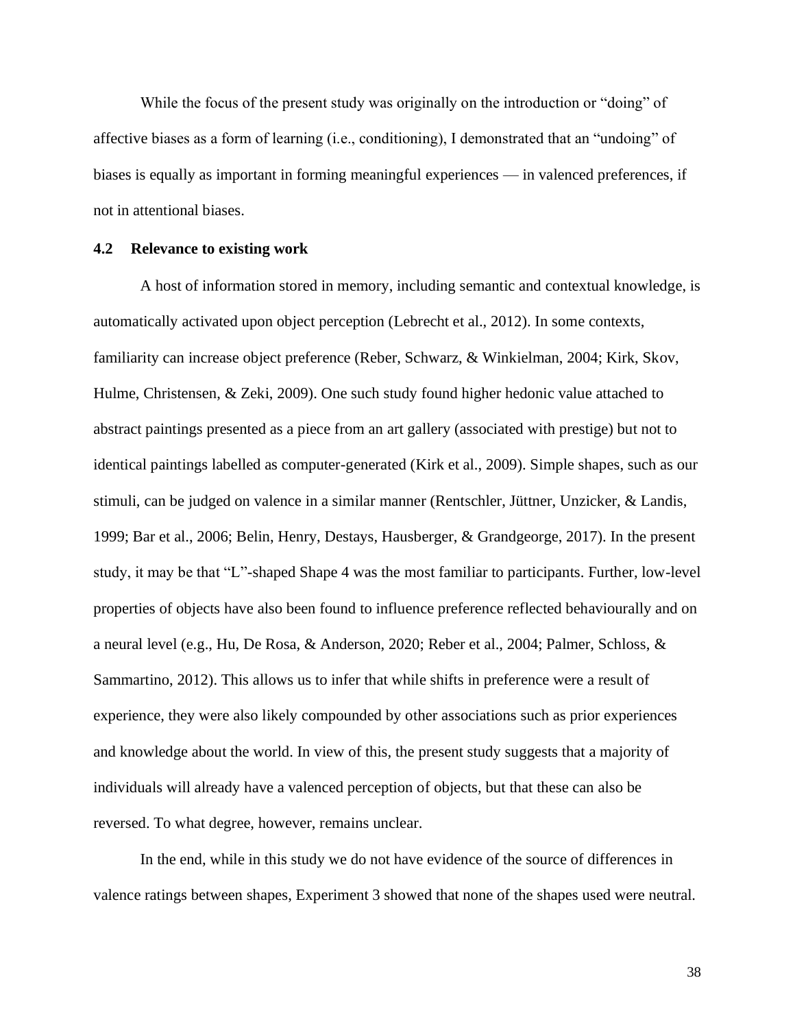While the focus of the present study was originally on the introduction or "doing" of affective biases as a form of learning (i.e., conditioning), I demonstrated that an "undoing" of biases is equally as important in forming meaningful experiences — in valenced preferences, if not in attentional biases.

### 4.2 Relevance to existing work

A host of information stored in memory, including semantic and contextual knowledge, is automatically activated upon object perception (Lebrecht et al., 2012). In some contexts, familiarity can increase object preference (Reber, Schwarz, & Winkielman, 2004; Kirk, Skov, Hulme, Christensen, & Zeki, 2009). One such study found higher hedonic value attached to abstract paintings presented as a piece from an art gallery (associated with prestige) but not to identical paintings labelled as computer-generated (Kirk et al., 2009). Simple shapes, such as our stimuli, can be judged on valence in a similar manner (Rentschler, Jüttner, Unzicker, & Landis, 1999; Bar et al., 2006; Belin, Henry, Destays, Hausberger, & Grandgeorge, 2017). In the present study, it may be that "L"-shaped Shape 4 was the most familiar to participants. Further, low-level properties of objects have also been found to influence preference reflected behaviourally and on a neural level (e.g., Hu, De Rosa, & Anderson, 2020; Reber et al., 2004; Palmer, Schloss, & Sammartino, 2012). This allows us to infer that while shifts in preference were a result of experience, they were also likely compounded by other associations such as prior experiences and knowledge about the world. In view of this, the present study suggests that a majority of individuals will already have a valenced perception of objects, but that these can also be reversed. To what degree, however, remains unclear.

In the end, while in this study we do not have evidence of the source of differences in valence ratings between shapes, Experiment 3 showed that none of the shapes used were neutral.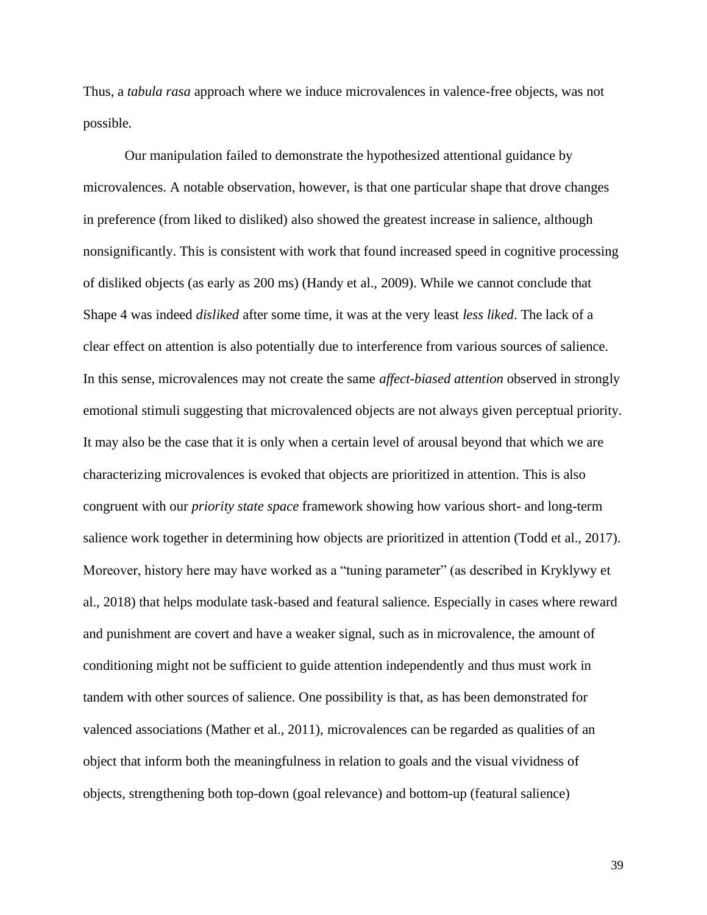Thus, a *tabula rasa* approach where we induce microvalences in valence-free objects, was not possible.

Our manipulation failed to demonstrate the hypothesized attentional guidance by microvalences. A notable observation, however, is that one particular shape that drove changes in preference (from liked to disliked) also showed the greatest increase in salience, although nonsignificantly. This is consistent with work that found increased speed in cognitive processing of disliked objects (as early as 200 ms) (Handy et al., 2009). While we cannot conclude that Shape 4 was indeed *disliked* after some time, it was at the very least *less liked*. The lack of a clear effect on attention is also potentially due to interference from various sources of salience. In this sense, microvalences may not create the same *affect-biased attention* observed in strongly emotional stimuli suggesting that microvalenced objects are not always given perceptual priority. It may also be the case that it is only when a certain level of arousal beyond that which we are characterizing microvalences is evoked that objects are prioritized in attention. This is also congruent with our *priority state space* framework showing how various short- and long-term salience work together in determining how objects are prioritized in attention (Todd et al., 2017). Moreover, history here may have worked as a "tuning parameter" (as described in Kryklywy et al., 2018) that helps modulate task-based and featural salience. Especially in cases where reward and punishment are covert and have a weaker signal, such as in microvalence, the amount of conditioning might not be sufficient to guide attention independently and thus must work in tandem with other sources of salience. One possibility is that, as has been demonstrated for valenced associations (Mather et al., 2011), microvalences can be regarded as qualities of an object that inform both the meaningfulness in relation to goals and the visual vividness of objects, strengthening both top-down (goal relevance) and bottom-up (featural salience)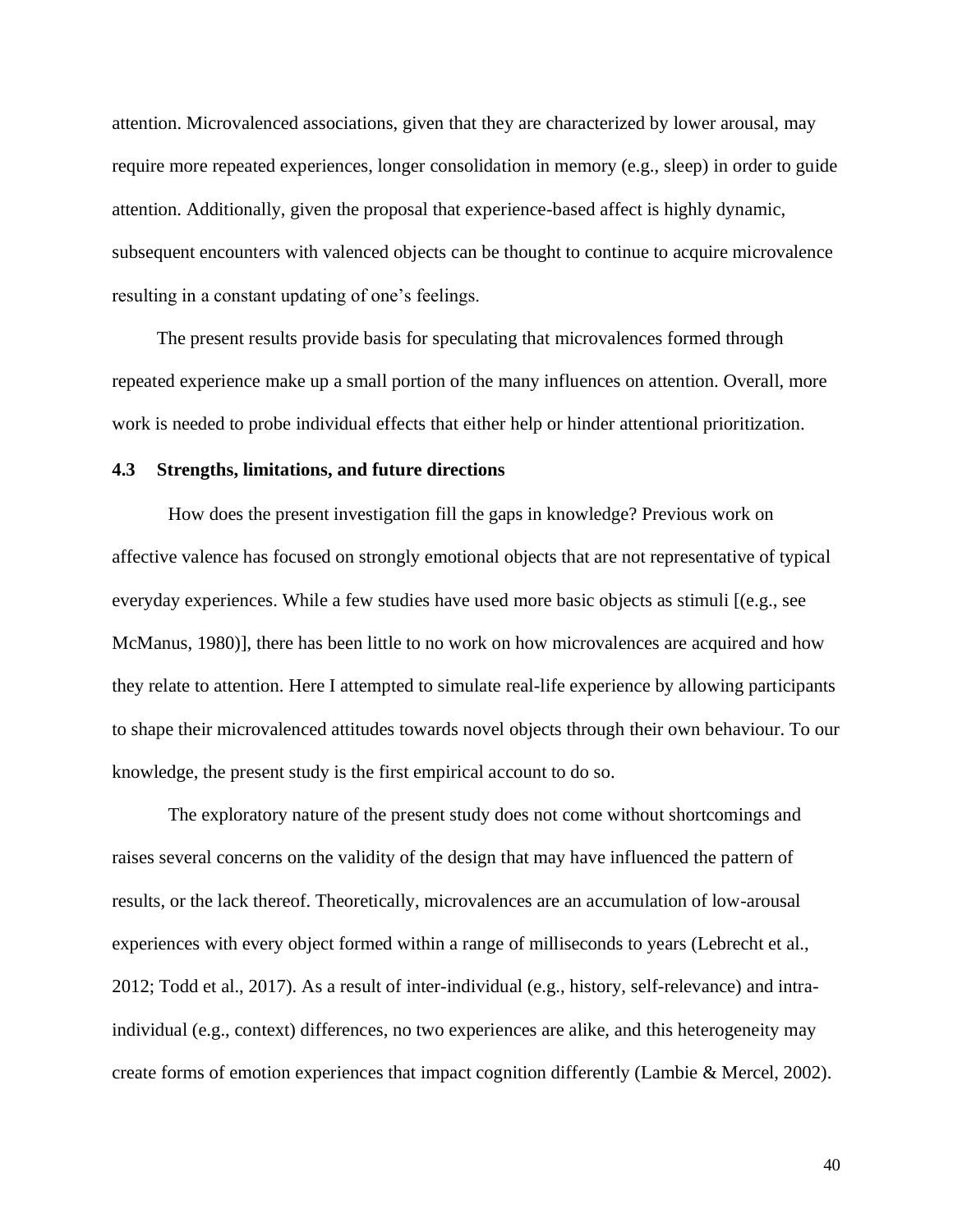attention. Microvalenced associations, given that they are characterized by lower arousal, may require more repeated experiences, longer consolidation in memory (e.g., sleep) in order to guide attention. Additionally, given the proposal that experience-based affect is highly dynamic, subsequent encounters with valenced objects can be thought to continue to acquire microvalence resulting in a constant updating of one's feelings.

The present results provide basis for speculating that microvalences formed through repeated experience make up a small portion of the many influences on attention. Overall, more work is needed to probe individual effects that either help or hinder attentional prioritization.

### 4.3 Strengths, limitations, and future directions

How does the present investigation fill the gaps in knowledge? Previous work on affective valence has focused on strongly emotional objects that are not representative of typical everyday experiences. While a few studies have used more basic objects as stimuli [(e.g., see McManus, 1980)], there has been little to no work on how microvalences are acquired and how they relate to attention. Here I attempted to simulate real-life experience by allowing participants to shape their microvalenced attitudes towards novel objects through their own behaviour. To our knowledge, the present study is the first empirical account to do so.

The exploratory nature of the present study does not come without shortcomings and raises several concerns on the validity of the design that may have influenced the pattern of results, or the lack thereof. Theoretically, microvalences are an accumulation of low-arousal experiences with every object formed within a range of milliseconds to years (Lebrecht et al., 2012; Todd et al., 2017). As a result of inter-individual (e.g., history, self-relevance) and intra-individual (e.g., context) differences, no two experiences are alike, and this heterogeneity may create forms of emotion experiences that impact cognition differently (Lambie & Mercel, 2002).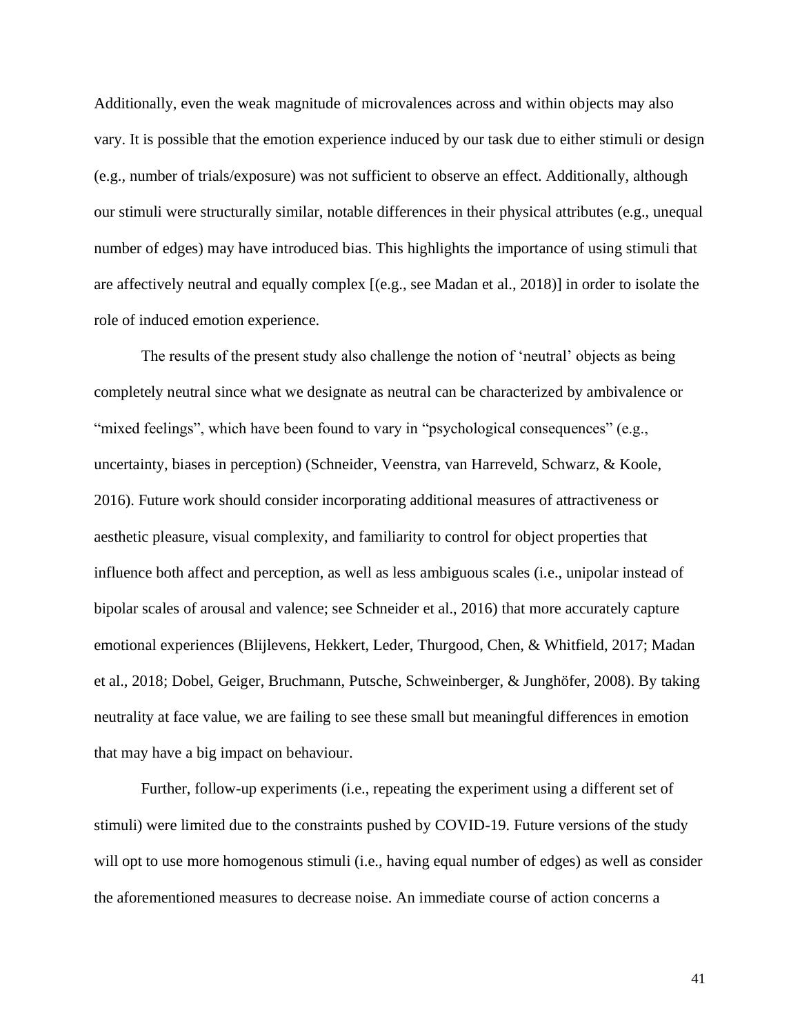Additionally, even the weak magnitude of microvalences across and within objects may also vary. It is possible that the emotion experience induced by our task due to either stimuli or design (e.g., number of trials/exposure) was not sufficient to observe an effect. Additionally, although our stimuli were structurally similar, notable differences in their physical attributes (e.g., unequal number of edges) may have introduced bias. This highlights the importance of using stimuli that are affectively neutral and equally complex [(e.g., see Madan et al., 2018)] in order to isolate the role of induced emotion experience.

The results of the present study also challenge the notion of 'neutral' objects as being completely neutral since what we designate as neutral can be characterized by ambivalence or "mixed feelings", which have been found to vary in "psychological consequences" (e.g., uncertainty, biases in perception) (Schneider, Veenstra, van Harreveld, Schwarz, & Koole, 2016). Future work should consider incorporating additional measures of attractiveness or aesthetic pleasure, visual complexity, and familiarity to control for object properties that influence both affect and perception, as well as less ambiguous scales (i.e., unipolar instead of bipolar scales of arousal and valence; see Schneider et al., 2016) that more accurately capture emotional experiences (Blijlevens, Hekkert, Leder, Thurgood, Chen, & Whitfield, 2017; Madan et al., 2018; Dobel, Geiger, Bruchmann, Putsche, Schweinberger, & Junghöfer, 2008). By taking neutrality at face value, we are failing to see these small but meaningful differences in emotion that may have a big impact on behaviour.

Further, follow-up experiments (i.e., repeating the experiment using a different set of stimuli) were limited due to the constraints pushed by COVID-19. Future versions of the study will opt to use more homogenous stimuli (i.e., having equal number of edges) as well as consider the aforementioned measures to decrease noise. An immediate course of action concerns a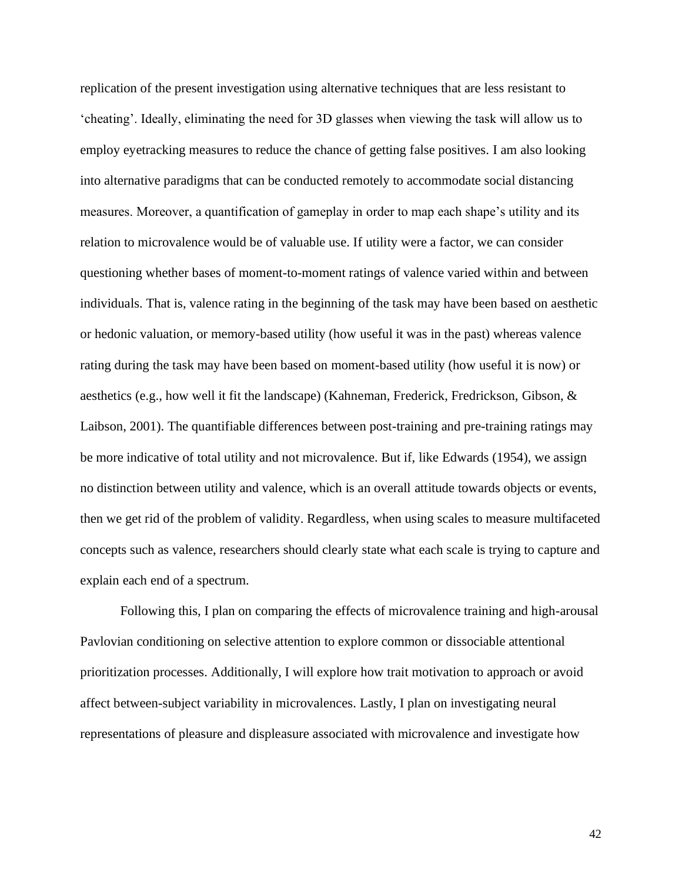replication of the present investigation using alternative techniques that are less resistant to 'cheating'. Ideally, eliminating the need for 3D glasses when viewing the task will allow us to employ eyetracking measures to reduce the chance of getting false positives. I am also looking into alternative paradigms that can be conducted remotely to accommodate social distancing measures. Moreover, a quantification of gameplay in order to map each shape's utility and its relation to microvalence would be of valuable use. If utility were a factor, we can consider questioning whether bases of moment-to-moment ratings of valence varied within and between individuals. That is, valence rating in the beginning of the task may have been based on aesthetic or hedonic valuation, or memory-based utility (how useful it was in the past) whereas valence rating during the task may have been based on moment-based utility (how useful it is now) or aesthetics (e.g., how well it fit the landscape) (Kahneman, Frederick, Fredrickson, Gibson, & Laibson, 2001). The quantifiable differences between post-training and pre-training ratings may be more indicative of total utility and not microvalence. But if, like Edwards (1954), we assign no distinction between utility and valence, which is an overall attitude towards objects or events, then we get rid of the problem of validity. Regardless, when using scales to measure multifaceted concepts such as valence, researchers should clearly state what each scale is trying to capture and explain each end of a spectrum.

Following this, I plan on comparing the effects of microvalence training and high-arousal Pavlovian conditioning on selective attention to explore common or dissociable attentional prioritization processes. Additionally, I will explore how trait motivation to approach or avoid affect between-subject variability in microvalences. Lastly, I plan on investigating neural representations of pleasure and displeasure associated with microvalence and investigate how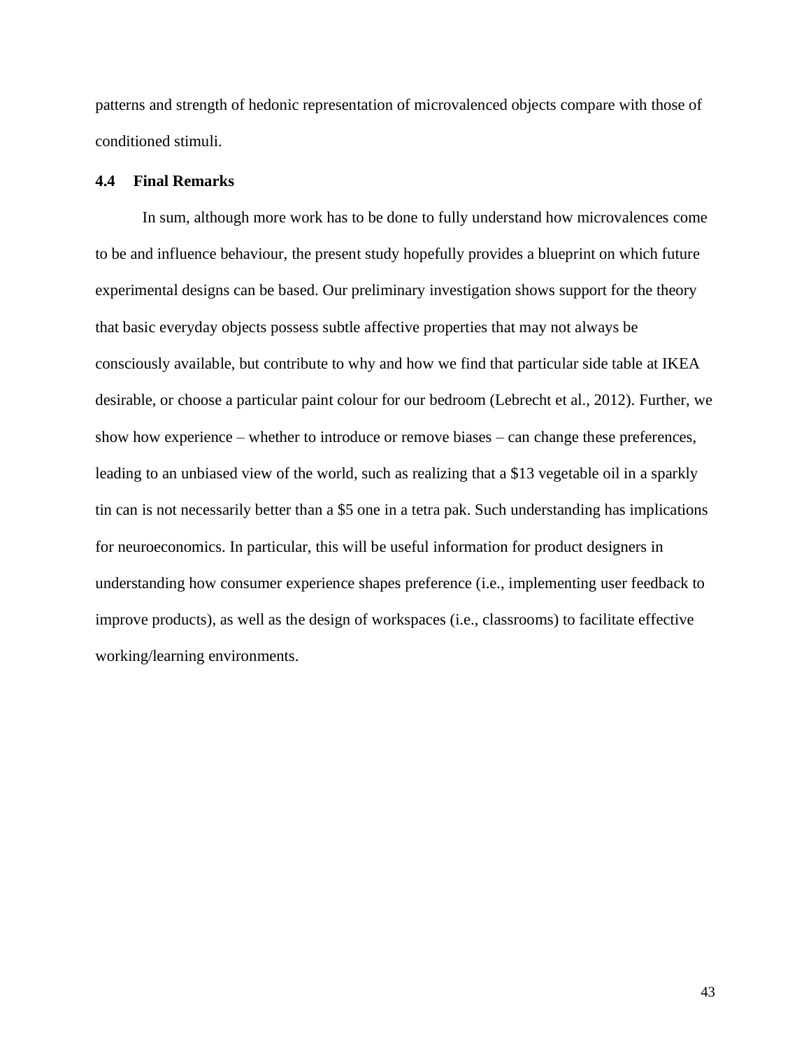patterns and strength of hedonic representation of microvalenced objects compare with those of conditioned stimuli.

### 4.4 Final Remarks

In sum, although more work has to be done to fully understand how microvalences come to be and influence behaviour, the present study hopefully provides a blueprint on which future experimental designs can be based. Our preliminary investigation shows support for the theory that basic everyday objects possess subtle affective properties that may not always be consciously available, but contribute to why and how we find that particular side table at IKEA desirable, or choose a particular paint colour for our bedroom (Lebrecht et al., 2012). Further, we show how experience – whether to introduce or remove biases – can change these preferences, leading to an unbiased view of the world, such as realizing that a $13 vegetable oil in a sparkly tin can is not necessarily better than a $5 one in a tetra pak. Such understanding has implications for neuroeconomics. In particular, this will be useful information for product designers in understanding how consumer experience shapes preference (i.e., implementing user feedback to improve products), as well as the design of workspaces (i.e., classrooms) to facilitate effective working/learning environments.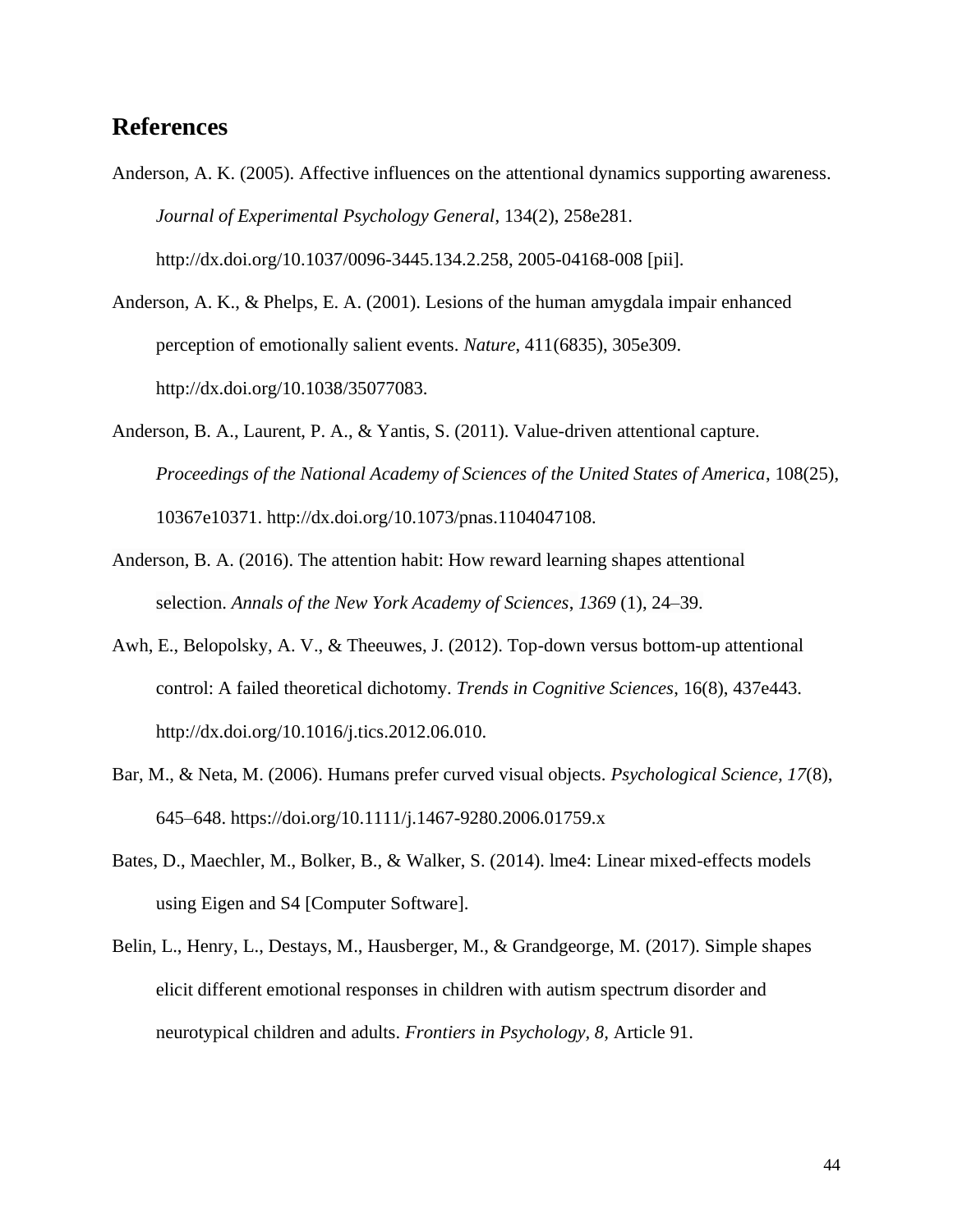## References

Anderson, A. K. (2005). Affective influences on the attentional dynamics supporting awareness. *Journal of Experimental Psychology General*, 134(2), 258e281. http://dx.doi.org/10.1037/0096-3445.134.2.258, 2005-04168-008 [pii].

Anderson, A. K., & Phelps, E. A. (2001). Lesions of the human amygdala impair enhanced perception of emotionally salient events. *Nature*, 411(6835), 305e309. http://dx.doi.org/10.1038/35077083.

Anderson, B. A., Laurent, P. A., & Yantis, S. (2011). Value-driven attentional capture. *Proceedings of the National Academy of Sciences of the United States of America*, 108(25), 10367e10371. http://dx.doi.org/10.1073/pnas.1104047108.

Anderson, B. A. (2016). The attention habit: How reward learning shapes attentional selection. *Annals of the New York Academy of Sciences*, *1369* (1), 24–39.

Awh, E., Belopolsky, A. V., & Theeuwes, J. (2012). Top-down versus bottom-up attentional control: A failed theoretical dichotomy. *Trends in Cognitive Sciences*, 16(8), 437e443. http://dx.doi.org/10.1016/j.tics.2012.06.010.

Bar, M., & Neta, M. (2006). Humans prefer curved visual objects. *Psychological Science, 17*(8), 645–648. https://doi.org/10.1111/j.1467-9280.2006.01759.x

Bates, D., Maechler, M., Bolker, B., & Walker, S. (2014). lme4: Linear mixed-effects models using Eigen and S4 [Computer Software].

Belin, L., Henry, L., Destays, M., Hausberger, M., & Grandgeorge, M. (2017). Simple shapes elicit different emotional responses in children with autism spectrum disorder and neurotypical children and adults. *Frontiers in Psychology*, *8*, Article 91.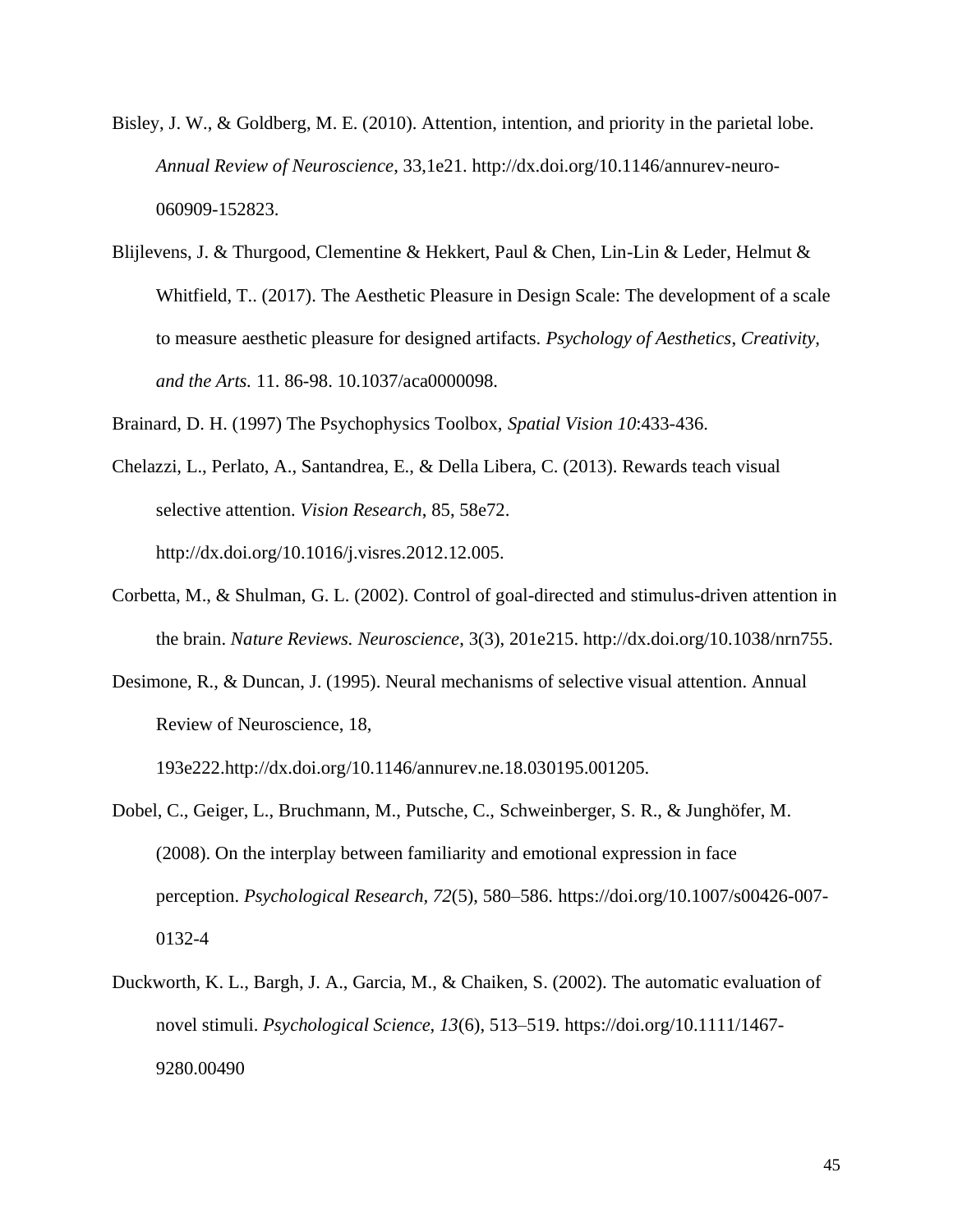Bisley, J. W., & Goldberg, M. E. (2010). Attention, intention, and priority in the parietal lobe. *Annual Review of Neuroscience*, 33,1e21. http://dx.doi.org/10.1146/annurev-neuro-060909-152823.

Blijlevens, J. & Thurgood, Clementine & Hekkert, Paul & Chen, Lin-Lin & Leder, Helmut & Whitfield, T.. (2017). The Aesthetic Pleasure in Design Scale: The development of a scale to measure aesthetic pleasure for designed artifacts. *Psychology of Aesthetics, Creativity, and the Arts.* 11. 86-98. 10.1037/aca0000098.

Brainard, D. H. (1997) The Psychophysics Toolbox, *Spatial Vision 10*:433-436.

Chelazzi, L., Perlato, A., Santandrea, E., & Della Libera, C. (2013). Rewards teach visual selective attention. *Vision Research*, 85, 58e72. http://dx.doi.org/10.1016/j.visres.2012.12.005.

Corbetta, M., & Shulman, G. L. (2002). Control of goal-directed and stimulus-driven attention in the brain. *Nature Reviews. Neuroscience*, 3(3), 201e215. http://dx.doi.org/10.1038/nrn755.

Desimone, R., & Duncan, J. (1995). Neural mechanisms of selective visual attention. Annual Review of Neuroscience, 18, 193e222.http://dx.doi.org/10.1146/annurev.ne.18.030195.001205.

Dobel, C., Geiger, L., Bruchmann, M., Putsche, C., Schweinberger, S. R., & Junghöfer, M. (2008). On the interplay between familiarity and emotional expression in face perception. *Psychological Research*, *72*(5), 580–586. https://doi.org/10.1007/s00426-007-0132-4

Duckworth, K. L., Bargh, J. A., Garcia, M., & Chaiken, S. (2002). The automatic evaluation of novel stimuli. *Psychological Science*, *13*(6), 513–519. https://doi.org/10.1111/1467-9280.00490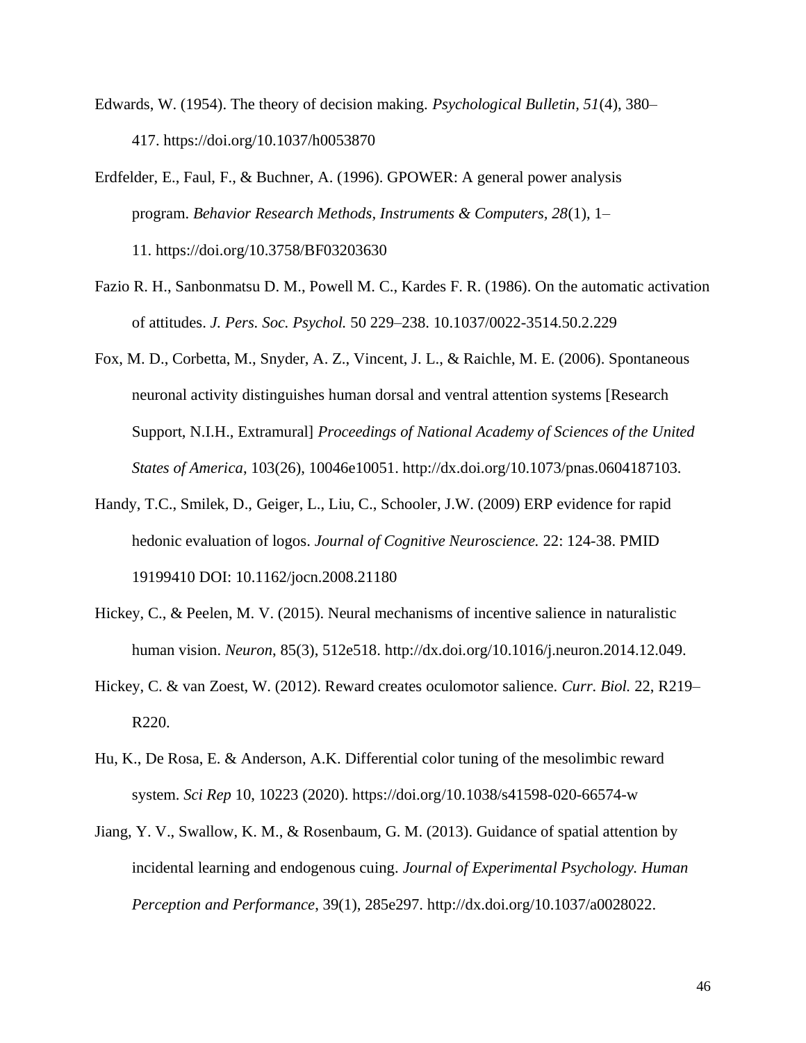Edwards, W. (1954). The theory of decision making. *Psychological Bulletin, 51*(4), 380–417. https://doi.org/10.1037/h0053870

Erdfelder, E., Faul, F., & Buchner, A. (1996). GPOWER: A general power analysis program. *Behavior Research Methods, Instruments & Computers, 28*(1), 1–11. https://doi.org/10.3758/BF03203630

Fazio R. H., Sanbonmatsu D. M., Powell M. C., Kardes F. R. (1986). On the automatic activation of attitudes. *J. Pers. Soc. Psychol.* 50 229–238. 10.1037/0022-3514.50.2.229

Fox, M. D., Corbetta, M., Snyder, A. Z., Vincent, J. L., & Raichle, M. E. (2006). Spontaneous neuronal activity distinguishes human dorsal and ventral attention systems [Research Support, N.I.H., Extramural] *Proceedings of National Academy of Sciences of the United States of America*, 103(26), 10046e10051. http://dx.doi.org/10.1073/pnas.0604187103.

Handy, T.C., Smilek, D., Geiger, L., Liu, C., Schooler, J.W. (2009) ERP evidence for rapid hedonic evaluation of logos. *Journal of Cognitive Neuroscience.* 22: 124-38. PMID 19199410 DOI: 10.1162/jocn.2008.21180

Hickey, C., & Peelen, M. V. (2015). Neural mechanisms of incentive salience in naturalistic human vision. *Neuron*, 85(3), 512e518. http://dx.doi.org/10.1016/j.neuron.2014.12.049.

Hickey, C. & van Zoest, W. (2012). Reward creates oculomotor salience. *Curr. Biol.* 22, R219–R220.

Hu, K., De Rosa, E. & Anderson, A.K. Differential color tuning of the mesolimbic reward system. *Sci Rep* 10, 10223 (2020). https://doi.org/10.1038/s41598-020-66574-w

Jiang, Y. V., Swallow, K. M., & Rosenbaum, G. M. (2013). Guidance of spatial attention by incidental learning and endogenous cuing. *Journal of Experimental Psychology. Human Perception and Performance*, 39(1), 285e297. http://dx.doi.org/10.1037/a0028022.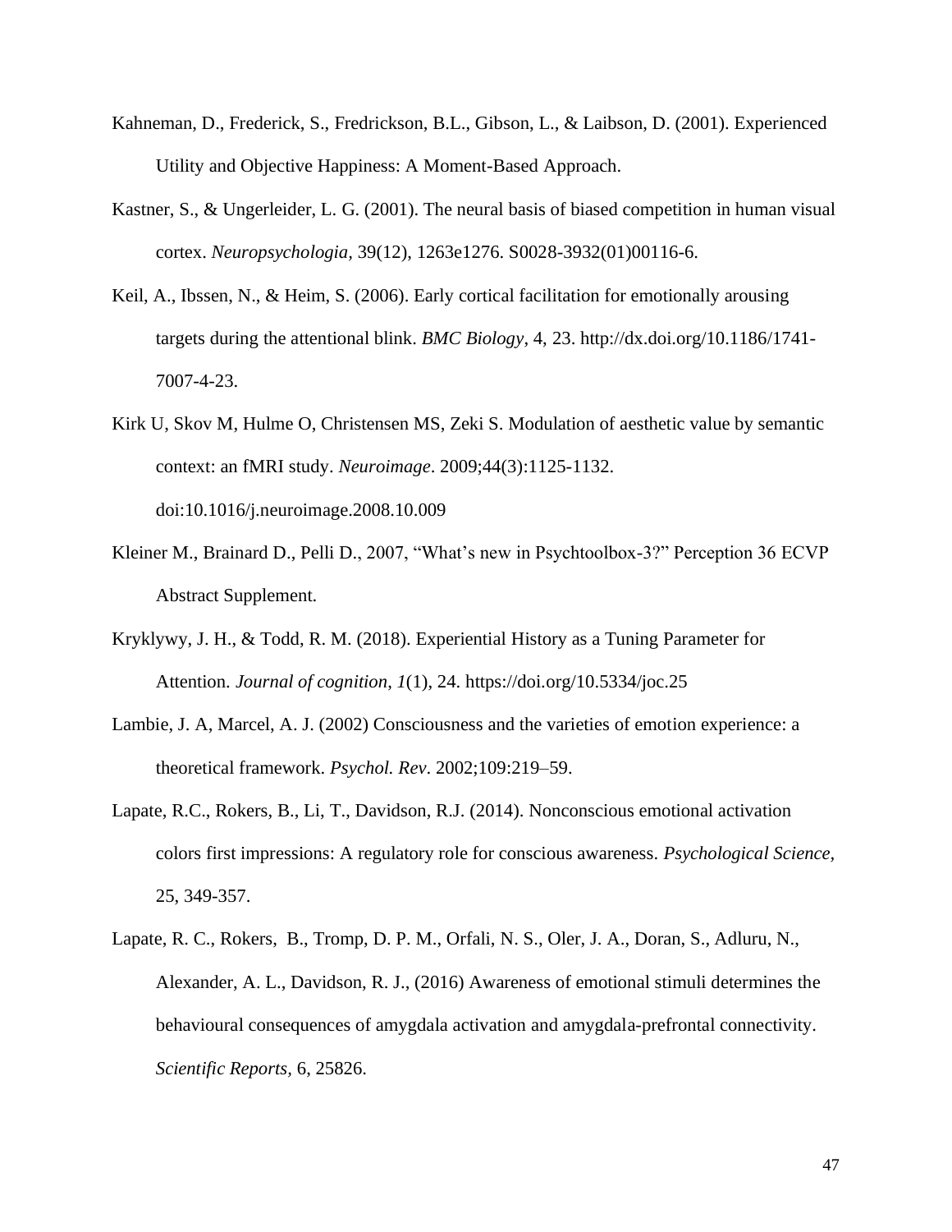Kahneman, D., Frederick, S., Fredrickson, B.L., Gibson, L., & Laibson, D. (2001). Experienced Utility and Objective Happiness: A Moment-Based Approach.

Kastner, S., & Ungerleider, L. G. (2001). The neural basis of biased competition in human visual cortex. *Neuropsychologia*, 39(12), 1263e1276. S0028-3932(01)00116-6.

Keil, A., Ibssen, N., & Heim, S. (2006). Early cortical facilitation for emotionally arousing targets during the attentional blink. *BMC Biology*, 4, 23. http://dx.doi.org/10.1186/1741-7007-4-23.

Kirk U, Skov M, Hulme O, Christensen MS, Zeki S. Modulation of aesthetic value by semantic context: an fMRI study. *Neuroimage*. 2009;44(3):1125-1132. doi:10.1016/j.neuroimage.2008.10.009

Kleiner M., Brainard D., Pelli D., 2007, "What's new in Psychtoolbox-3?" Perception 36 ECVP Abstract Supplement.

Kryklywy, J. H., & Todd, R. M. (2018). Experiential History as a Tuning Parameter for Attention. *Journal of cognition*, *1*(1), 24. https://doi.org/10.5334/joc.25

Lambie, J. A, Marcel, A. J. (2002) Consciousness and the varieties of emotion experience: a theoretical framework. *Psychol. Rev*. 2002;109:219–59.

Lapate, R.C., Rokers, B., Li, T., Davidson, R.J. (2014). Nonconscious emotional activation colors first impressions: A regulatory role for conscious awareness. *Psychological Science*, 25, 349-357.

Lapate, R. C., Rokers, B., Tromp, D. P. M., Orfali, N. S., Oler, J. A., Doran, S., Adluru, N., Alexander, A. L., Davidson, R. J., (2016) Awareness of emotional stimuli determines the behavioural consequences of amygdala activation and amygdala-prefrontal connectivity. *Scientific Reports*, 6, 25826.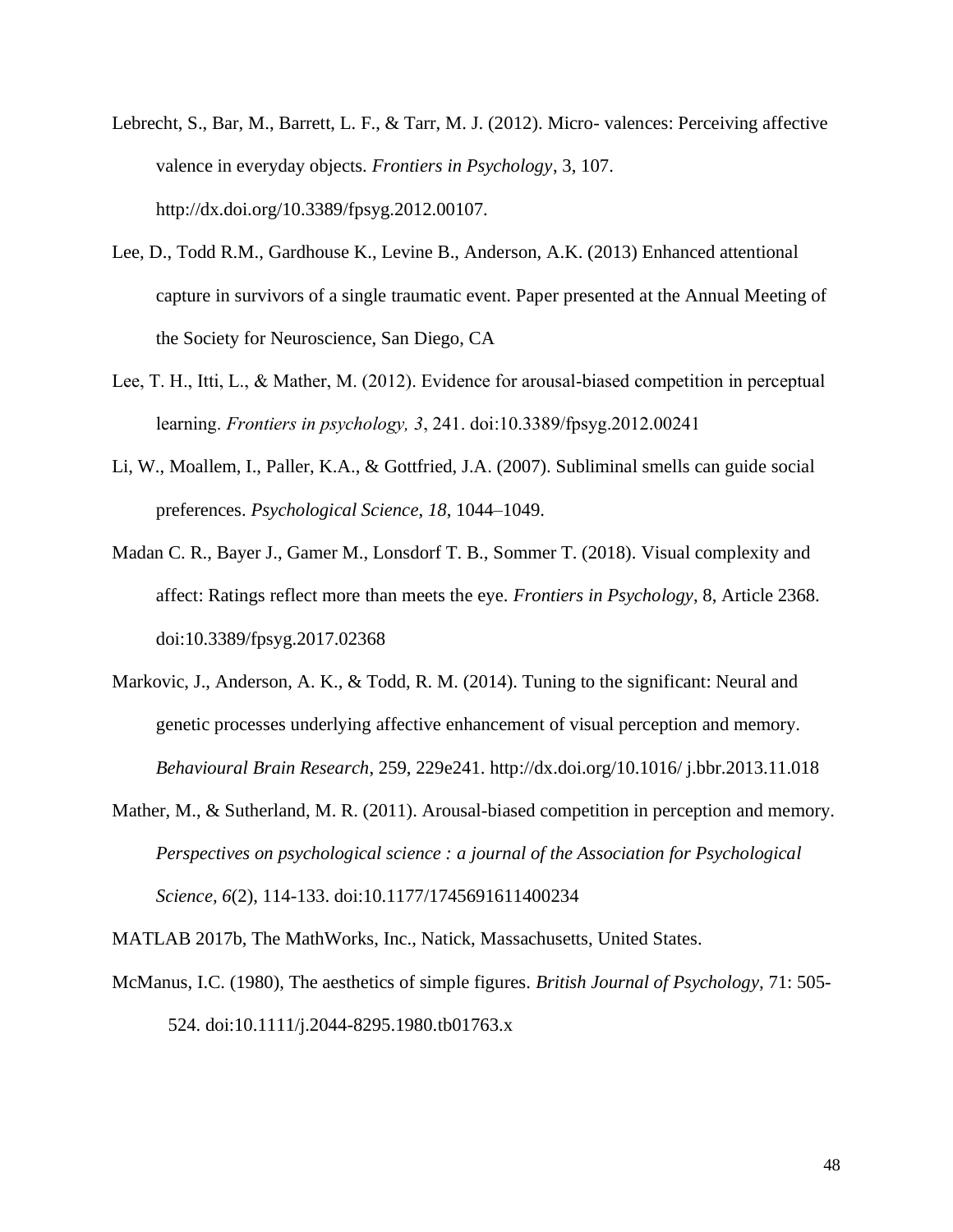Lebrecht, S., Bar, M., Barrett, L. F., & Tarr, M. J. (2012). Micro- valences: Perceiving affective valence in everyday objects. *Frontiers in Psychology*, 3, 107. http://dx.doi.org/10.3389/fpsyg.2012.00107.

Lee, D., Todd R.M., Gardhouse K., Levine B., Anderson, A.K. (2013) Enhanced attentional capture in survivors of a single traumatic event. Paper presented at the Annual Meeting of the Society for Neuroscience, San Diego, CA

Lee, T. H., Itti, L., & Mather, M. (2012). Evidence for arousal-biased competition in perceptual learning. *Frontiers in psychology, 3*, 241. doi:10.3389/fpsyg.2012.00241

Li, W., Moallem, I., Paller, K.A., & Gottfried, J.A. (2007). Subliminal smells can guide social preferences. *Psychological Science*, *18*, 1044–1049.

Madan C. R., Bayer J., Gamer M., Lonsdorf T. B., Sommer T. (2018). Visual complexity and affect: Ratings reflect more than meets the eye. *Frontiers in Psychology*, 8, Article 2368. doi:10.3389/fpsyg.2017.02368

Markovic, J., Anderson, A. K., & Todd, R. M. (2014). Tuning to the significant: Neural and genetic processes underlying affective enhancement of visual perception and memory. *Behavioural Brain Research*, 259, 229e241. http://dx.doi.org/10.1016/ j.bbr.2013.11.018

Mather, M., & Sutherland, M. R. (2011). Arousal-biased competition in perception and memory. *Perspectives on psychological science : a journal of the Association for Psychological Science, 6*(2), 114-133. doi:10.1177/1745691611400234

MATLAB 2017b, The MathWorks, Inc., Natick, Massachusetts, United States.

McManus, I.C. (1980), The aesthetics of simple figures. *British Journal of Psychology,* 71: 505-524. doi:10.1111/j.2044-8295.1980.tb01763.x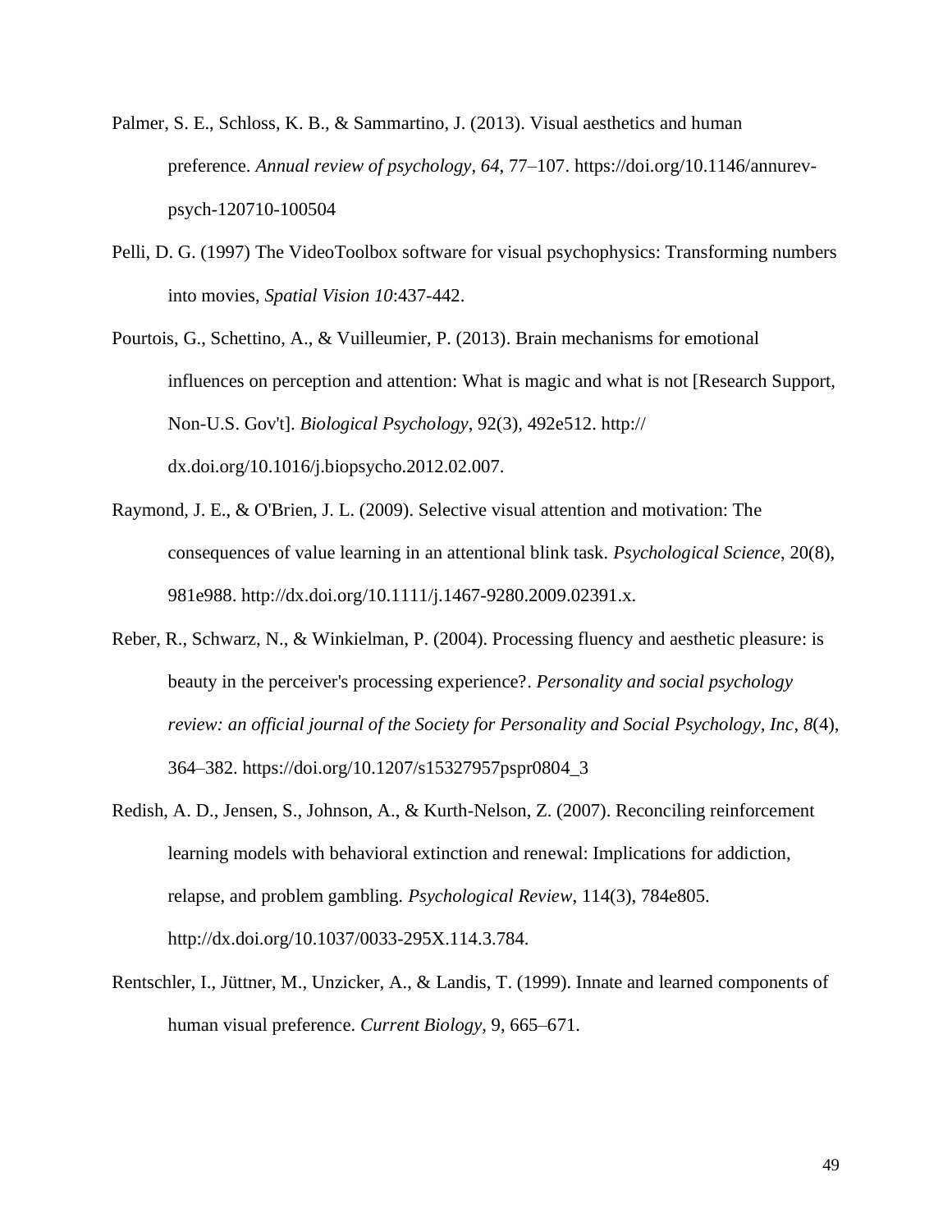Palmer, S. E., Schloss, K. B., & Sammartino, J. (2013). Visual aesthetics and human preference. *Annual review of psychology*, *64*, 77–107. https://doi.org/10.1146/annurev-psych-120710-100504

Pelli, D. G. (1997) The VideoToolbox software for visual psychophysics: Transforming numbers into movies, *Spatial Vision 10*:437-442.

Pourtois, G., Schettino, A., & Vuilleumier, P. (2013). Brain mechanisms for emotional influences on perception and attention: What is magic and what is not [Research Support, Non-U.S. Gov't]. *Biological Psychology*, 92(3), 492e512. http:// dx.doi.org/10.1016/j.biopsycho.2012.02.007.

Raymond, J. E., & O'Brien, J. L. (2009). Selective visual attention and motivation: The consequences of value learning in an attentional blink task. *Psychological Science*, 20(8), 981e988. http://dx.doi.org/10.1111/j.1467-9280.2009.02391.x.

Reber, R., Schwarz, N., & Winkielman, P. (2004). Processing fluency and aesthetic pleasure: is beauty in the perceiver's processing experience?. *Personality and social psychology review: an official journal of the Society for Personality and Social Psychology, Inc*, *8*(4), 364–382. https://doi.org/10.1207/s15327957pspr0804_3

Redish, A. D., Jensen, S., Johnson, A., & Kurth-Nelson, Z. (2007). Reconciling reinforcement learning models with behavioral extinction and renewal: Implications for addiction, relapse, and problem gambling. *Psychological Review*, 114(3), 784e805. http://dx.doi.org/10.1037/0033-295X.114.3.784.

Rentschler, I., Jüttner, M., Unzicker, A., & Landis, T. (1999). Innate and learned components of human visual preference. *Current Biology*, 9, 665–671.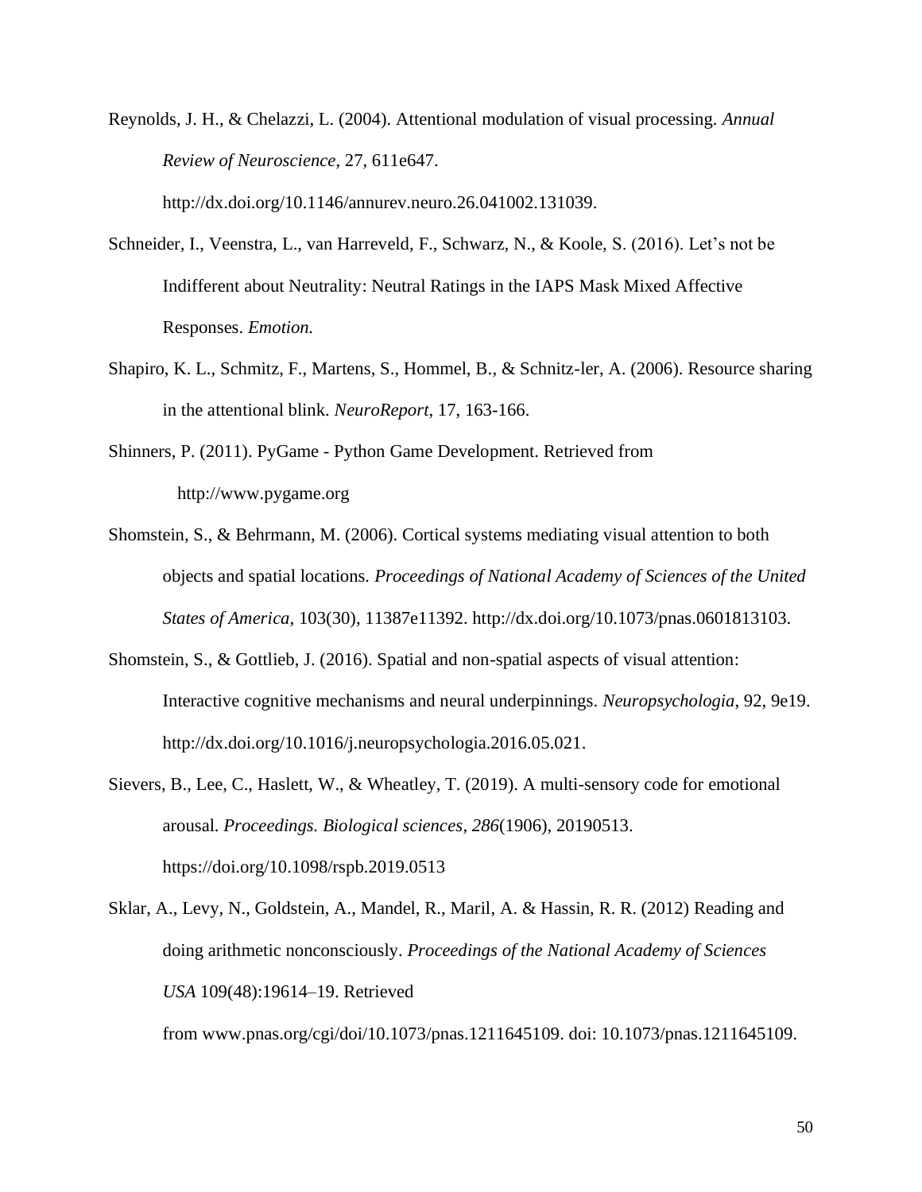Reynolds, J. H., & Chelazzi, L. (2004). Attentional modulation of visual processing. *Annual Review of Neuroscience*, 27, 611e647. http://dx.doi.org/10.1146/annurev.neuro.26.041002.131039.

Schneider, I., Veenstra, L., van Harreveld, F., Schwarz, N., & Koole, S. (2016). Let's not be Indifferent about Neutrality: Neutral Ratings in the IAPS Mask Mixed Affective Responses. *Emotion.*

Shapiro, K. L., Schmitz, F., Martens, S., Hommel, B., & Schnitz-ler, A. (2006). Resource sharing in the attentional blink. *NeuroReport*, 17, 163-166.

Shinners, P. (2011). PyGame - Python Game Development. Retrieved from http://www.pygame.org

Shomstein, S., & Behrmann, M. (2006). Cortical systems mediating visual attention to both objects and spatial locations. *Proceedings of National Academy of Sciences of the United States of America*, 103(30), 11387e11392. http://dx.doi.org/10.1073/pnas.0601813103.

Shomstein, S., & Gottlieb, J. (2016). Spatial and non-spatial aspects of visual attention: Interactive cognitive mechanisms and neural underpinnings. *Neuropsychologia*, 92, 9e19. http://dx.doi.org/10.1016/j.neuropsychologia.2016.05.021.

Sievers, B., Lee, C., Haslett, W., & Wheatley, T. (2019). A multi-sensory code for emotional arousal. *Proceedings. Biological sciences*, *286*(1906), 20190513. https://doi.org/10.1098/rspb.2019.0513

Sklar, A., Levy, N., Goldstein, A., Mandel, R., Maril, A. & Hassin, R. R. (2012) Reading and doing arithmetic nonconsciously. *Proceedings of the National Academy of Sciences USA* 109(48):19614–19. Retrieved from www.pnas.org/cgi/doi/10.1073/pnas.1211645109. doi: 10.1073/pnas.1211645109.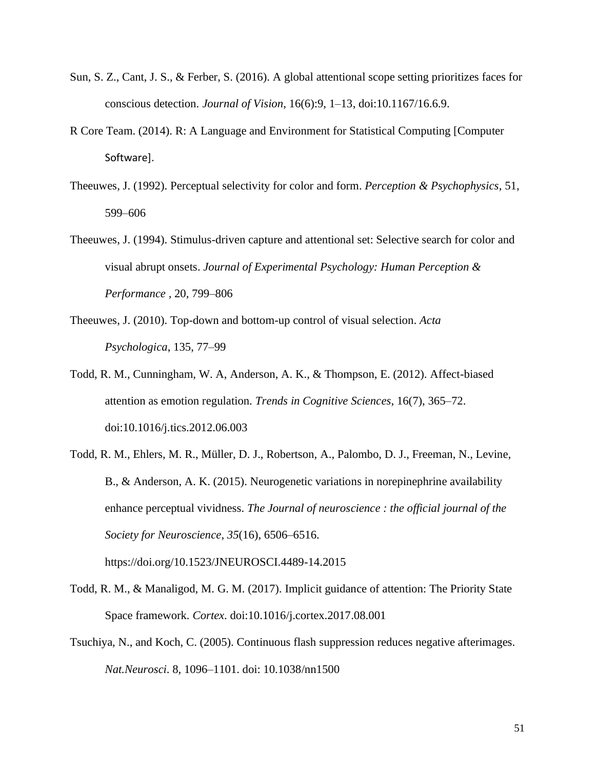Sun, S. Z., Cant, J. S., & Ferber, S. (2016). A global attentional scope setting prioritizes faces for conscious detection. *Journal of Vision*, 16(6):9, 1–13, doi:10.1167/16.6.9.

R Core Team. (2014). R: A Language and Environment for Statistical Computing [Computer Software].

Theeuwes, J. (1992). Perceptual selectivity for color and form. *Perception & Psychophysics*, 51, 599–606

Theeuwes, J. (1994). Stimulus-driven capture and attentional set: Selective search for color and visual abrupt onsets. *Journal of Experimental Psychology: Human Perception & Performance* , 20, 799–806

Theeuwes, J. (2010). Top-down and bottom-up control of visual selection. *Acta Psychologica*, 135, 77–99

Todd, R. M., Cunningham, W. A, Anderson, A. K., & Thompson, E. (2012). Affect-biased attention as emotion regulation. *Trends in Cognitive Sciences*, 16(7), 365–72. doi:10.1016/j.tics.2012.06.003

Todd, R. M., Ehlers, M. R., Müller, D. J., Robertson, A., Palombo, D. J., Freeman, N., Levine, B., & Anderson, A. K. (2015). Neurogenetic variations in norepinephrine availability enhance perceptual vividness. *The Journal of neuroscience : the official journal of the Society for Neuroscience*, *35*(16), 6506–6516. https://doi.org/10.1523/JNEUROSCI.4489-14.2015

Todd, R. M., & Manaligod, M. G. M. (2017). Implicit guidance of attention: The Priority State Space framework. *Cortex*. doi:10.1016/j.cortex.2017.08.001

Tsuchiya, N., and Koch, C. (2005). Continuous flash suppression reduces negative afterimages. *Nat.Neurosci*. 8, 1096–1101. doi: 10.1038/nn1500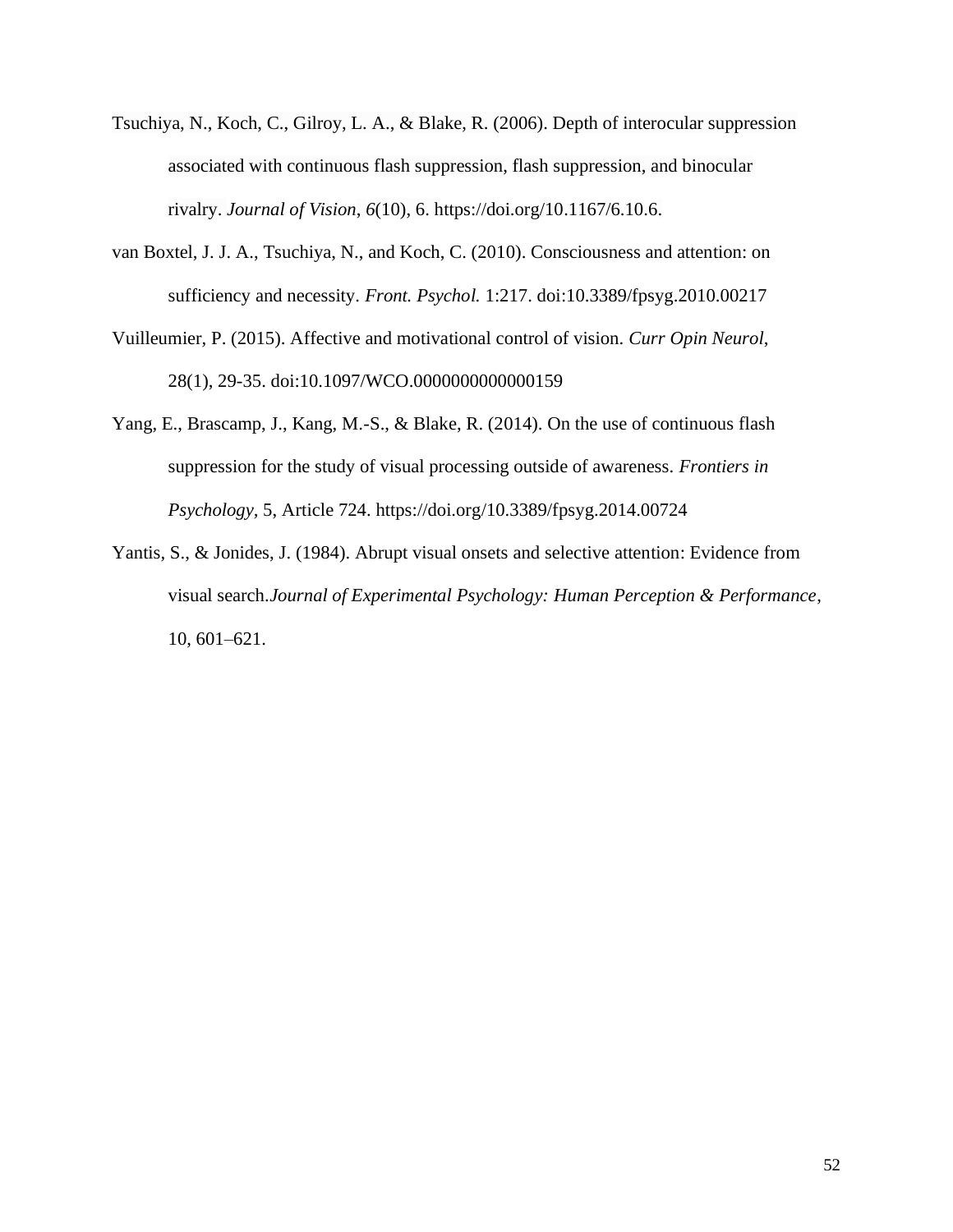Tsuchiya, N., Koch, C., Gilroy, L. A., & Blake, R. (2006). Depth of interocular suppression associated with continuous flash suppression, flash suppression, and binocular rivalry. *Journal of Vision*, *6*(10), 6. https://doi.org/10.1167/6.10.6.

van Boxtel, J. J. A., Tsuchiya, N., and Koch, C. (2010). Consciousness and attention: on sufficiency and necessity. *Front. Psychol.* 1:217. doi:10.3389/fpsyg.2010.00217

Vuilleumier, P. (2015). Affective and motivational control of vision. *Curr Opin Neurol*, 28(1), 29-35. doi:10.1097/WCO.0000000000000159

Yang, E., Brascamp, J., Kang, M.-S., & Blake, R. (2014). On the use of continuous flash suppression for the study of visual processing outside of awareness. *Frontiers in Psychology*, 5, Article 724. https://doi.org/10.3389/fpsyg.2014.00724

Yantis, S., & Jonides, J. (1984). Abrupt visual onsets and selective attention: Evidence from visual search.*Journal of Experimental Psychology: Human Perception & Performance*, 10, 601–621.